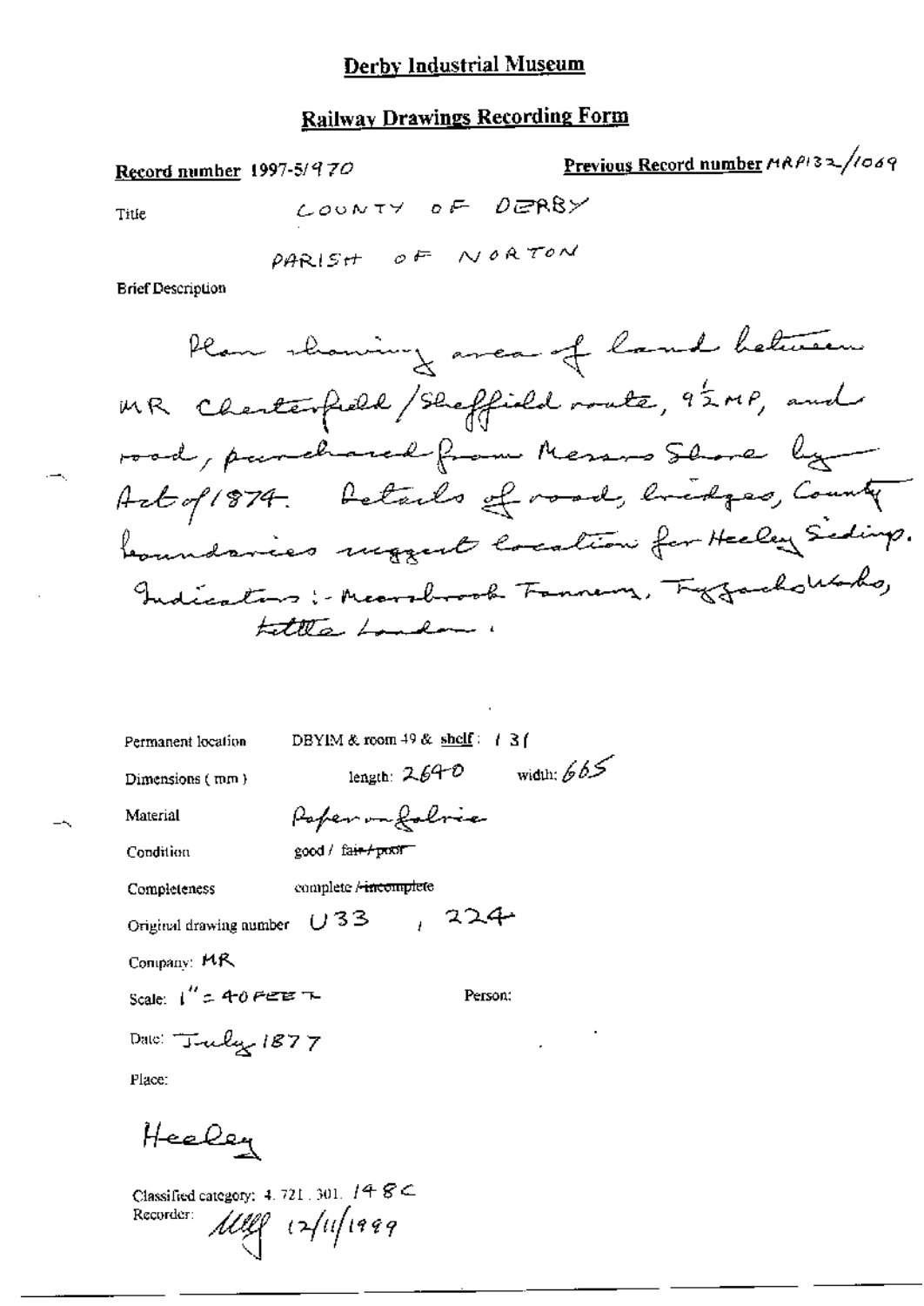# Derby Industrial Museum

## Railway Drawings Recording Form

**Record number** 1997-5/970

**Previous Record number** MRP132/1069

Title

COUNTY OF DERBY

PARISH OF NORTON

Brief Description

Plan showing area of land between MR Chesterfield/Sheffield route, 9½ MP, and road, purchased from Messrs Shore by Act of 1874. Details of road, bridges, County boundaries suggest location for Heeley Sidings. Indicators:- Meersbrook Tannery, Fizzackerleys Works, Little London.

Permanent location: DBYIM & room 49 & shelf: 131

Dimensions (mm): length: 2640 width: 665

Material: Paper on fabric

Condition: good / ~~fair / poor~~

Completeness: complete / ~~incomplete~~

Original drawing number: U33, 224

Company: MR

Scale: 1" = 40 FEET

Person:

Date: July 1877

Place:

Heeley

Classified category: 4. 721. 301. 148C

Recorder: [signature] 12/11/1999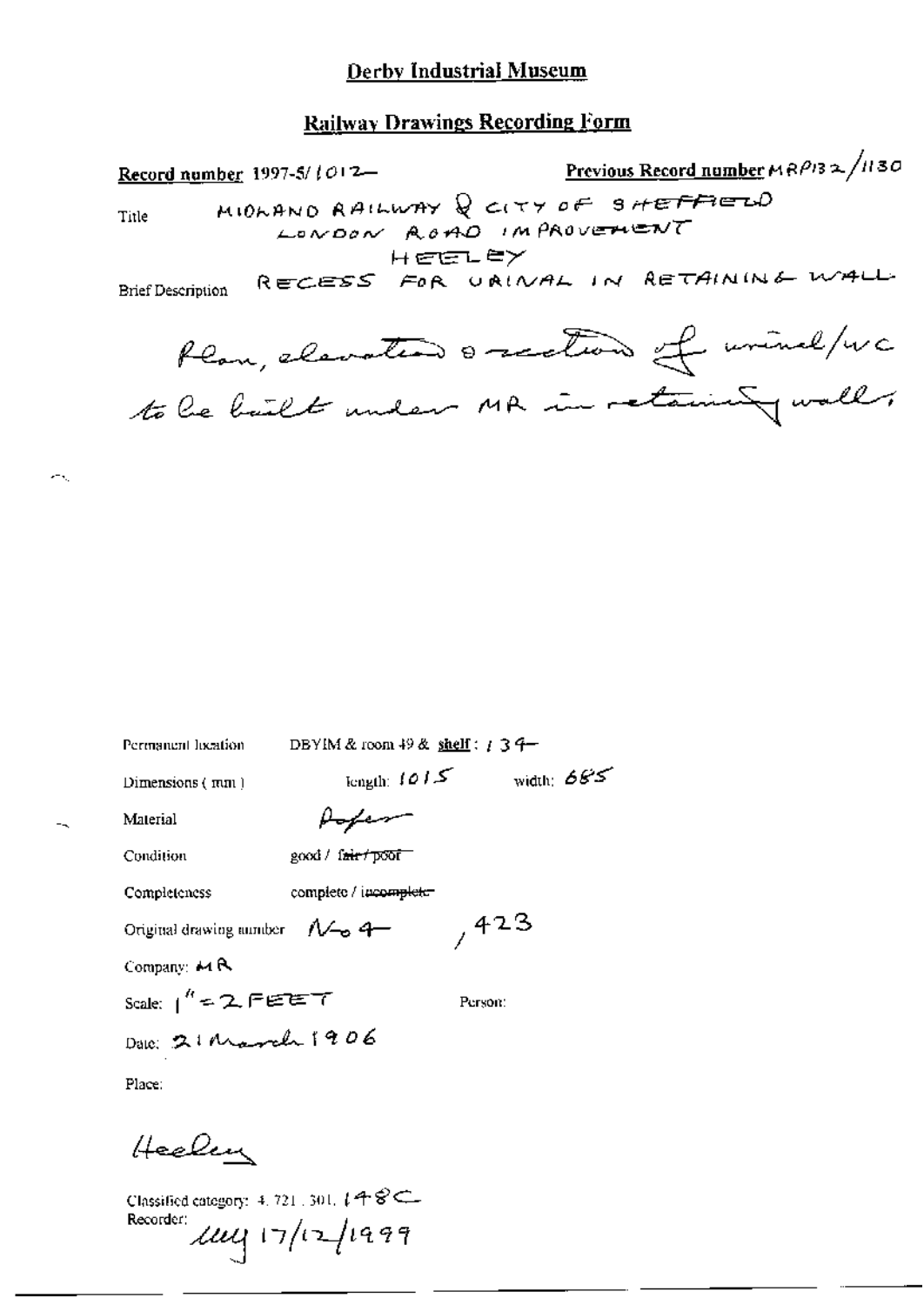# Derby Industrial Museum

## Railway Drawings Recording Form

**Record number** 1997-5/1012

**Previous Record number** MRP132/1130

Title: MIDLAND RAILWAY & CITY OF SHEFFIELD LONDON ROAD IMPROVEMENT HEELEY

Brief Description: RECESS FOR URINAL IN RETAINING WALL

Plan, elevation & section of urinal/wc to be built under MR in retaining wall.

Permanent location: DBYIM & room 49 & **shelf**: 134

Dimensions (mm): length: 1015 width: 685

Material: Paper

Condition: good / ~~fair / poor~~

Completeness: complete / ~~incomplete~~

Original drawing number: No 4, 423

Company: MR

Scale: 1" = 2 FEET

Person:

Date: 21 March 1906

Place:

Heeley

Classified category: 4.721.301.148C

Recorder: mg 17/12/1999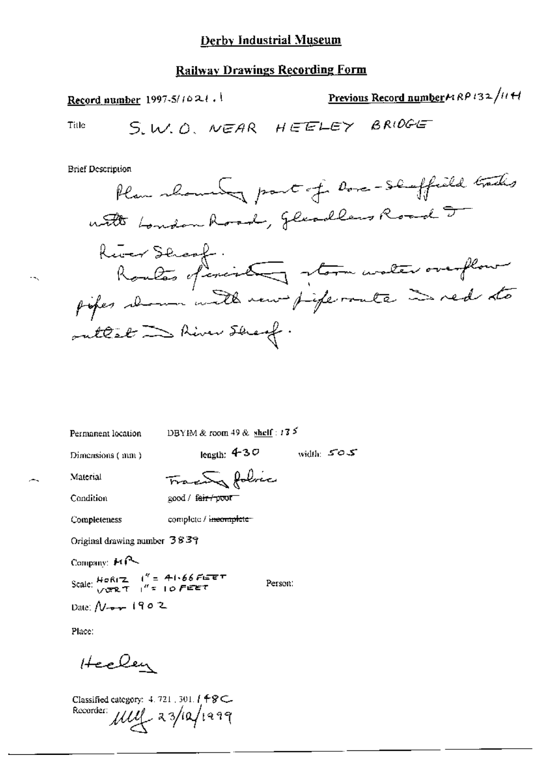# Derby Industrial Museum

## Railway Drawings Recording Form

**Record number** 1997-5/1021.1 **Previous Record number** MRP132/11H

Title S.W.O. NEAR HEELEY BRIDGE

Brief Description

Plan showing part of Dore-Sheffield tracks with London Road, Gleadless Road & River Sheaf.
Routes of existing storm water overflow pipes shown with new pipe route in red to outlet in River Sheaf.

Permanent location DBYIM & room 49 & shelf: 135

Dimensions (mm) length: 430 width: 505

Material Tracing fabric

Condition good / ~~fair / poor~~

Completeness complete / ~~incomplete~~

Original drawing number 3839

Company: MR

Scale: HORIZ 1" = 41.66 FEET VERT 1" = 10 FEET Person:

Date: Nov 1902

Place:

Heeley

Classified category: 4.721, 301.148C

Recorder: MW 23/12/1999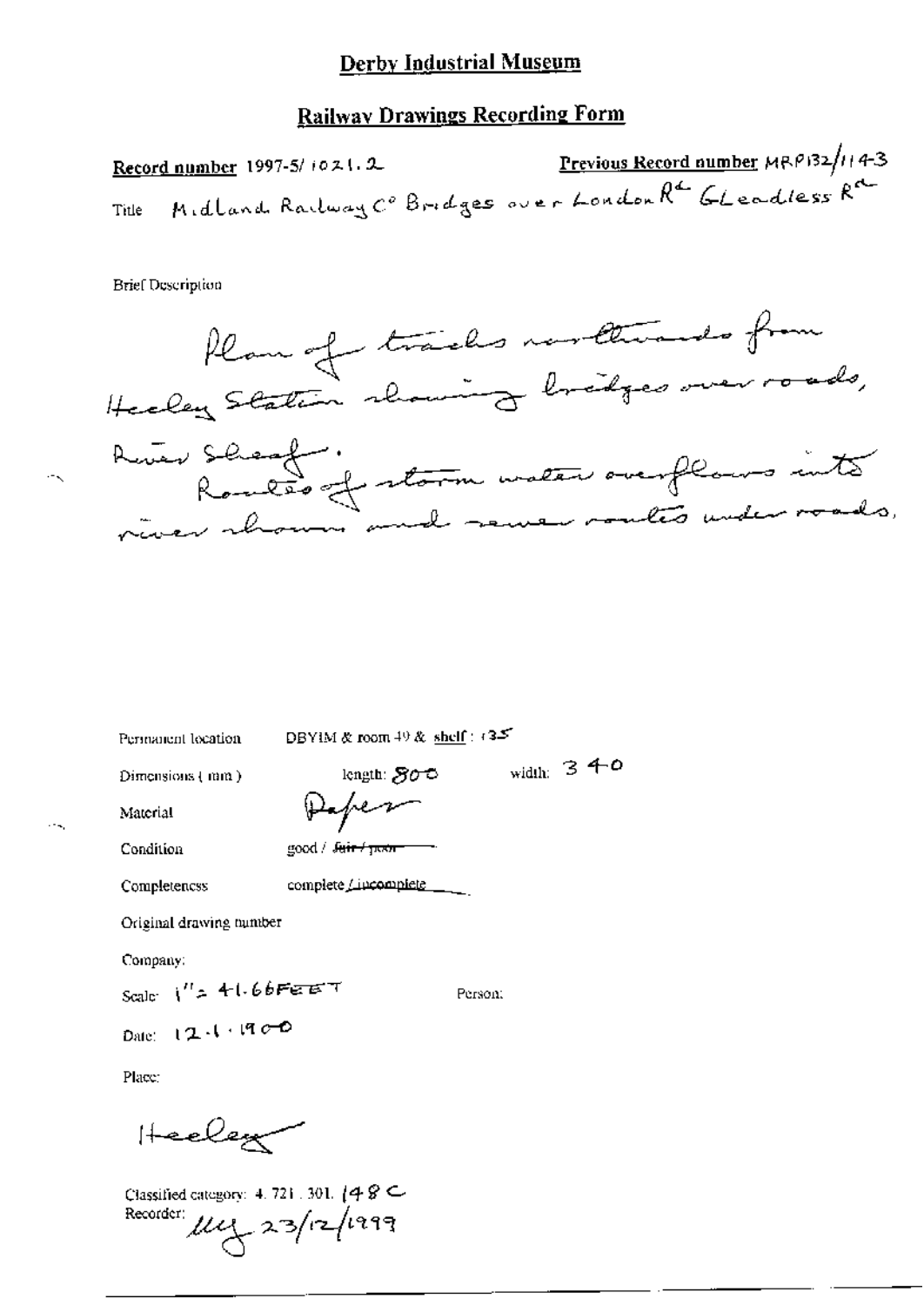# Derby Industrial Museum

## Railway Drawings Recording Form

**Record number** 1997-5/1021.2

**Previous Record number** MRP132/1143

Title Midland Railway Co Bridges over London Rd Gleadless Rd

Brief Description

Plan of tracks northwards from Heeley Station showing bridges over roads, River Sheaf. Routes of storm water overflows into river shown and sewer routes under roads.

Permanent location DBYIM & room 49 & shelf: 135

Dimensions (mm) length: 800 width: 340

Material Paper

Condition good / ~~fair / poor~~

Completeness complete / ~~incomplete~~

Original drawing number

Company:

Scale: 1" = 41.66FEET

Person:

Date: 12.1.1900

Place:

Heeley

Classified category: 4.721.301.148C

Recorder: *[signature]* 23/12/1999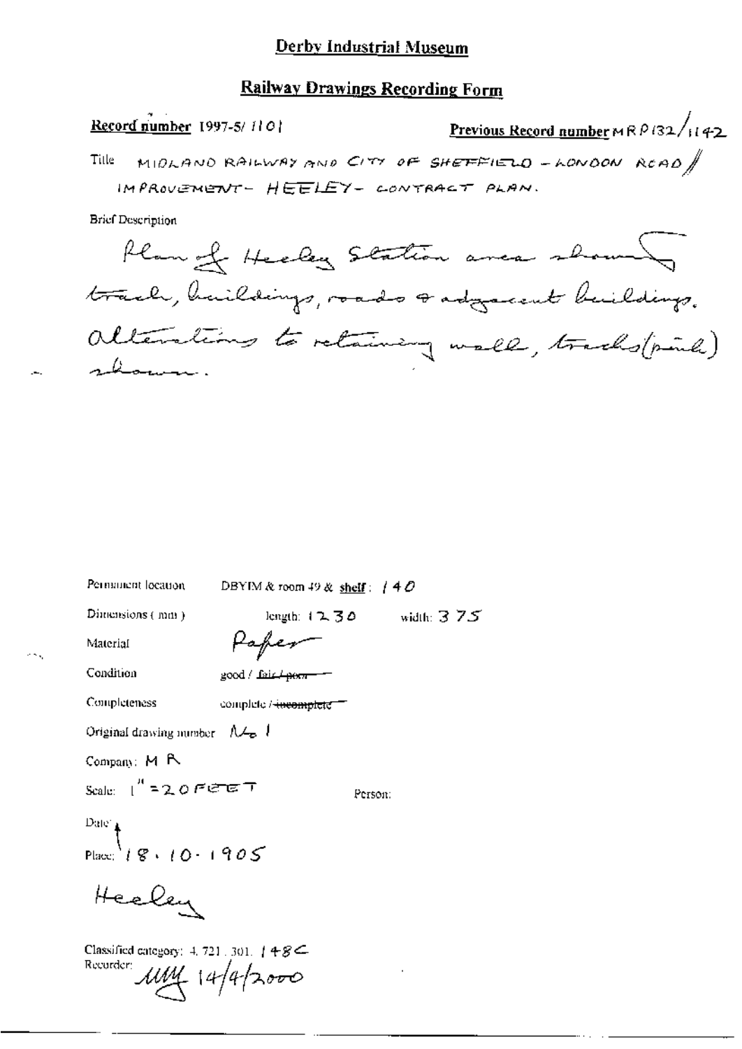## Derby Industrial Museum

## Railway Drawings Recording Form

**Record number** 1997-5/ 1101

**Previous Record number** MRP132/1142

Title MIDLAND RAILWAY AND CITY OF SHEFFIELD - LONDON ROAD // IMPROVEMENT - HEELEY - CONTRACT PLAN.

Brief Description

Plan of Heeley Station area showing track, buildings, roads & adjacent buildings. Alterations to retaining wall, tracks (pink) shown.

Permanent location DBYIM & room 49 & shelf: 140

Dimensions (mm) length: 1230 width: 375

Material Paper

Condition good / ~~fair / poor~~

Completeness complete / ~~incomplete~~

Original drawing number No 1

Company: MR

Scale: 1" = 20 FEET

Person:

Date 18.10.1905

Place: Heeley

Classified category: 4. 721. 301. 148C

Recorder: MM 14/4/2000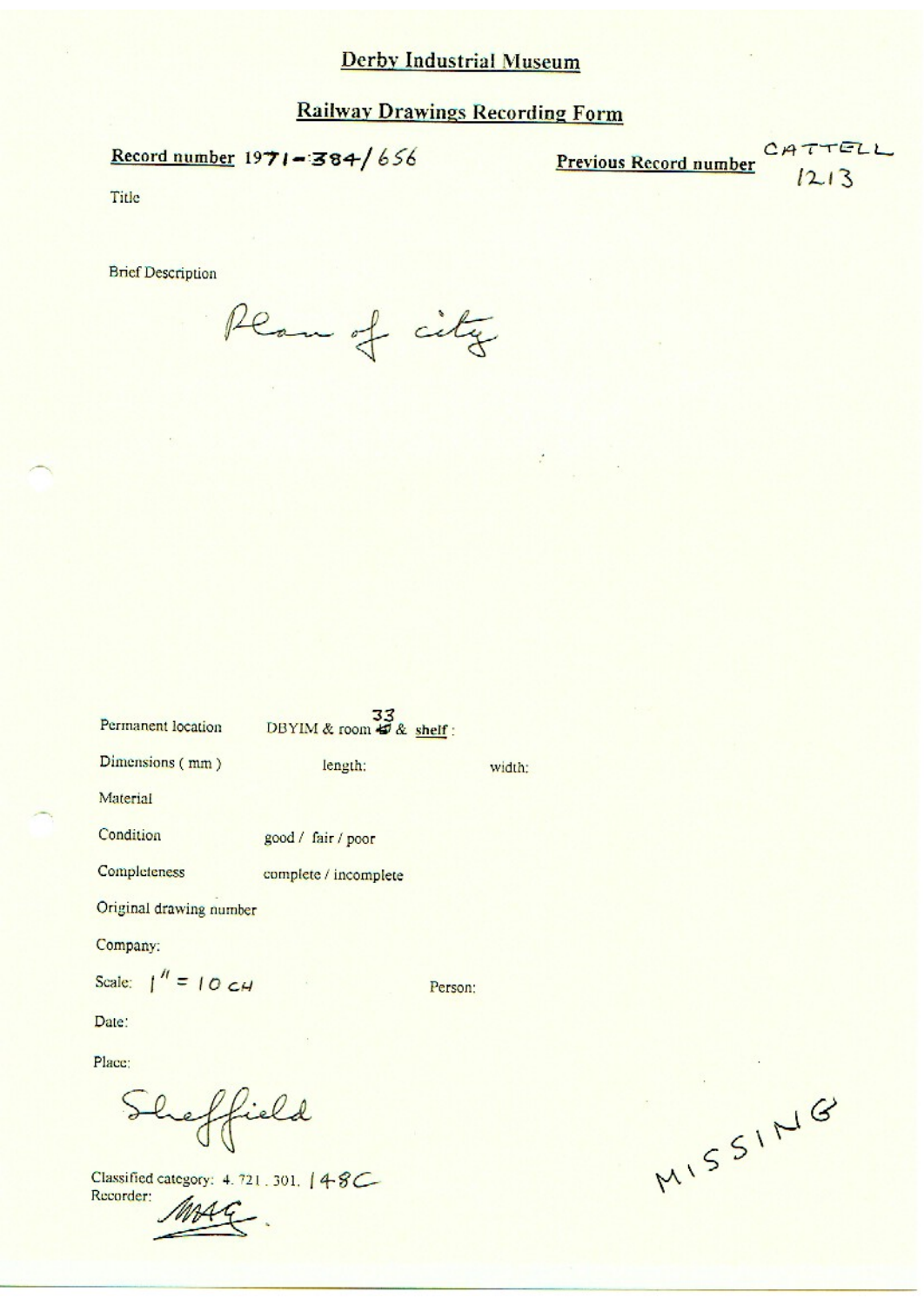# Derby Industrial Museum

## Railway Drawings Recording Form

**Record number** 1971-384/656

**Previous Record number** CATTELL 1213

Title

Brief Description

Plan of city

Permanent location DBYIM & room 33 & shelf :

Dimensions ( mm ) length: width:

Material

Condition good / fair / poor

Completeness complete / incomplete

Original drawing number

Company:

Scale: 1" = 10 CH

Person:

Date:

Place:

Sheffield

Classified category: 4. 721. 301. 148C

Recorder: MAG.

MISSING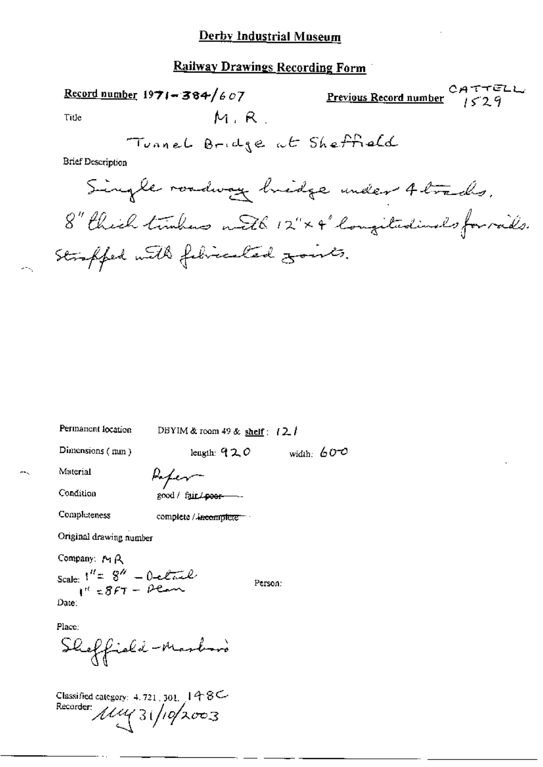# Derby Industrial Museum

## Railway Drawings Recording Form

**Record number** 1971-384/607

**Previous Record number** CATTELL 1529

Title M.R.

Tunnel Bridge at Sheffield

Brief Description

Single roadway bridge under 4 tracks, 8" thick timbers with 12"x4" longitudinals for rails. Strapped with fabricated joints.

Permanent location DBYIM & room 49 & shelf: 121

Dimensions (mm) length: 920 width: 600

Material Paper

Condition good / fair / ~~poor~~

Completeness complete / ~~incomplete~~

Original drawing number

Company: MR

Scale: 1" = 8" - Detail
1" = 8FT - Plan

Person:

Date:

Place:

Sheffield-Masbro'

Classified category: 4.721.301. 148C

Recorder: MY 31/10/2003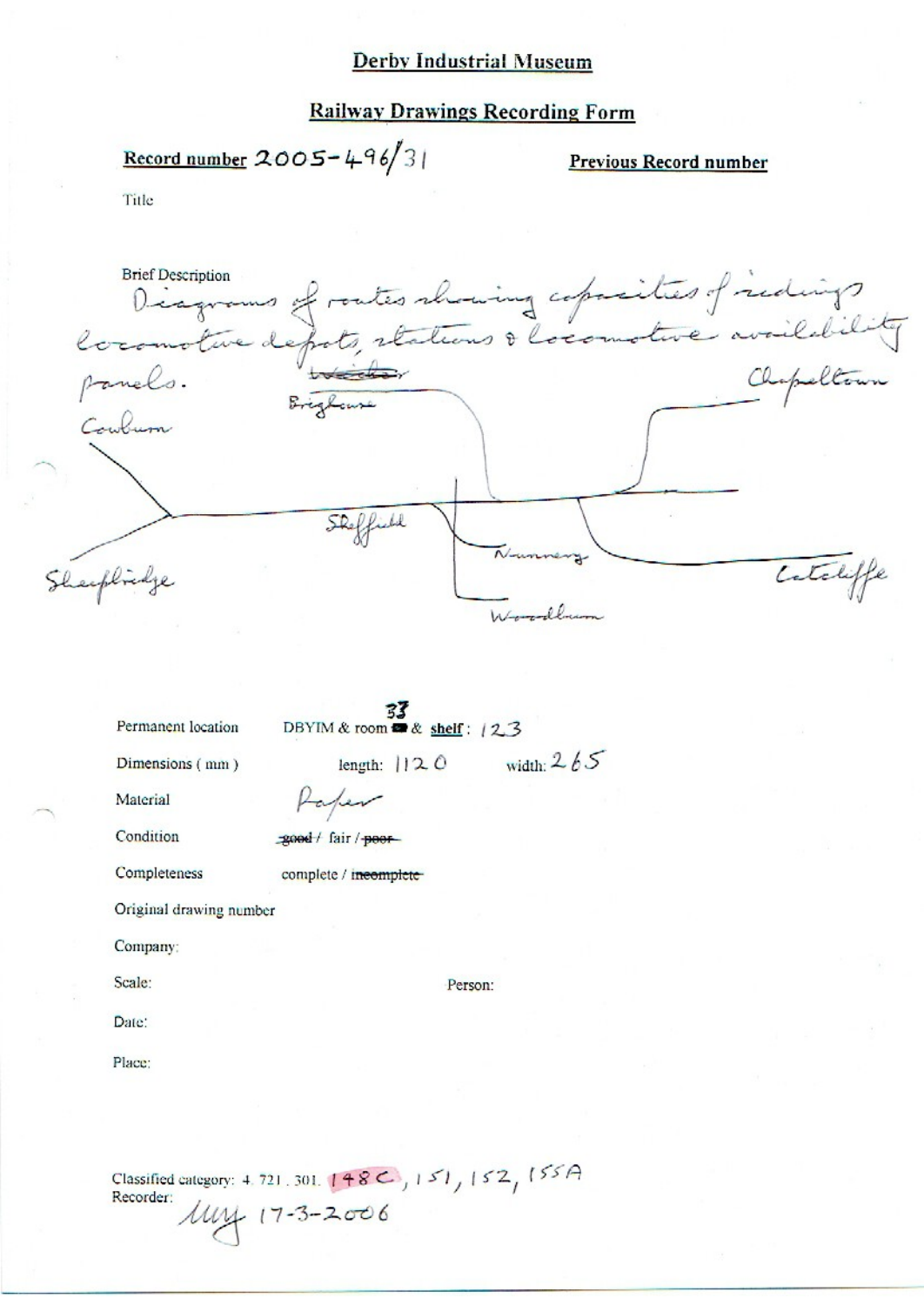# Derby Industrial Museum

## Railway Drawings Recording Form

**Record number** 2005-496/31

**Previous Record number**

Title

Brief Description

Diagrams of routes showing capacities of sidings locomotive depots, stations & locomotive availability panels.

~~Wortley~~ Brighouse

Chapeltown

Cowburn

Sheffield

Nunnery

Sheepbridge

Catcliffe

Woodburn

Permanent location DBYIM & room 33 & **shelf**: 123

Dimensions (mm) length: 1120 width: 265

Material Paper

Condition ~~good~~ / fair / ~~poor~~

Completeness complete / ~~incomplete~~

Original drawing number

Company:

Scale: Person:

Date:

Place:

Classified category: 4. 721. 301. 148C, 151, 152, 155A

Recorder: MW 17-3-2006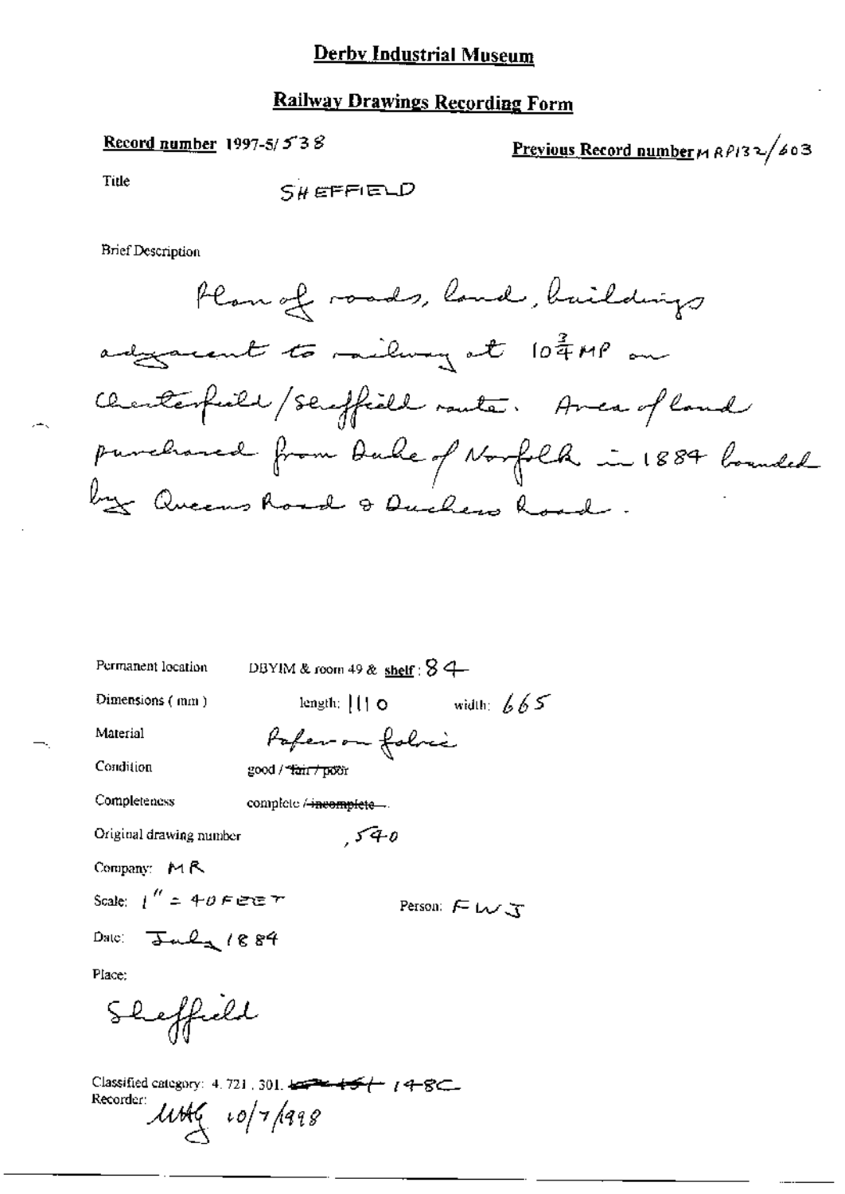# Derby Industrial Museum

## Railway Drawings Recording Form

**Record number** 1997-5/538

**Previous Record number** MRP132/603

Title SHEFFIELD

Brief Description

Plan of roads, land, buildings adjacent to railway at $10\frac{3}{4}$ MP on Chesterfield/Sheffield route. Area of land purchased from Duke of Norfolk in 1884 bounded by Queens Road & Duchess Road.

Permanent location DBYIM & room 49 & shelf: 84

Dimensions (mm) length: 1110 width: 665

Material Paper on fabric

Condition good / ~~fair / poor~~

Completeness complete / ~~incomplete~~

Original drawing number 540

Company: MR

Scale: 1" = 40 FEET

Person: FWJ

Date: July 1884

Place:

Sheffield

Classified category: 4.721.301. ~~151~~ 148C

Recorder: MHG 10/7/1998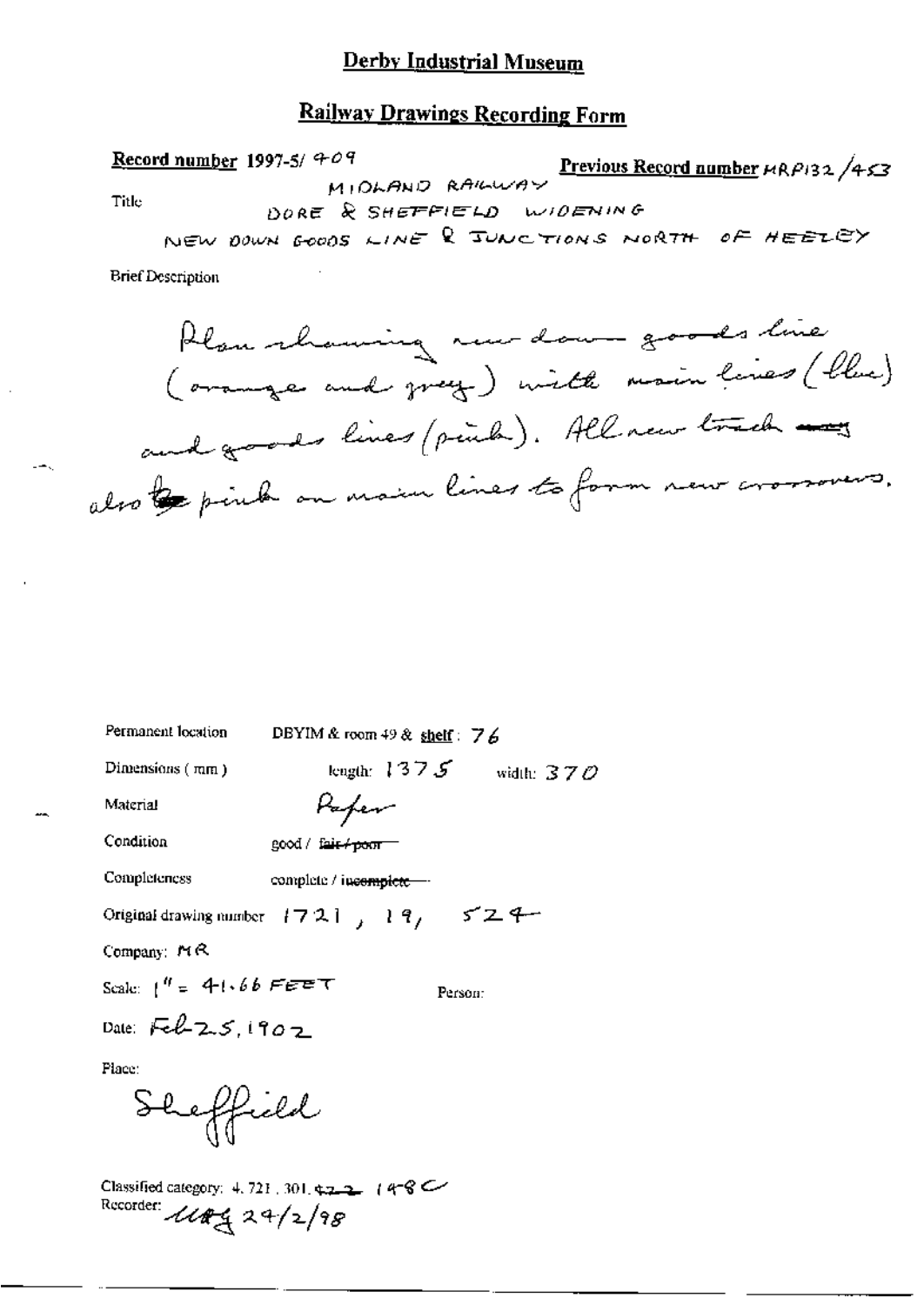# Derby Industrial Museum

## Railway Drawings Recording Form

**Record number** 1997-5/ 409 **Previous Record number** MRP132 /453

Title
MIDLAND RAILWAY
DORE & SHEFFIELD WIDENING
NEW DOWN GOODS LINE & JUNCTIONS NORTH OF HEELEY

Brief Description

Plan showing new down goods line (orange and grey) with main lines (blue) and goods lines (pink). All new track ~~was~~ also ~~be~~ pink on main lines to form new crossovers.

Permanent location DBYIM & room 49 & **shelf**: 76

Dimensions (mm) length: 1375 width: 370

Material Paper

Condition good / ~~fair / poor~~

Completeness complete / ~~incomplete~~

Original drawing number 1721, 19, 524

Company: MR

Scale: 1" = 41.66 FEET

Person:

Date: Feb 25, 1902

Place:

Sheffield

Classified category: 4.721, 301, ~~422~~ 148C

Recorder: MAG 24/2/98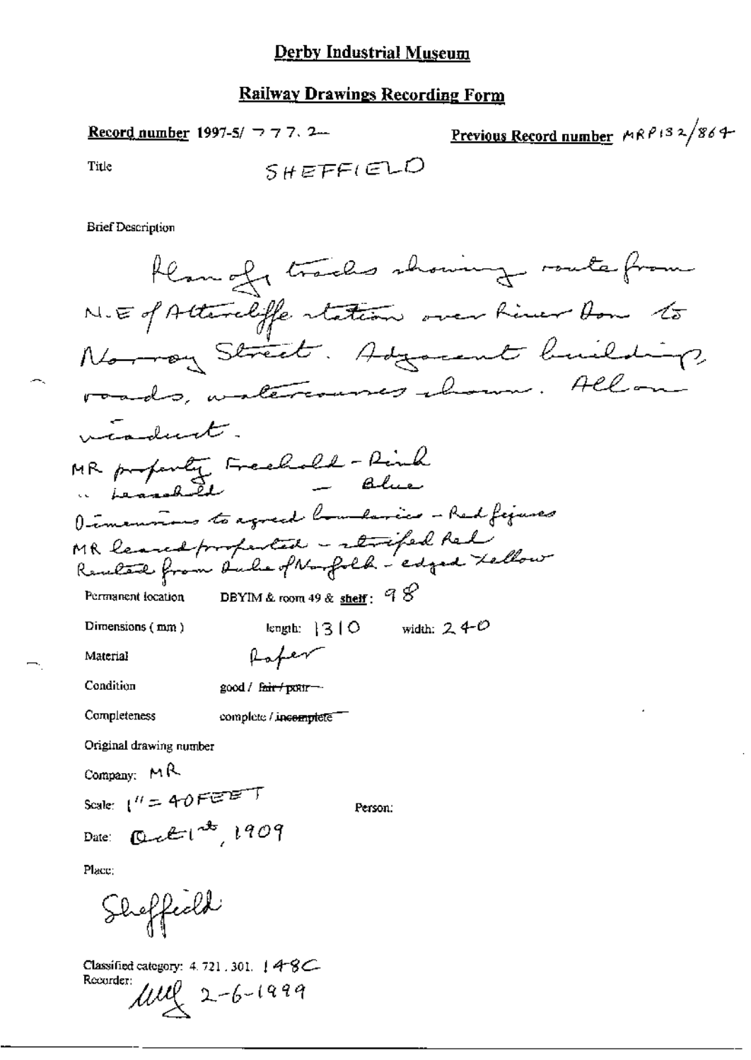# Derby Industrial Museum

## Railway Drawings Recording Form

**Record number** 1997-5/ 777. 2

**Previous Record number** MRP132/864

Title SHEFFIELD

Brief Description

Plan of tracks showing route from N.E of Attercliffe station over River Don to Norway Street. Adjacent buildings, roads, watercourses shown. Allan viaduct.
MR property Freehold - Pink
" Leasehold - Blue
Dimensions to agreed boundaries - Red figures
MR leased properties - striped Red
Rented from Duke of Norfolk - edged Yellow

Permanent location DBYIM & room 49 & **shelf**: 98

Dimensions (mm) length: 1310 width: 240

Material Paper

Condition good / ~~fair / poor~~

Completeness complete / ~~incomplete~~

Original drawing number

Company: MR

Scale: 1" = 40FEET

Person:

Date: Oct 1st, 1909

Place:

Sheffield

Classified category: 4.721.301. 148C

Recorder: MM 2-6-1999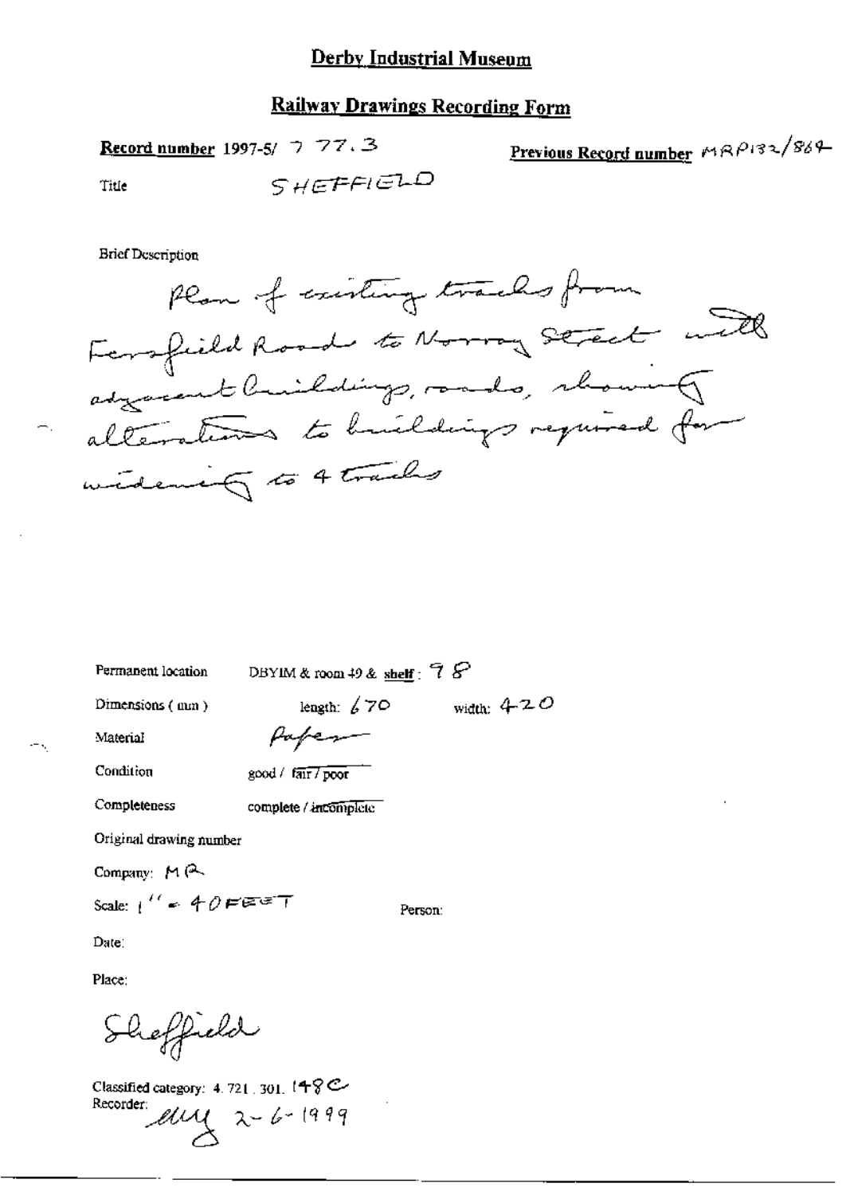# Derby Industrial Museum

## Railway Drawings Recording Form

**Record number** 1997-5/ 777.3

**Previous Record number** MRP132/864

Title SHEFFIELD

Brief Description

Plan of existing tracks from Ferrofield Road to Norroy Street with adjacent buildings, roads, showing alterations to buildings required for widening to 4 tracks

Permanent location DBYIM & room 49 & **shelf**: 78

Dimensions (mm) length: 670 width: 420

Material Paper

Condition good / fair / poor

Completeness complete / incomplete

Original drawing number

Company: MR

Scale: 1" = 40 FEET

Person:

Date:

Place:

Sheffield

Classified category: 4.721.301. 148C

Recorder: [initials] 2-6-1999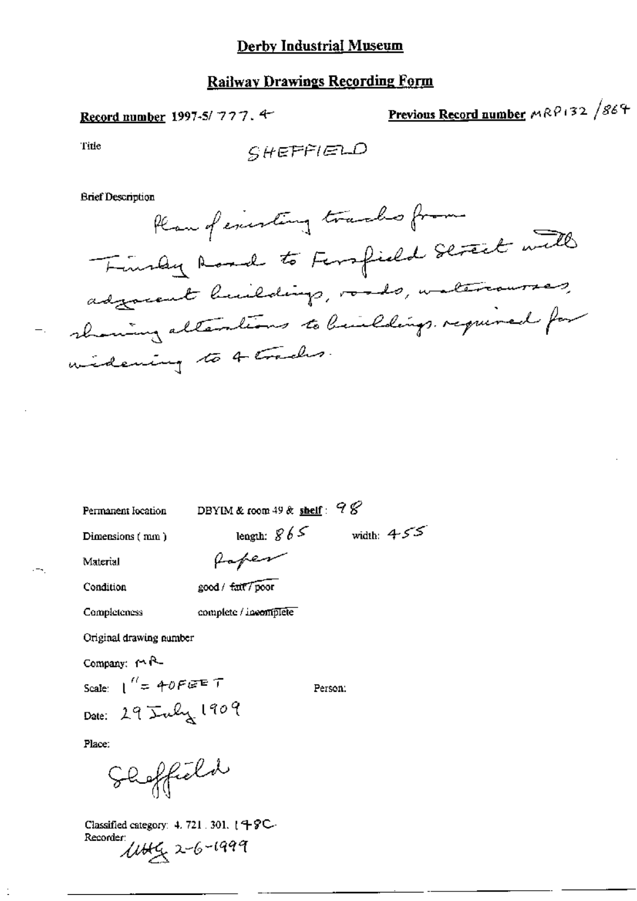# Derby Industrial Museum

## Railway Drawings Recording Form

**Record number** 1997-5/ 777. 4

**Previous Record number** MRP132 /864

Title

SHEFFIELD

Brief Description

Plan of existing tracks from Finsley Road to Fensfield Street with adjacent buildings, roads, watercourses, showing alterations to buildings required for widening to 4 tracks.

Permanent location DBYIM & room 49 & **shelf**: 98

Dimensions (mm) length: 865 width: 455

Material Paper

Condition good / ~~fair~~ / poor

Completeness complete / ~~incomplete~~

Original drawing number

Company: MR

Scale: 1" = 40FEET Person:

Date: 29 July 1909

Place:

Sheffield

Classified category: 4. 721. 301. 148C.

Recorder: UHG 2-6-1999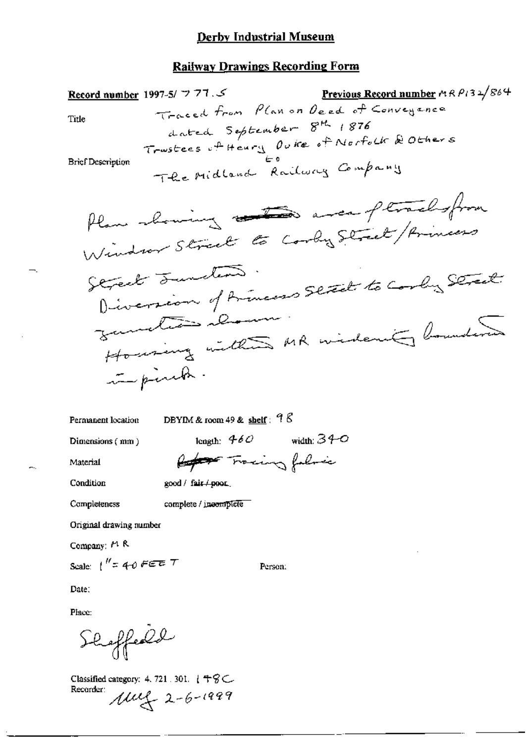## Derby Industrial Museum

### Railway Drawings Recording Form

**Record number** 1997-5/ 777.5

**Previous Record number** MR P132/864

Title

Traced from Plan on Deed of Conveyance dated September 8th 1876 Trustees of Henry Duke of Norfolk & Others to The Midland Railway Company

Brief Description

Plan showing ~~.....~~ area of tracks from Windsor Street to Corby Street/Princess Street Junction. Diversion of Princess Street to Corby Street junction shown. Housing within MR widening boundary in pink.

Permanent location: DBYIM & room 49 & shelf: 98

Dimensions (mm): length: 460 width: 340

Material: ~~Paper~~ Tracing fabric

Condition: good / ~~fair / poor~~

Completeness: complete / ~~incomplete~~

Original drawing number

Company: MR

Scale: 1" = 40 FEET

Person:

Date:

Place:

Sheffield

Classified category: 4. 721. 301. 148C

Recorder: MMf 2-6-1999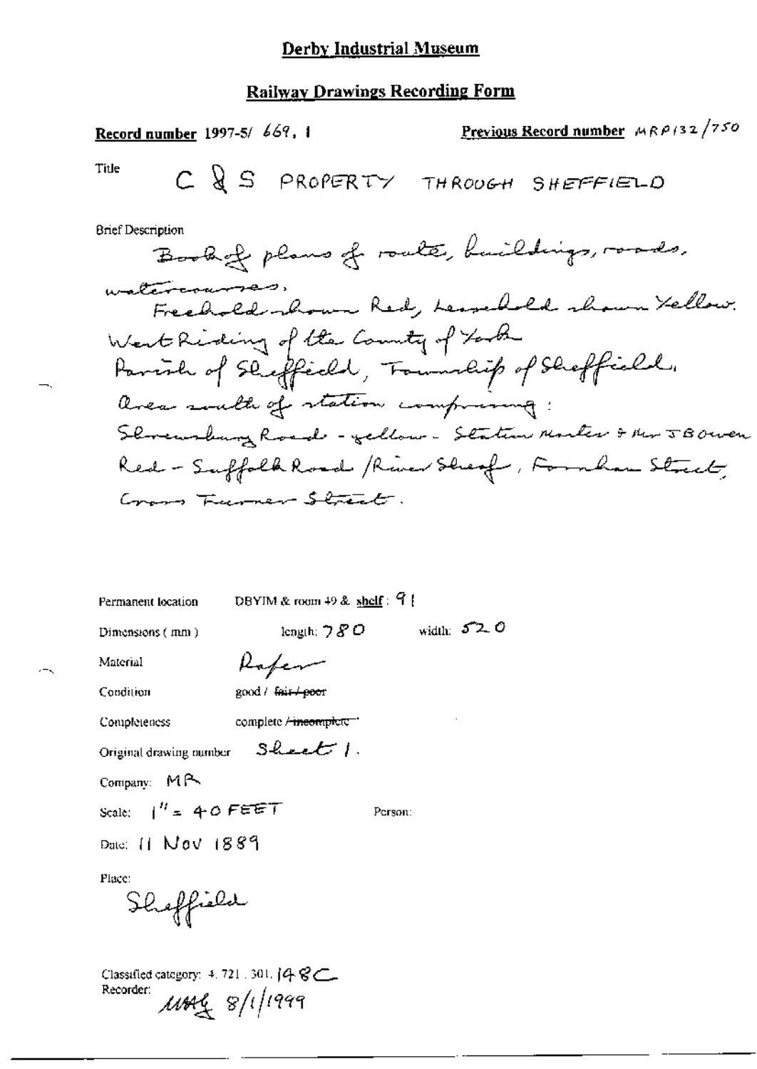# Derby Industrial Museum

## Railway Drawings Recording Form

**Record number** 1997-5/ 669. 1

**Previous Record number** MRP132/750

Title: C & S PROPERTY THROUGH SHEFFIELD

Brief Description

Book of plans of route, buildings, roads, watercourses.
Freehold shown Red, Leasehold shown Yellow.
West Riding of the County of York
Parish of Sheffield, Township of Sheffield.
Area south of station comprising:
Shrewsbury Road - yellow - Station Master & Mr J B Owen
Red - Suffolk Road / River Sheaf, Farnham Street,
Cross Turner Street.

Permanent location: DBYIM & room 49 & shelf: 91

Dimensions (mm): length: 780 width: 520

Material: Paper

Condition: good / ~~fair / poor~~

Completeness: complete / ~~incomplete~~

Original drawing number: Sheet 1.

Company: MR

Scale: 1" = 40 FEET

Person:

Date: 11 NOV 1889

Place: Sheffield

Classified category: 4. 721. 301. 148C

Recorder: MAG 8/1/1999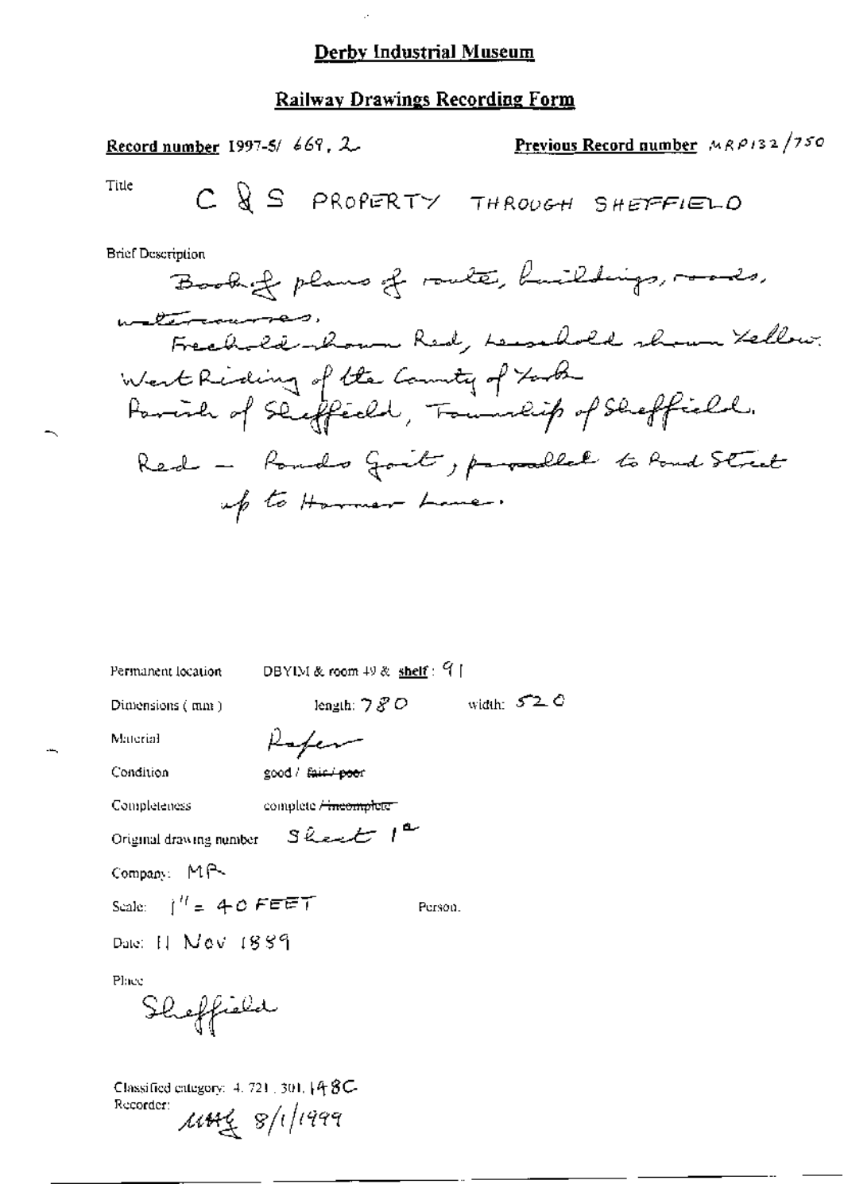## Derby Industrial Museum

## Railway Drawings Recording Form

**Record number** 1997-5/ 669, 2 **Previous Record number** MRP132/750

Title C & S PROPERTY THROUGH SHEFFIELD

Brief Description

Book of plans of route, buildings, roads, watercourses.
Freehold shown Red, Leasehold shown Yellow.
West Riding of the County of York
Parish of Sheffield, Township of Sheffield.
Red – Ponds Goit, parallel to Pond Street up to Harmer Lane.

Permanent location DBYIM & room 49 & shelf : 91

Dimensions ( mm ) length: 780 width: 520

Material Paper

Condition good / ~~fair / poor~~

Completeness complete / ~~incomplete~~

Original drawing number Sheet 1a

Company: MR

Scale: 1" = 40 FEET Person.

Date: 11 Nov 1889

Place

Sheffield

Classified category: 4. 721. 301. 148C
Recorder: MHG 8/1/1999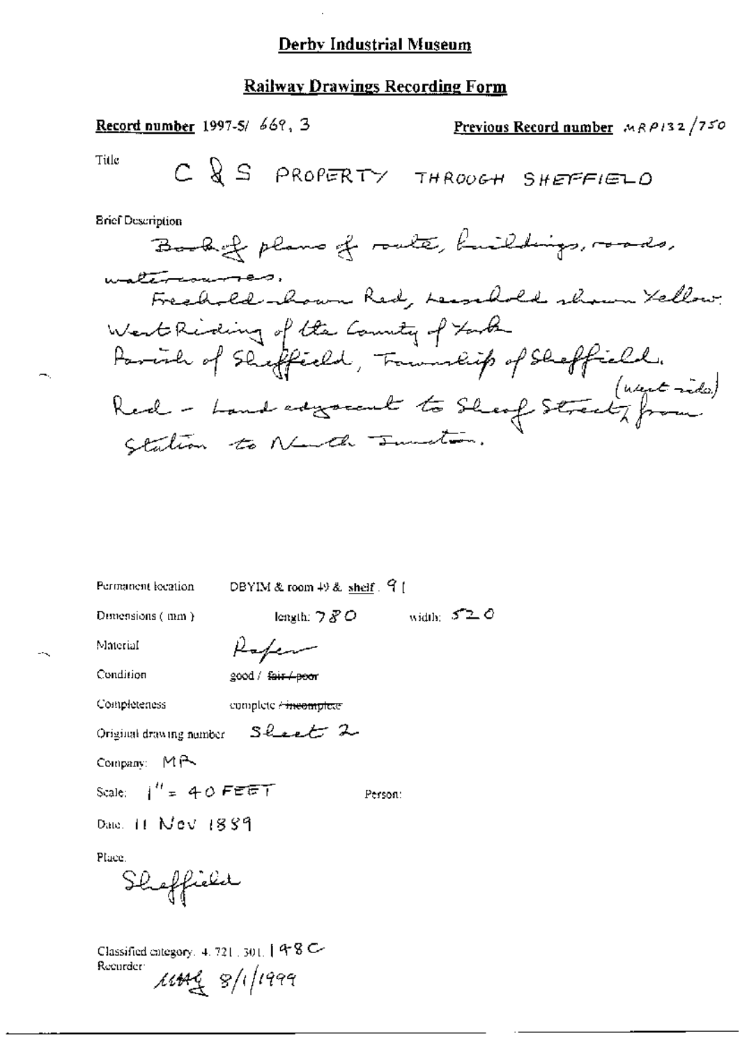# Derby Industrial Museum

## Railway Drawings Recording Form

**Record number** 1997-5/ 669, 3

**Previous Record number** MRP132/750

Title: C & S PROPERTY THROUGH SHEFFIELD

Brief Description:

Book of plans of route, buildings, roads, watercourses.
Freehold shown Red, Leasehold shown Yellow.
West Riding of the County of York
Parish of Sheffield, Township of Sheffield.
Red - Land adjacent to Sheaf Street (west side) from Station to North Junction.

Permanent location: DBYIM & room 49 & shelf: 91

Dimensions (mm): length: 780 width: 520

Material: Paper

Condition: good / ~~fair / poor~~

Completeness: complete / ~~incomplete~~

Original drawing number: Sheet 2

Company: MR

Scale: 1" = 40 FEET

Person:

Date: 11 Nov 1889

Place: Sheffield

Classified category: 4.721.301.148C

Recorder: MAG 8/1/1999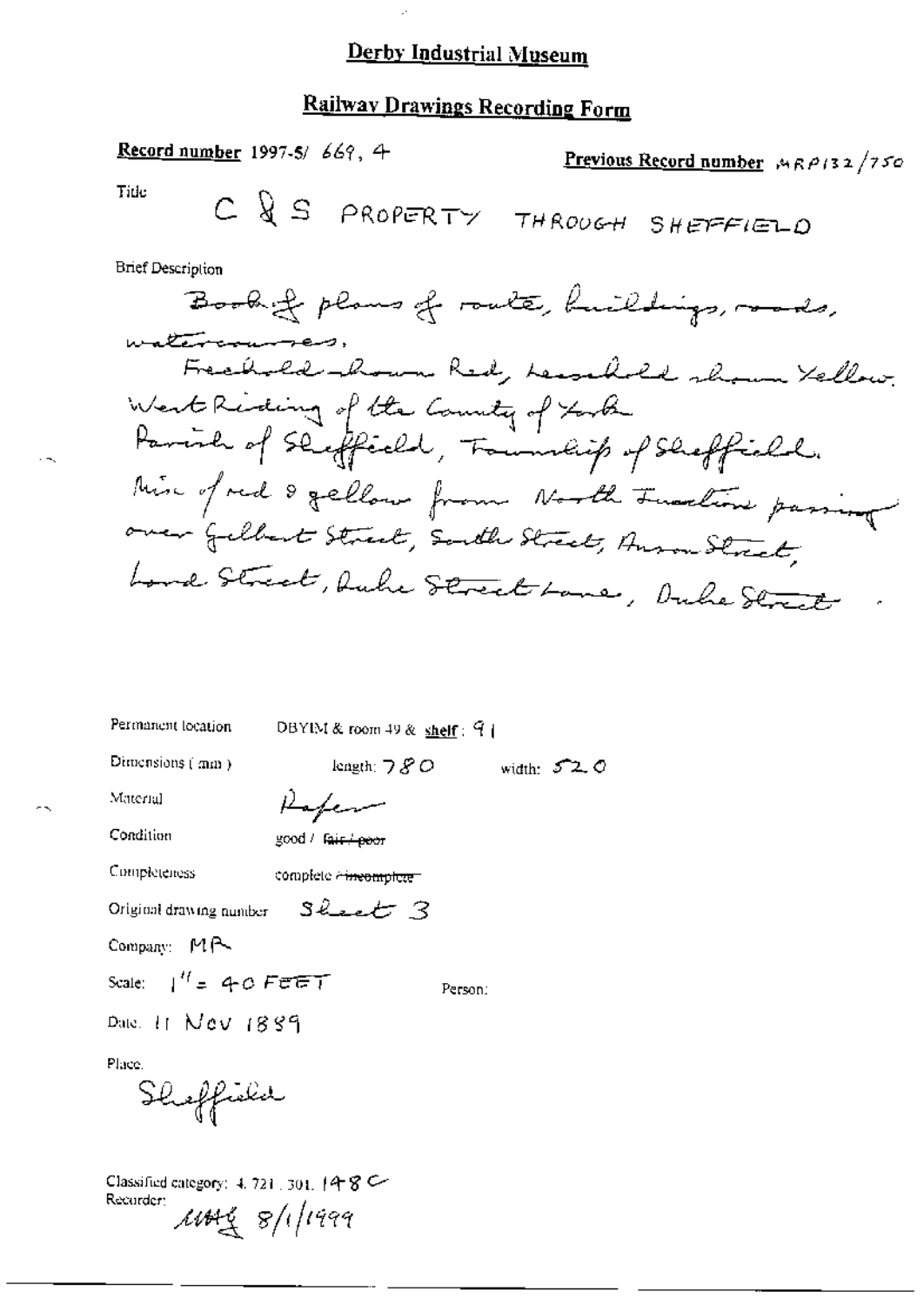# Derby Industrial Museum

## Railway Drawings Recording Form

**Record number** 1997-5/ 669, 4

**Previous Record number** MRP132/750

Title

C & S PROPERTY THROUGH SHEFFIELD

Brief Description

Book of plans of route, buildings, roads, watercourses.
Freehold shown Red, Leasehold shown Yellow.
West Riding of the County of York
Parish of Sheffield, Township of Sheffield.
Mix of red & yellow from North Junction passing over Gilbert Street, South Street, Anson Street, Lord Street, Duke Street Lane, Duke Street.

Permanent location DBYIM & room 49 & **shelf**: 91

Dimensions (mm) length: 780 width: 520

Material Paper

Condition good / ~~fair / poor~~

Completeness complete / ~~incomplete~~

Original drawing number Sheet 3

Company: MR

Scale: 1" = 40 FEET

Person:

Date: 11 Nov 1889

Place.

Sheffield

Classified category: 4.721.301.148 C

Recorder: MAG 8/1/1999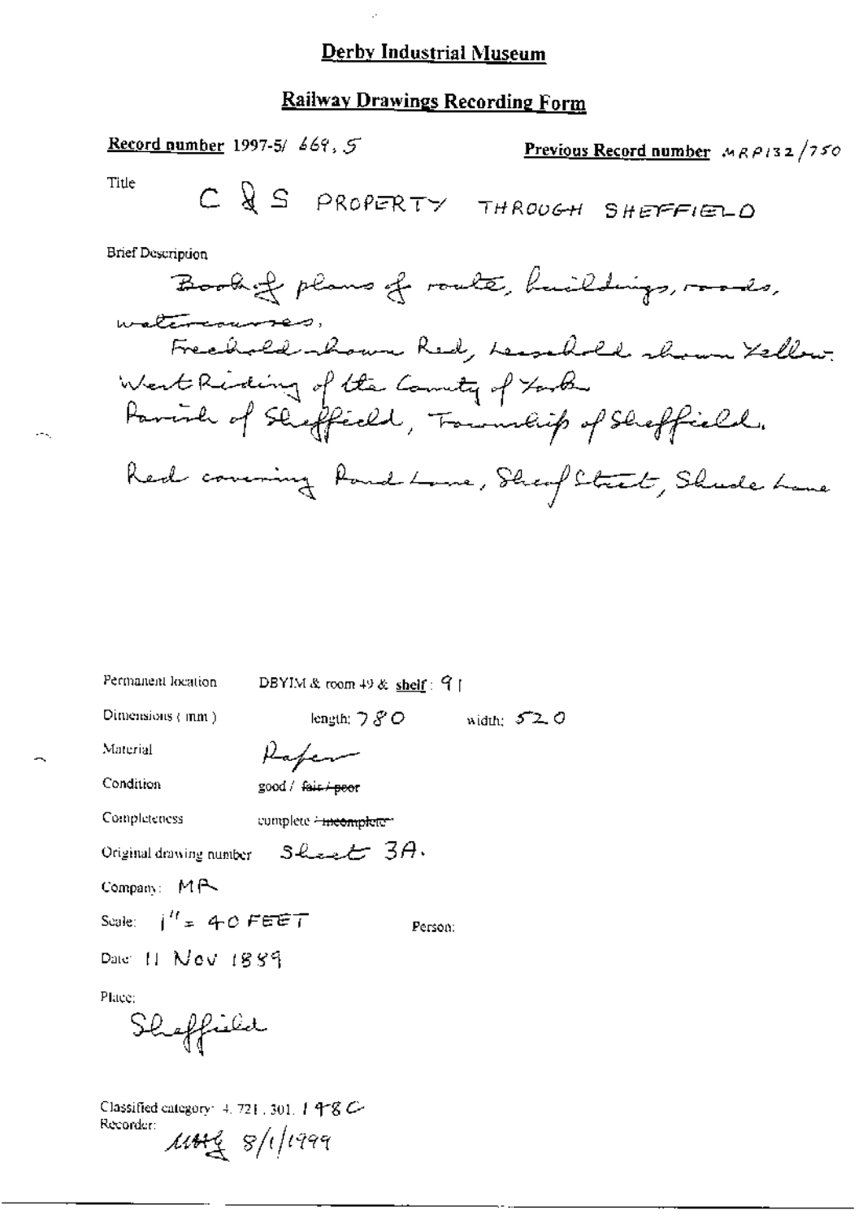# Derby Industrial Museum

## Railway Drawings Recording Form

**Record number** 1997-5/ 669, 5

**Previous Record number** MRP132/750

Title

C & S PROPERTY THROUGH SHEFFIELD

Brief Description

Book of plans of route, buildings, roads, watercourses,
Freehold shown Red, Leasehold shown Yellow.
West Riding of the County of York
Parish of Sheffield, Township of Sheffield.

Red covering Pond Lane, Sheaf Street, Shude Lane

Permanent location DBYIM & room 49 & **shelf**: 91

Dimensions (mm) length: 780 width: 520

Material Paper

Condition good / ~~fair / poor~~

Completeness complete / ~~incomplete~~

Original drawing number Sheet 3A.

Company: MR

Scale: 1" = 40 FEET

Person:

Date: 11 Nov 1889

Place:

Sheffield

Classified category: 4. 721. 301. 198C

Recorder: MHG 8/1/1999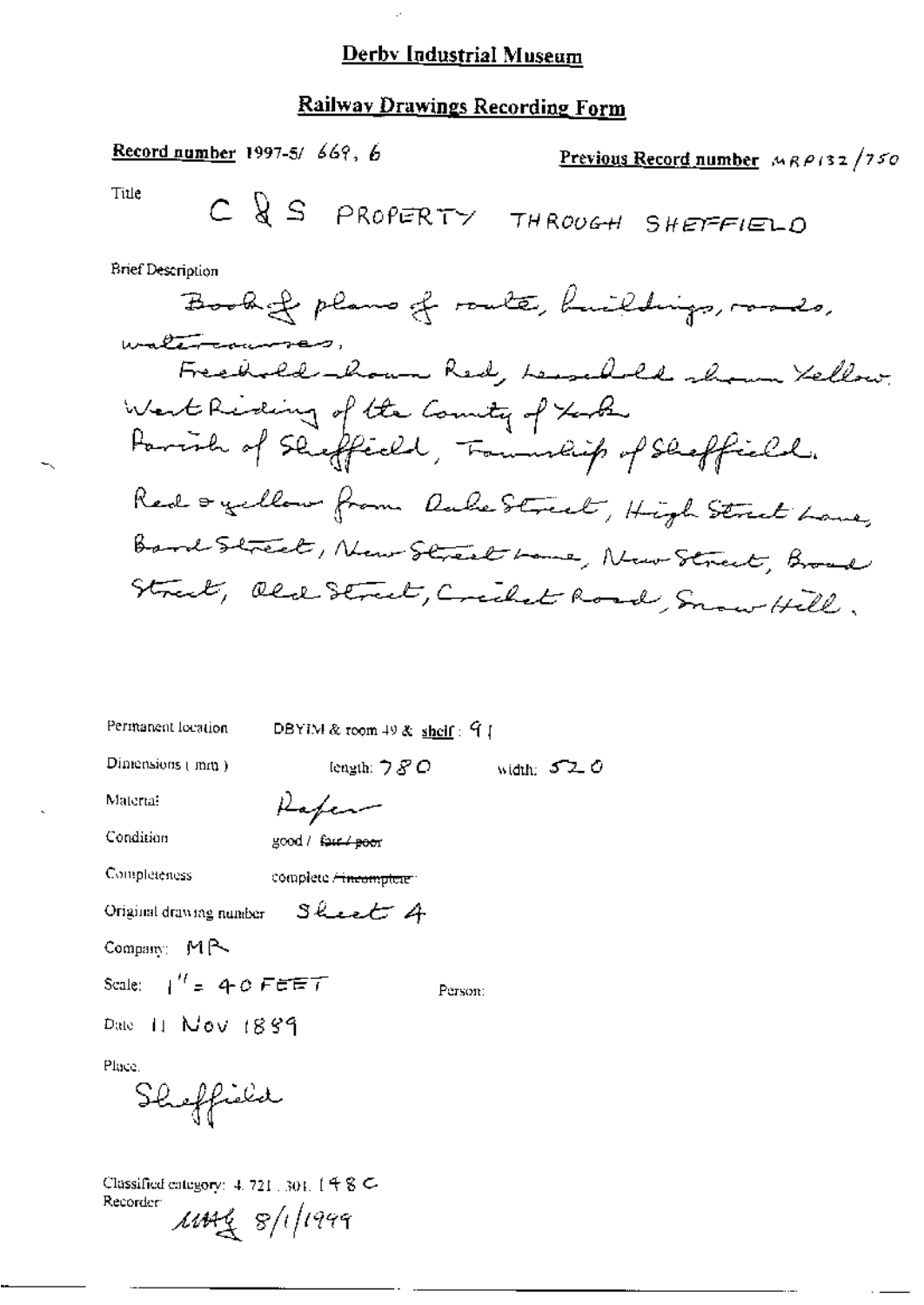# Derby Industrial Museum

## Railway Drawings Recording Form

**Record number** 1997-5/ 669, 6

**Previous Record number** MRP132/750

Title

C & S PROPERTY THROUGH SHEFFIELD

Brief Description

Book of plans of route, buildings, roads, watercourses,
Freehold shown Red, Leasehold shown Yellow.
West Riding of the County of York
Parish of Sheffield, Township of Sheffield.
Red & yellow from Duke Street, High Street Lane, Bard Street, New Street Lane, New Street, Broad Street, Old Street, Cricket Road, Snow Hill.

Permanent location: DBYIM & room 49 & shelf: 91

Dimensions (mm): length: 780 width: 520

Material: Paper

Condition: good / ~~fair / poor~~

Completeness: complete / ~~incomplete~~

Original drawing number: Sheet 4

Company: MR

Scale: 1" = 40 FEET

Person:

Date: 11 Nov 1889

Place: Sheffield

Classified category: 4. 721. 301. 148 C

Recorder: MHG 8/1/1999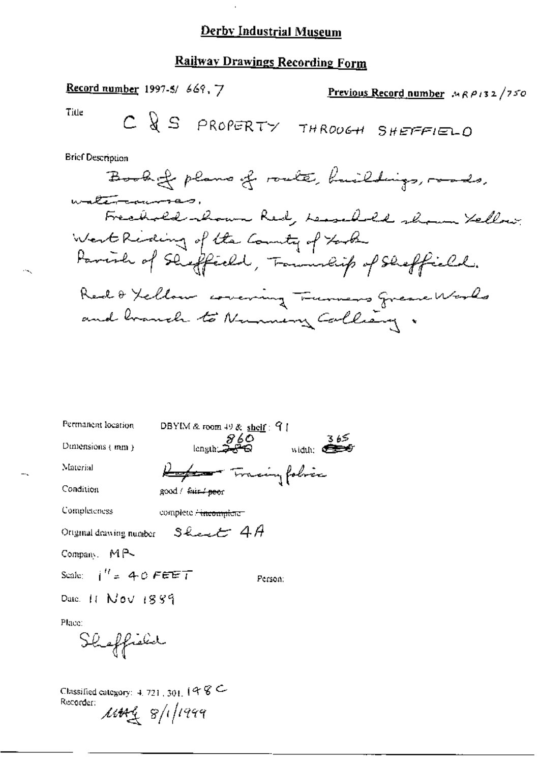# Derby Industrial Museum

## Railway Drawings Recording Form

**Record number** 1997-5/ 669.7

**Previous Record number** MRP132/750

Title

C & S PROPERTY THROUGH SHEFFIELD

Brief Description

Book of plans of route, buildings, roads, watercourses.

Freehold shown Red, Leasehold shown Yellow.

West Riding of the County of York

Parish of Sheffield, Township of Sheffield.

Red & Yellow covering Furnaces Grease Works and branch to Nunnery Colliery.

Permanent location: DBYIM & room 49 & shelf: 91

Dimensions (mm): length: 860 width: 365

Material: ~~Paper~~ Tracing fabric

Condition: good / ~~fair / poor~~

Completeness: complete / ~~incomplete~~

Original drawing number: Sheet 4A

Company: MR

Scale: 1" = 40 FEET

Person:

Date: 11 NOV 1889

Place:

Sheffield

Classified category: 4.721.301.198C

Recorder: MHG 8/1/1999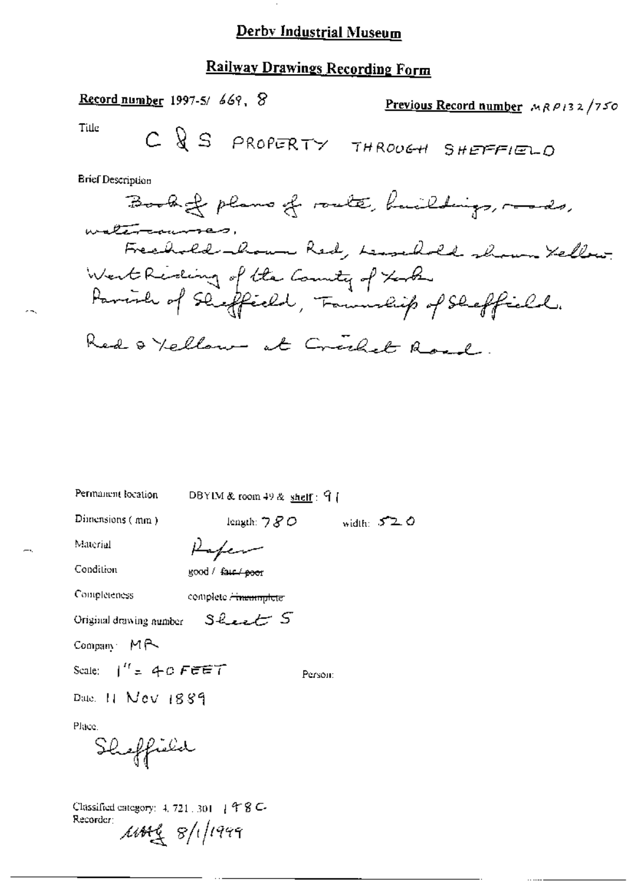# Derby Industrial Museum

## Railway Drawings Recording Form

**Record number** 1997-5/ 669. 8

**Previous Record number** MRP132/750

Title

C & S PROPERTY THROUGH SHEFFIELD

Brief Description

Book of plans of route, buildings, roads, watercourses.
Freehold shown Red, Leasehold shown Yellow.
West Riding of the County of York
Parish of Sheffield, Township of Sheffield.

Red & Yellow at Cricket Road.

Permanent location DBYIM & room 49 & shelf: 91

Dimensions (mm) length: 780 width: 520

Material Paper

Condition good / ~~fair / poor~~

Completeness complete / ~~incomplete~~

Original drawing number Sheet 5

Company: MR

Scale: 1" = 40 FEET

Person:

Date: 11 Nov 1889

Place:

Sheffield

Classified category: 4. 721. 301. 1 9 8 C.

Recorder: MMG 8/1/1999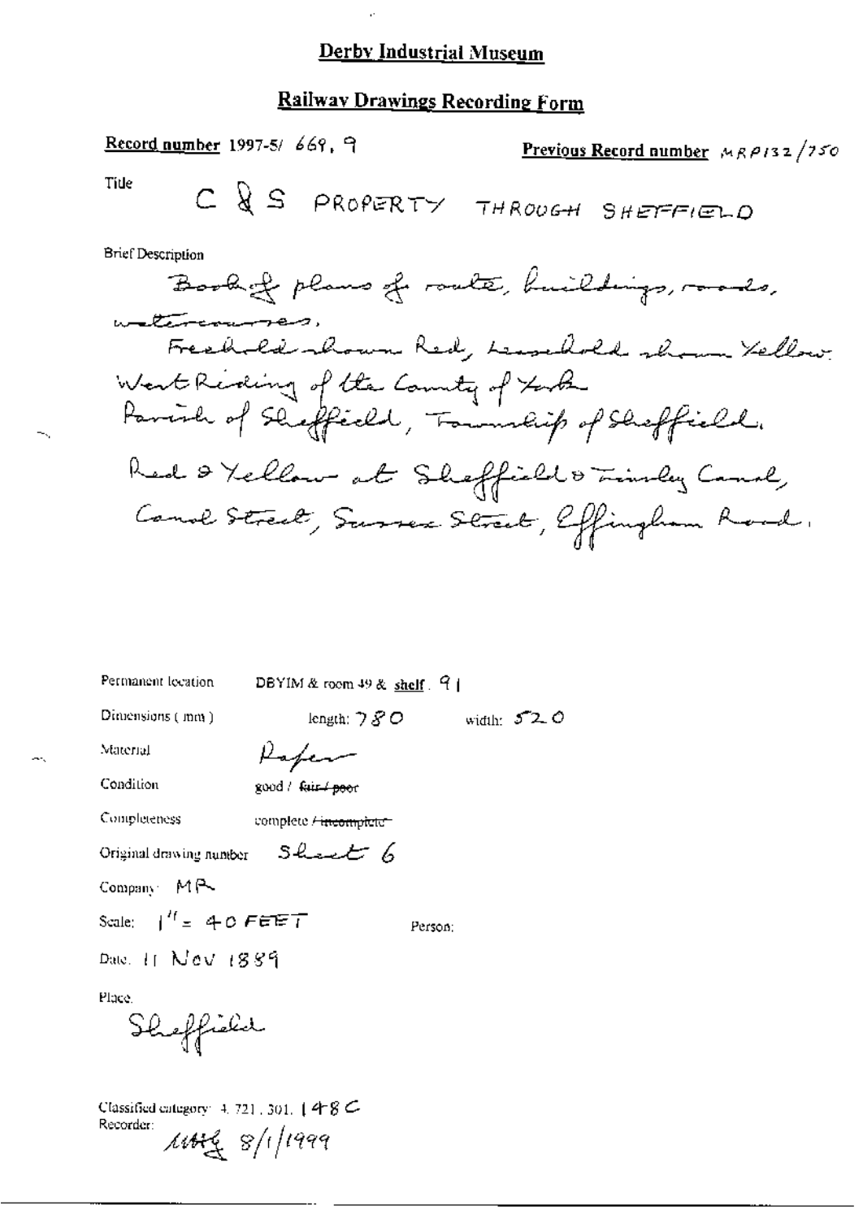# Derby Industrial Museum

## Railway Drawings Recording Form

**Record number** 1997-5/ 669, 9

**Previous Record number** MRP132/750

Title

C & S PROPERTY THROUGH SHEFFIELD

Brief Description

Book of plans of route, buildings, roads, watercourses.
Freehold shown Red, Leasehold shown Yellow.
West Riding of the County of York
Parish of Sheffield, Township of Sheffield.
Red & Yellow at Sheffield & Tinsley Canal, Canal Street, Sussex Street, Effingham Road.

Permanent location DBYIM & room 49 & shelf. 91

Dimensions (mm) length: 780 width: 520

Material Paper

Condition good / ~~fair / poor~~

Completeness complete / ~~incomplete~~

Original drawing number Sheet 6

Company: MR

Scale: 1" = 40 FEET

Person:

Date: 11 Nov 1889

Place.

Sheffield

Classified category: 4. 721. 301. 148C

Recorder: MHG 8/1/1999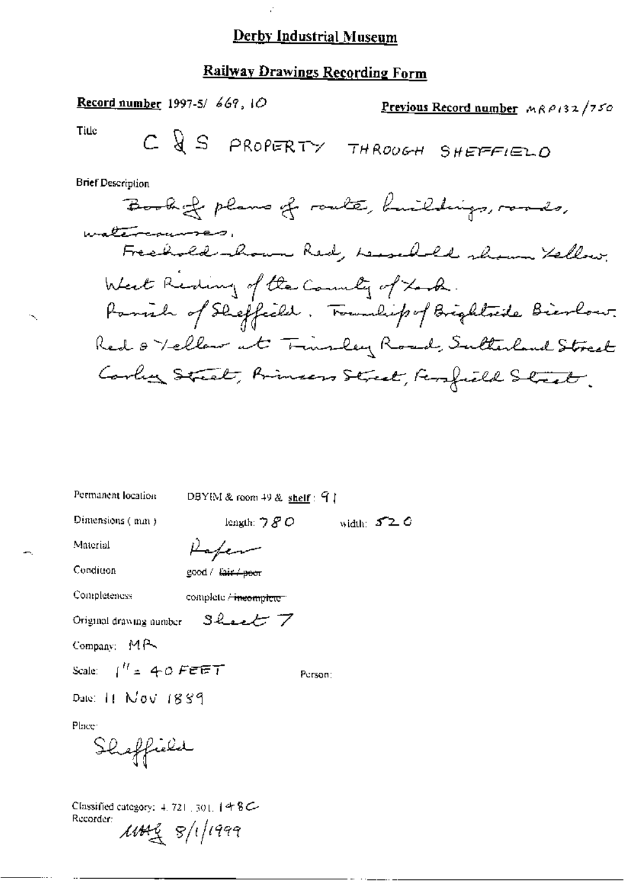# Derby Industrial Museum

## Railway Drawings Recording Form

**Record number** 1997-5/ 669, 10

**Previous Record number** MRP132/750

Title

C & S PROPERTY THROUGH SHEFFIELD

Brief Description

Book of plans of route, buildings, roads, watercourses.
Freehold shown Red, Leasehold shown Yellow.
West Riding of the County of York.
Parish of Sheffield. Township of Brightside Bierlow.
Red & Yellow at Tinsley Road, Sutherland Street
Carlisle Street, Princess Street, Fernfield Street.

Permanent location: DBYIM & room 49 & **shelf**: 91

Dimensions (mm): length: 780 width: 520

Material: Paper

Condition: good / ~~fair / poor~~

Completeness: complete / ~~incomplete~~

Original drawing number: Sheet 7

Company: MR

Scale: 1" = 40 FEET

Person:

Date: 11 Nov 1889

Place:

Sheffield

Classified category: 4.721.301.148C

Recorder: MMG 8/1/1999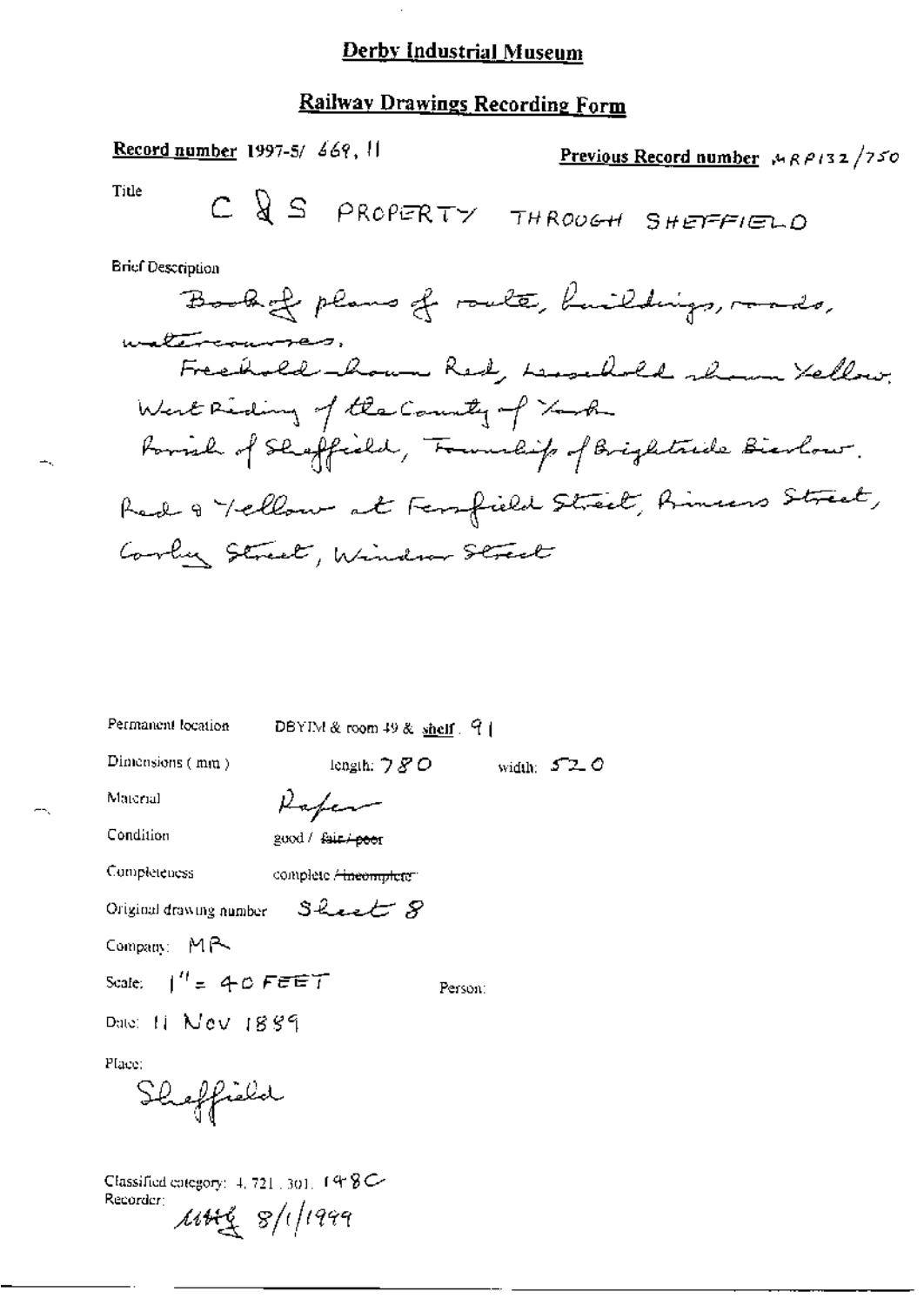## Derby Industrial Museum

## Railway Drawings Recording Form

**Record number** 1997-5/ 669, 11 **Previous Record number** MRP132/750

Title C & S PROPERTY THROUGH SHEFFIELD

Brief Description

Book of plans of route, buildings, roads, watercourses.
Freehold shown Red, Leasehold shown Yellow.
West Riding of the County of York
Parish of Sheffield, Township of Brightside Bierlow.
Red & Yellow at Fernfield Street, Rinaens Street, Corby Street, Windsor Street

Permanent location DBYIM & room 49 & shelf: 91

Dimensions (mm) length: 780 width: 520

Material Paper

Condition good / ~~fair / poor~~

Completeness complete / ~~incomplete~~

Original drawing number Sheet 8

Company: MR

Scale: 1" = 40 FEET Person:

Date: 11 Nov 1889

Place:
Sheffield

Classified category: 4. 721. 301. 198C
Recorder: MHG 8/1/1999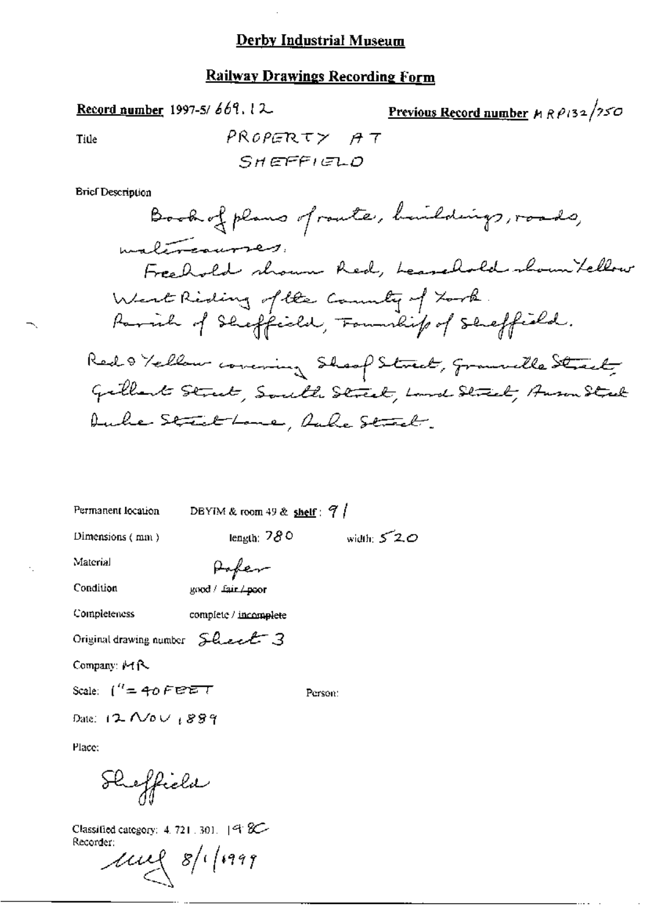# Derby Industrial Museum

## Railway Drawings Recording Form

**Record number** 1997-5/ 669. 12

**Previous Record number** MRP132/750

Title PROPERTY AT SHEFFIELD

Brief Description

Book of plans of route, buildings, roads, watercourses.
Freehold shown Red, Leasehold shown Yellow
West Riding of the County of York.
Parish of Sheffield, Township of Sheffield.

Red & Yellow covering Sheaf Street, Granville Street, Gilbert Street, South Street, Land Street, Anson Street, Duke Street Lane, Duke Street.

Permanent location DBYIM & room 49 & shelf: 91

Dimensions (mm) length: 780 width: 520

Material Paper

Condition good / ~~fair~~ / ~~poor~~

Completeness complete / ~~incomplete~~

Original drawing number Sheet 3

Company: MR

Scale: 1" = 40 FEET

Person:

Date: 12 NOV 1889

Place:

Sheffield

Classified category: 4. 721. 301. 198C

Recorder:

MMcL 8/1/1999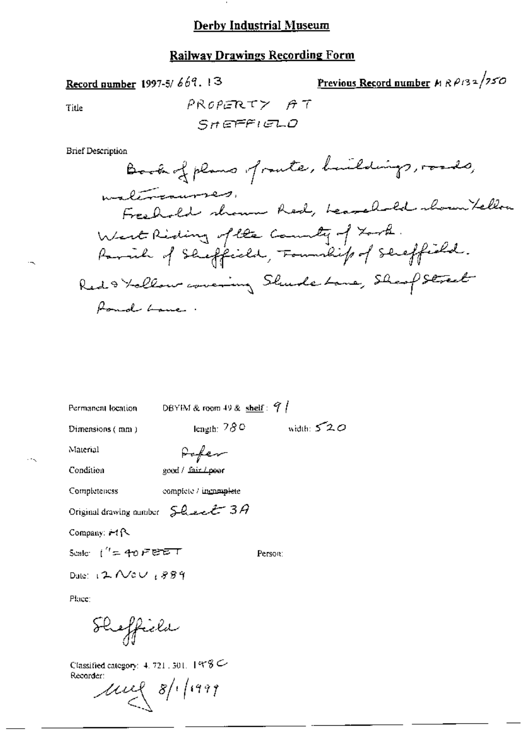# Derby Industrial Museum

## Railway Drawings Recording Form

**Record number** 1997-5/ 669. 13

**Previous Record number** MRP132/750

Title: PROPERTY AT SHEFFIELD

Brief Description:

Book of plans of route, buildings, roads, watercourses.
Freehold shown Red, Leasehold shown Yellow
West Riding of the County of York.
Parish of Sheffield, Township of Sheffield.
Red & Yellow covering Sheaf Lane, Sheaf Street
Pond Lane.

Permanent location: DBYIM & room 49 & shelf: 91

Dimensions (mm): length: 780 width: 520

Material: Paper

Condition: good / ~~fair / poor~~

Completeness: complete / ~~incomplete~~

Original drawing number: Sheet 3A

Company: MR

Scale: 1" = 40 FEET

Person:

Date: 12 NOV 1889

Place:

Sheffield

Classified category: 4.721.301. 198C

Recorder:

8/1/1999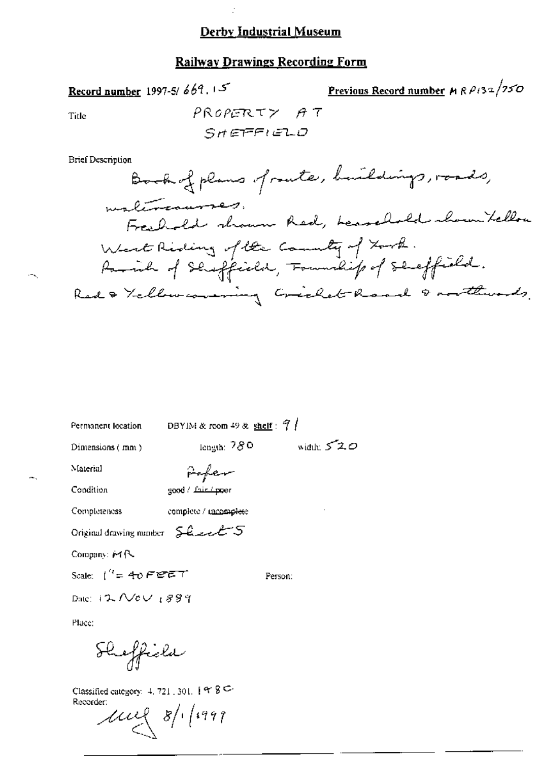# Derby Industrial Museum

## Railway Drawings Recording Form

**Record number** 1997-5/ 669.15

**Previous Record number** MRP132/750

Title: PROPERTY AT SHEFFIELD

Brief Description

Book of plans of route, buildings, roads, watercourses.
Freehold shown Red, Leasehold shown Yellow
West Riding of the County of York.
Parish of Sheffield, Township of Sheffield.
Red & Yellow covering Cricket Road & northwards.

Permanent location: DBYIM & room 49 & **shelf**: 91

Dimensions (mm): length: 780 width: 520

Material: Paper

Condition: good / ~~fair / poor~~

Completeness: complete / ~~incomplete~~

Original drawing number: Sheet 5

Company: MR

Scale: 1" = 40 FEET

Person:

Date: 12 NOV 1889

Place:

Sheffield

Classified category: 4.721.301.1980

Recorder:

mej 8/1/1999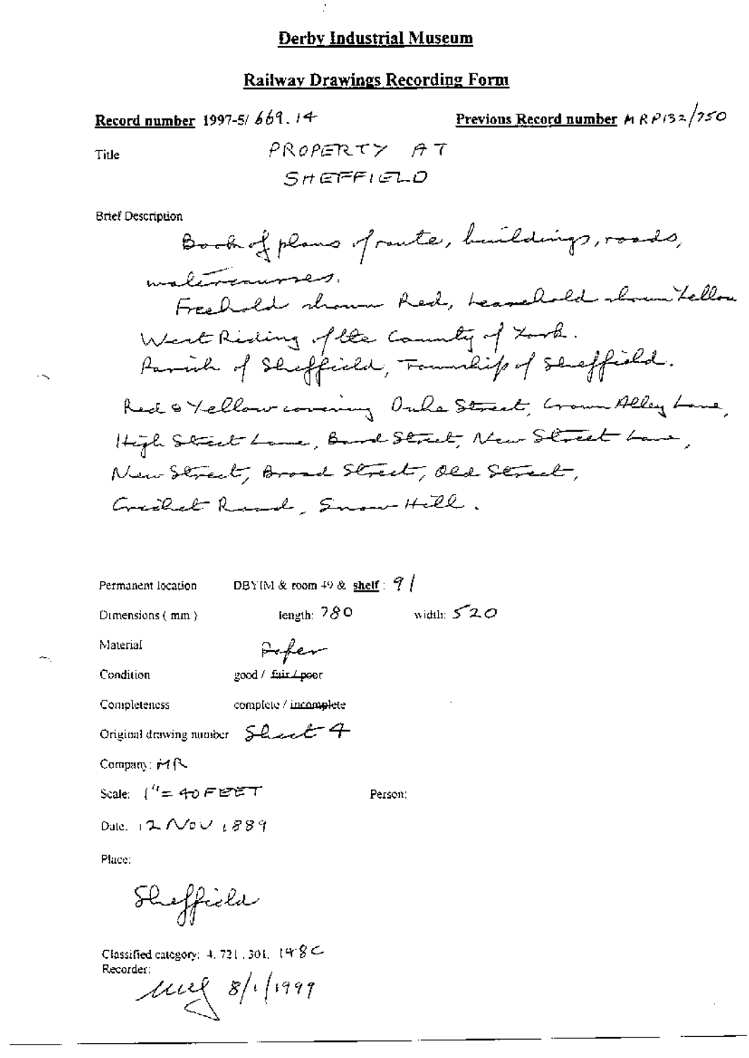# Derby Industrial Museum

## Railway Drawings Recording Form

**Record number** 1997-5/ 669. 14

**Previous Record number** MRP132/750

Title: PROPERTY AT SHEFFIELD

Brief Description:

Book of plans of route, buildings, roads, watercourses.
Freehold shown Red, Leasehold shown Yellow
West Riding of the County of York.
Parish of Sheffield, Township of Sheffield.
Red & Yellow covering Orchard Street, Crown Alley Lane, High Street Lane, Bond Street, New Street Lane, New Street, Broad Street, Old Street, Cricket Road, Snow Hill.

Permanent location: DBYIM & room 49 & **shelf**: 91

Dimensions (mm): length: 780 width: 520

Material: Paper

Condition: good / ~~fair~~ / ~~poor~~

Completeness: complete / ~~incomplete~~

Original drawing number: Sheet 4

Company: MR

Scale: 1" = 40 FEET

Person:

Date: 12 NOV 1889

Place:

Sheffield

Classified category: 4. 721. 301. 148C

Recorder:

MCG 8/1/1999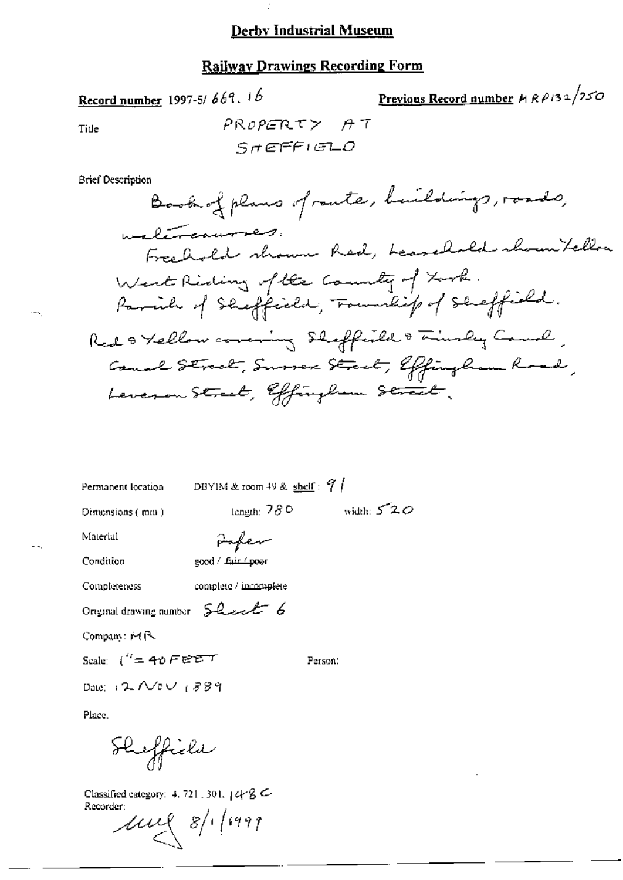# Derby Industrial Museum

## Railway Drawings Recording Form

**Record number** 1997-5/ 669. 16

**Previous Record number** MRP132/250

Title: PROPERTY AT SHEFFIELD

Brief Description

Book of plans of route, buildings, roads, watercourses.
Freehold shown Red, Leasehold shown Yellow
West Riding of the County of York.
Parish of Sheffield, Township of Sheffield.
Red & Yellow covering Sheffield & Tinsley Canal, Canal Street, Sussex Street, Effingham Road, Leveson Street, Effingham Street.

Permanent location: DBYIM & room 49 & shelf: 91

Dimensions (mm): length: 780 width: 520

Material: Paper

Condition: good / ~~fair / poor~~

Completeness: complete / ~~incomplete~~

Original drawing number: Sheet 6

Company: MR

Scale: 1" = 40 FEET

Person:

Date: 12 NOV 1889

Place:

Sheffield

Classified category: 4. 721. 301. 148C

Recorder:

8/1/1999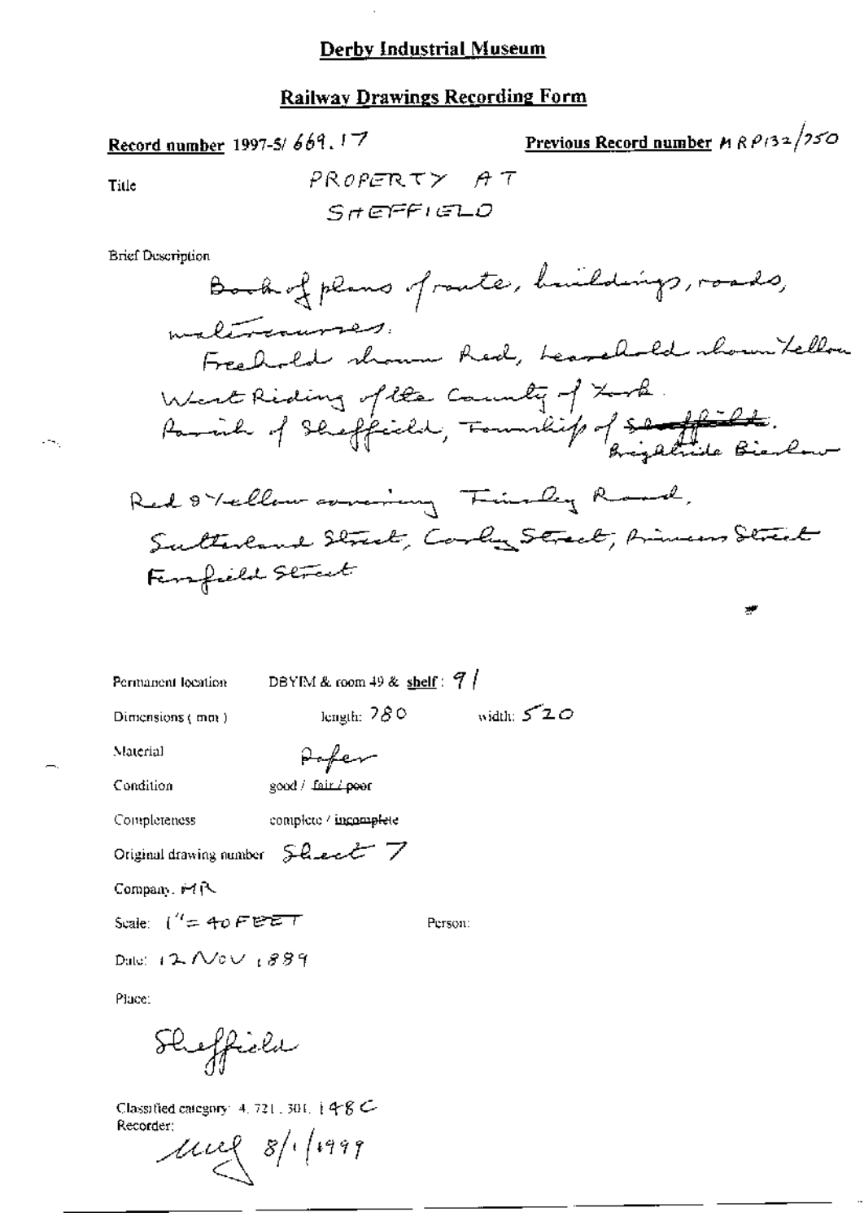# Derby Industrial Museum

## Railway Drawings Recording Form

**Record number** 1997-5/ 669.17

**Previous Record number** MRP132/750

Title: PROPERTY AT SHEFFIELD

Brief Description:

Book of plans of route, buildings, roads, watercourses.
Freehold shown Red, Leasehold shown Yellow
West Riding of the County of York.
Parish of Sheffield, Township of ~~Sheffield~~. Brightside Bierlow

Red & Yellow covering Finlay Road,
Sutherland Street, Corby Street, Princess Street
Fernfield Street

Permanent location: DBYIM & room 49 & **shelf**: 91

Dimensions (mm): length: 780 width: 520

Material: Paper

Condition: good / ~~fair~~ / ~~poor~~

Completeness: complete / ~~incomplete~~

Original drawing number: Sheet 7

Company: MR

Scale: 1" = 40 FEET

Person:

Date: 12 NOV 1889

Place:

Sheffield

Classified category: 4.721.301.148C

Recorder: MUG 8/1/1999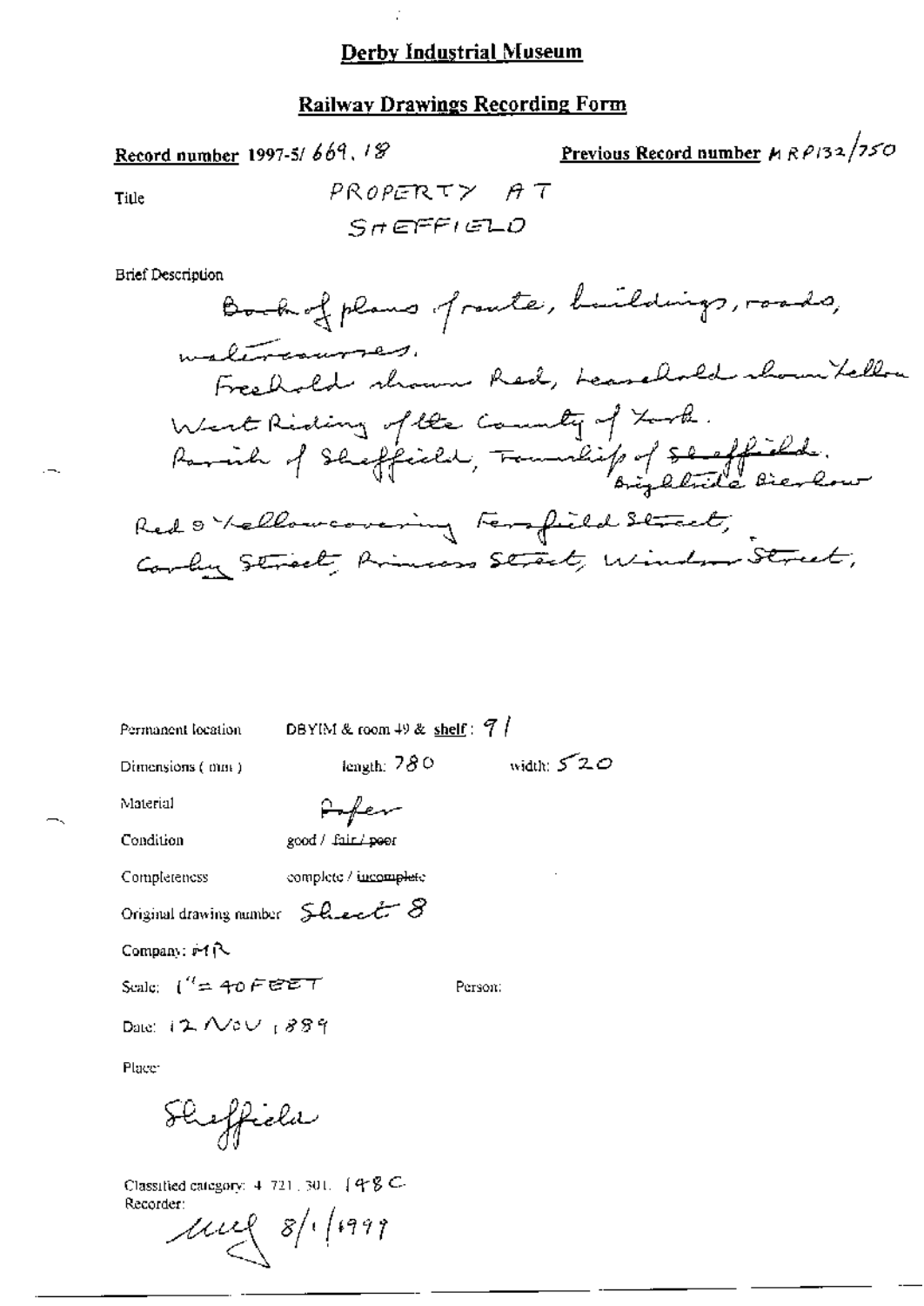# Derby Industrial Museum

## Railway Drawings Recording Form

**Record number** 1997-5/ 669. 18

**Previous Record number** MRP132/750

Title

PROPERTY AT
SHEFFIELD

Brief Description

Book of plans of route, buildings, roads, watercourses.
Freehold shown Red, Leasehold shown Yellow
West Riding of the County of York.
Parish of Sheffield, Township of ~~Sheffield~~. Brightside Bierlow
Red & Yellow covering Fernfield Street, Corby Street, Princess Street, Windsor Street,

Permanent location DBYIM & room 49 & shelf: 91

Dimensions (mm) length: 780 width: 520

Material Paper

Condition good / ~~fair~~ / ~~poor~~

Completeness complete / ~~incomplete~~

Original drawing number Sheet 8

Company: MR

Scale: 1" = 40 FEET

Person:

Date: 12 NOV 1889

Place:

Sheffield

Classified category: 4. 721. 301. 148 C.

Recorder:

[signature] 8/1/1999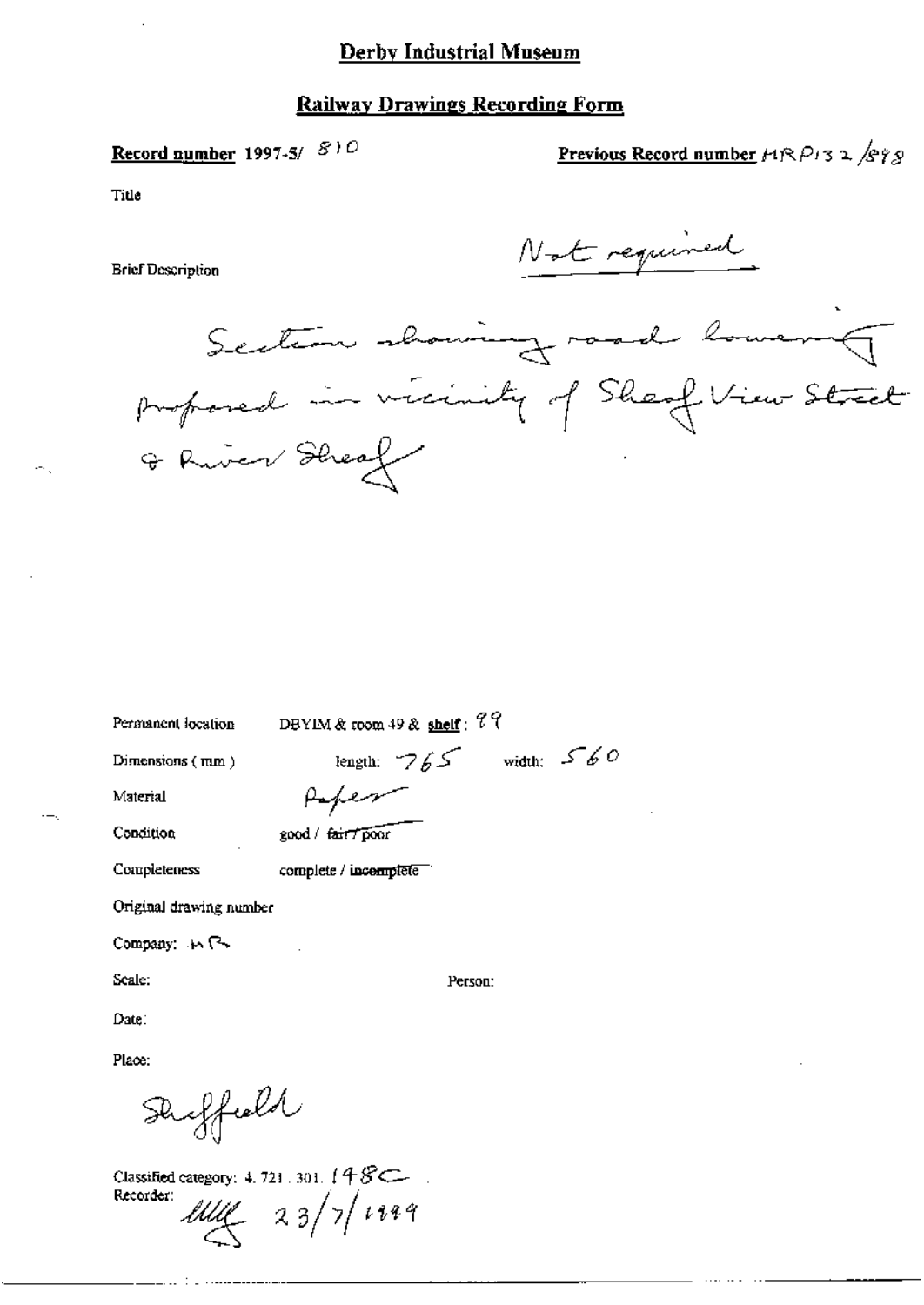# Derby Industrial Museum

## Railway Drawings Recording Form

**Record number** 1997-5/ 810

**Previous Record number** MRP132/898

Title

Not required

Brief Description

Section showing road lowering proposed in vicinity of Sheaf View Street & River Sheaf

Permanent location DBYIM & room 49 & **shelf**: 99

Dimensions (mm) length: 765 width: 560

Material Paper

Condition good / ~~fair / poor~~

Completeness complete / ~~incomplete~~

Original drawing number

Company: MR

Scale:

Person:

Date:

Place:

Sheffield

Classified category: 4.721.301.148C

Recorder: [signature] 23/7/1999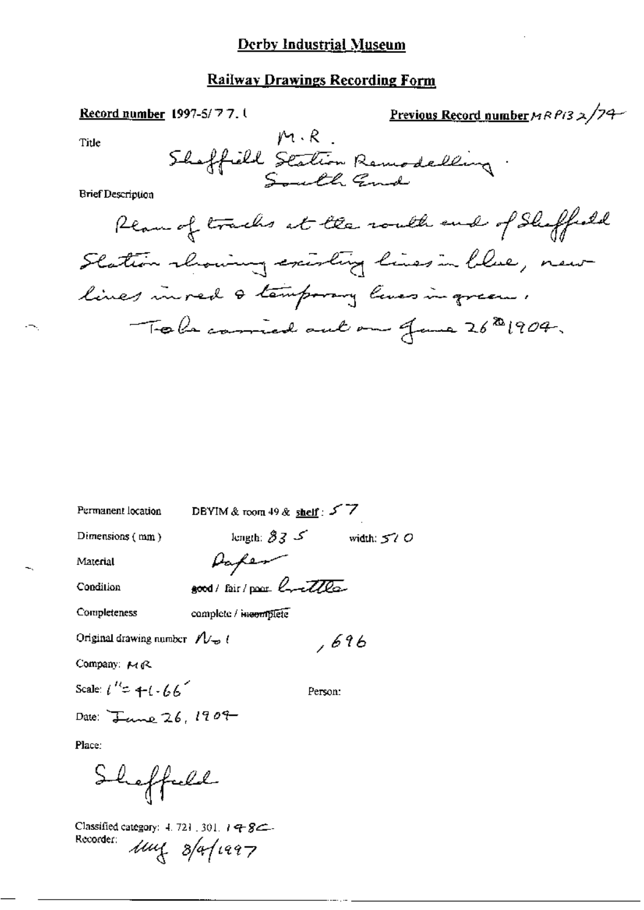# Derby Industrial Museum

## Railway Drawings Recording Form

**Record number** 1997-5/77.1

**Previous Record number** MRP132/74

Title: M.R. Sheffield Station Remodelling. South End

Brief Description

Plan of tracks at the south end of Sheffield Station showing existing lines in blue, new lines in red & temporary lines in green. To be carried out on June 26th 1904.

Permanent location: DBYIM & room 49 & **shelf**: 57

Dimensions (mm): length: 835 width: 510

Material: Paper

Condition: good / fair / poor brittle

Completeness: complete / ~~incomplete~~

Original drawing number: No 1, 696

Company: MR

Scale: 1" = 41.66'

Person:

Date: June 26, 1904

Place:

Sheffield

Classified category: 4.721.301.148C

Recorder: MM 8/4/1997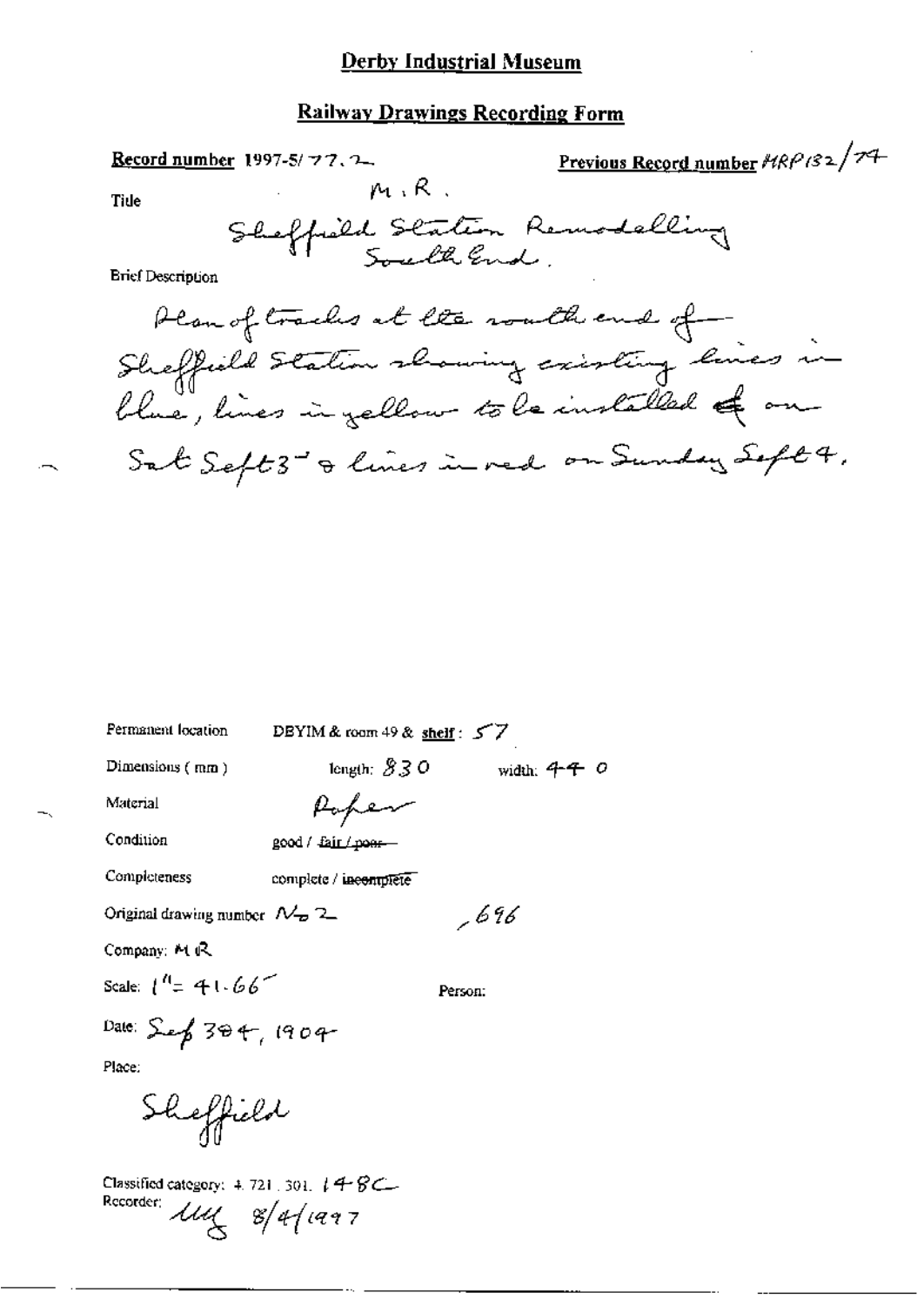# Derby Industrial Museum

## Railway Drawings Recording Form

**Record number** 1997-5/77.2

**Previous Record number** MRP132/74

Title

M.R.
Sheffield Station Remodelling
South End.

Brief Description

Plan of tracks at the south end of Sheffield Station showing existing lines in blue, lines in yellow to be installed ~~of~~ on Sat Sept 3rd & lines in red on Sunday Sept 4.

Permanent location: DBYIM & room 49 & **shelf**: 57

Dimensions (mm): length: 830 width: 440

Material: Paper

Condition: good / ~~fair / poor~~

Completeness: complete / ~~incomplete~~

Original drawing number: No 2 , 696

Company: MR

Scale: 1" = 41.66'

Person:

Date: Sep 3 & 4, 1904

Place:

Sheffield

Classified category: 4.721.301. 148C

Recorder: ulg 8/4/1997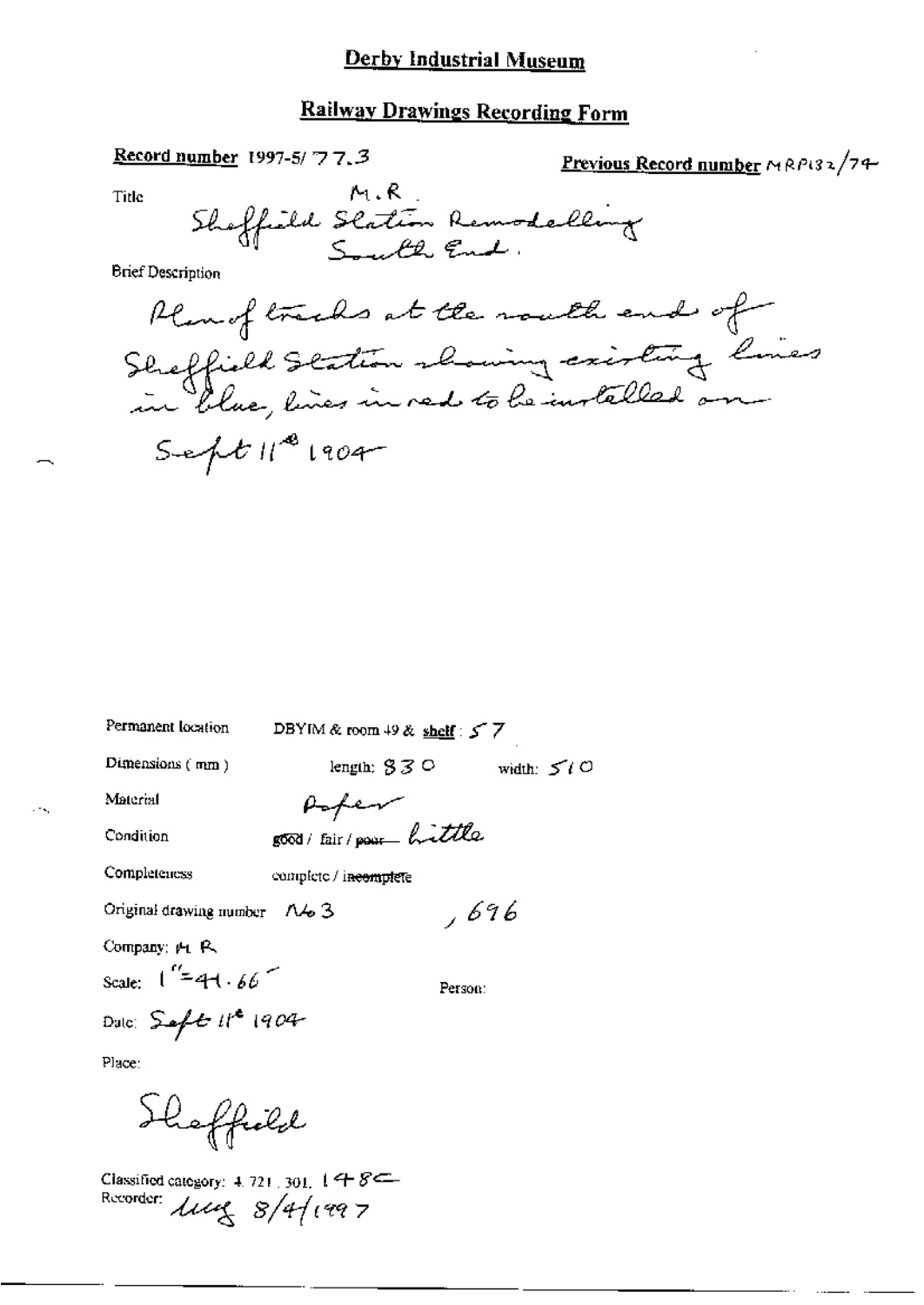# Derby Industrial Museum

## Railway Drawings Recording Form

**Record number** 1997-5/ 77.3

**Previous Record number** MRP132/74

Title

M.R.
Sheffield Station Remodelling
South End.

Brief Description

Plan of tracks at the south end of Sheffield Station showing existing lines in blue, lines in red to be installed on Sept 11th 1904

Permanent location DBYIM & room 49 & shelf: 57

Dimensions (mm) length: 830 width: 510

Material Paper

Condition good / fair / ~~poor~~ brittle

Completeness complete / ~~incomplete~~

Original drawing number No 3 , 696

Company: M R

Scale: 1" = 41.66'

Person:

Date: Sept 11th 1904

Place:

Sheffield

Classified category: 4.721.301, 148C

Recorder: lug 8/4/1997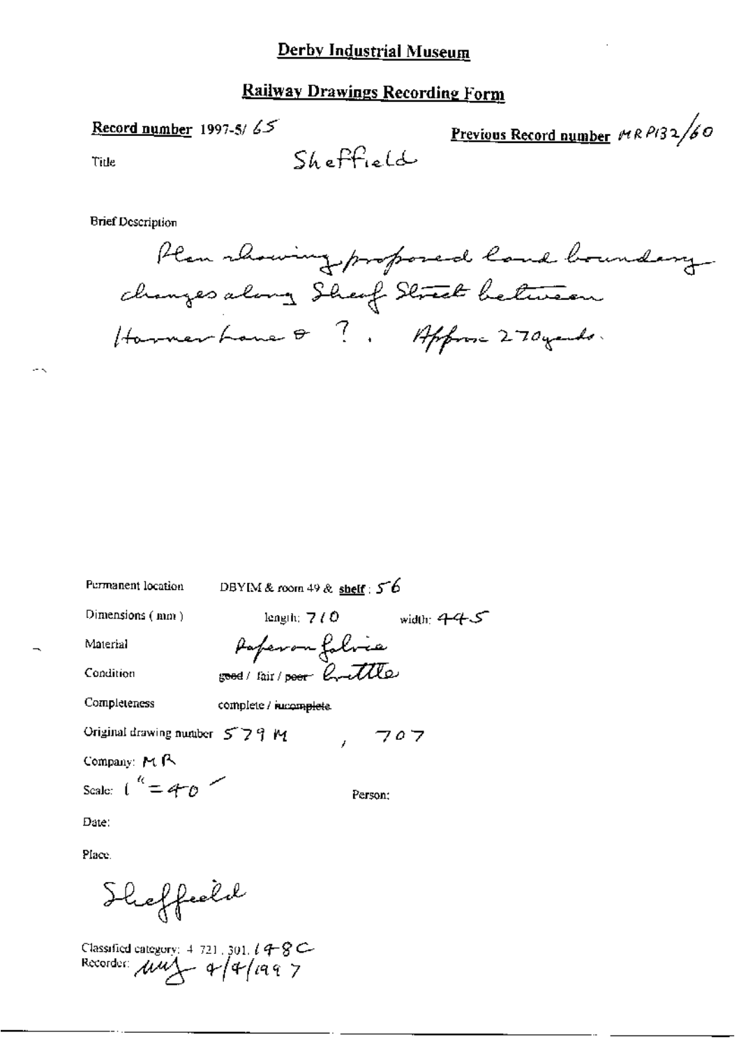## Derby Industrial Museum

## Railway Drawings Recording Form

**Record number** 1997-5/ 65

**Previous Record number** MRP132/60

Title Sheffield

Brief Description

Plan showing proposed land boundary changes along Sheaf Street between Harmer Lane & ?. Approx 270 yards.

Permanent location DBYIM & room 49 & **shelf** : 56

Dimensions (mm) length: 710 width: 445

Material Paper on fabric

Condition ~~good~~ / fair / ~~poor~~ brittle

Completeness complete / ~~incomplete~~

Original drawing number 579 M , 707

Company: MR

Scale: 1" = 40'

Person:

Date:

Place.

Sheffield

Classified category: 4 721 . 301. 148C

Recorder: mf 4/4/1997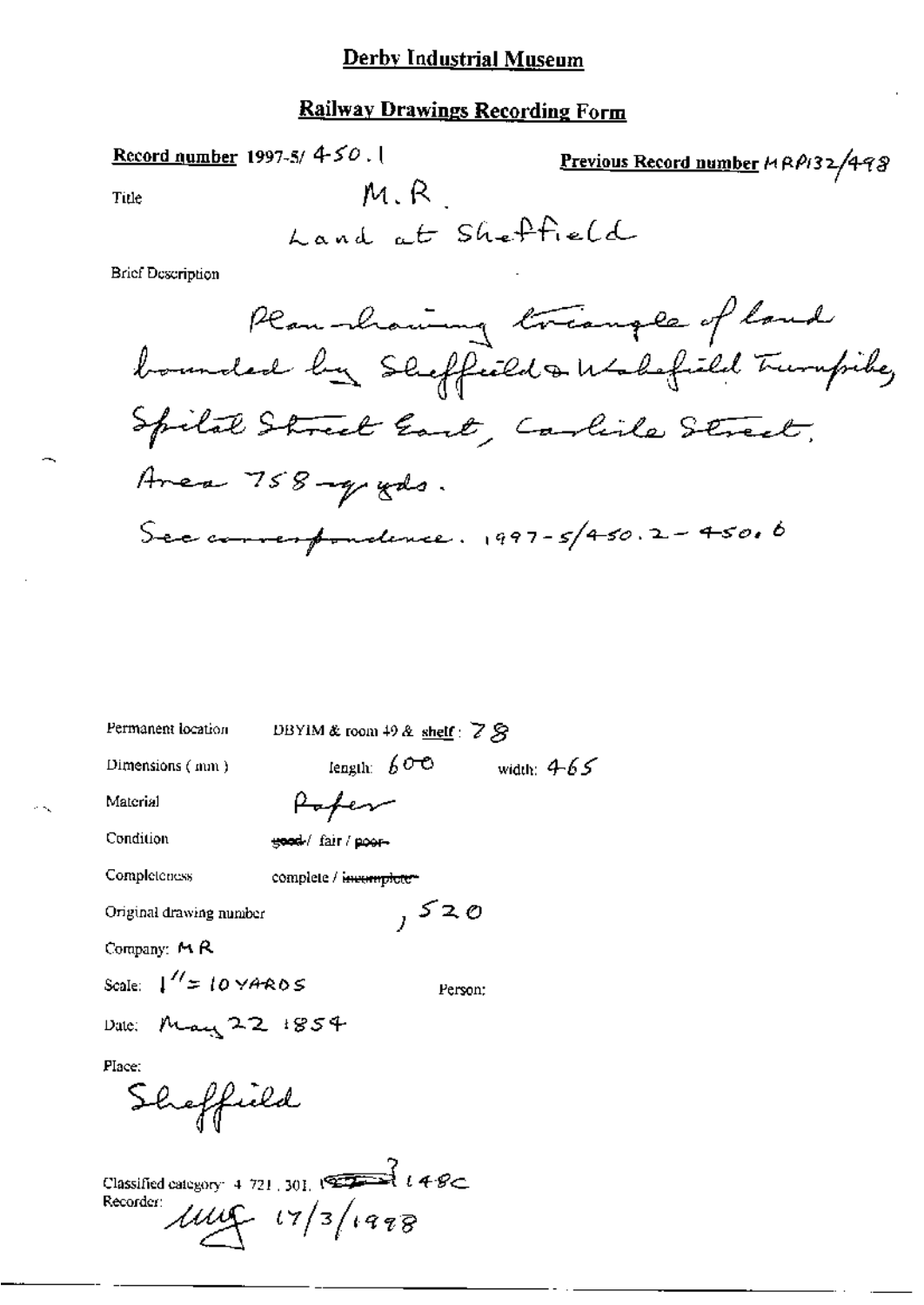# Derby Industrial Museum

## Railway Drawings Recording Form

**Record number** 1997-5/ 450.1

**Previous Record number** MRP132/498

Title M.R.

Land at Sheffield

Brief Description

Plan showing triangle of land bounded by Sheffield & Wakefield Turnpike, Spital Street East, Carlisle Street.

Area 758 sq yds.

See correspondence. 1997-5/450.2 – 450.6

Permanent location DBYIM & room 49 & shelf: 78

Dimensions (mm) length: 600 width: 465

Material Paper

Condition ~~good~~ / fair / ~~poor~~

Completeness complete / ~~incomplete~~

Original drawing number , 520

Company: MR

Scale: 1" = 10 YARDS Person:

Date: May 22 1854

Place:

Sheffield

Classified category: 4.721.301. ~~1??~~ 148C

Recorder: MMG 17/3/1998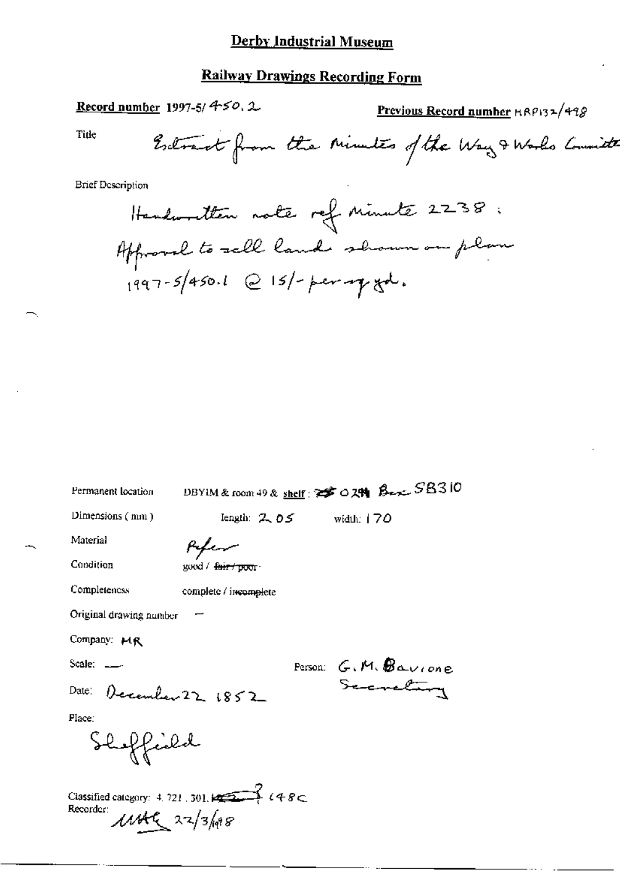# Derby Industrial Museum

## Railway Drawings Recording Form

**Record number** 1997-5/ 450.2

**Previous Record number** MRP132/498

Title

Extract from the Minutes of the Way & Works Committee

Brief Description

Handwritten note ref Minute 2238 :
Approval to sell land shown on plan
1997-5/450.1 @ 15/- per sq yd.

Permanent location DBYIM & room 49 & shelf : ~~25~~ 0294 Box SB310

Dimensions ( mm ) length: 205 width: 170

Material Paper

Condition good / ~~fair / poor~~

Completeness complete / incomplete

Original drawing number —

Company: MR

Scale: —

Person: G. M. Bavione
Secretary

Date: December 22 1852

Place:

Sheffield

Classified category: 4. 721 . 301. ~~~~ 148C

Recorder: MAC 22/3/1998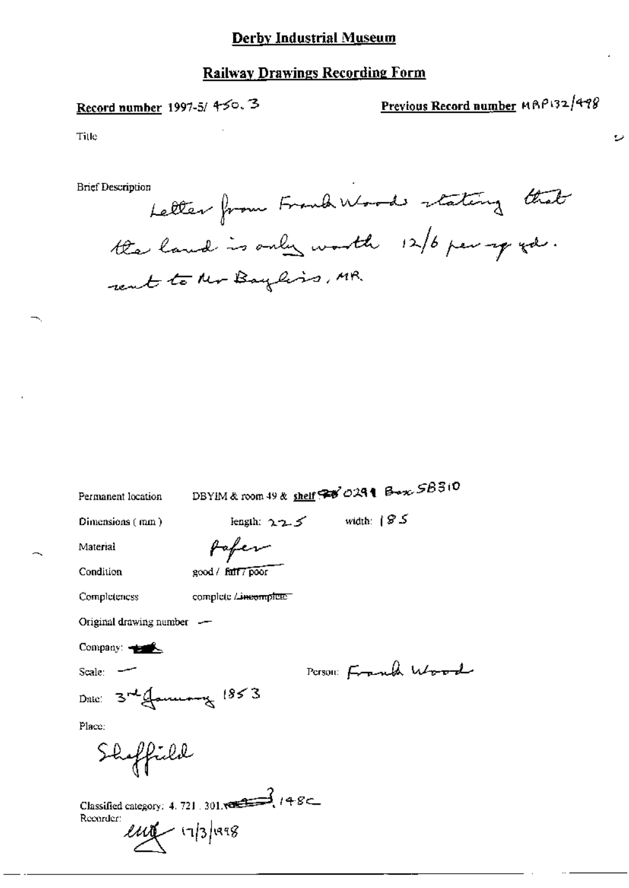# Derby Industrial Museum

## Railway Drawings Recording Form

**Record number** 1997-5/ 450.3

**Previous Record number** MRP132/498

Title

Brief Description

Letter from Frank Woods stating that the land is only worth 12/6 per sq yd. sent to Mr Baylis, MR.

Permanent location: DBYIM & room 49 & shelf 0291 Box SB310

Dimensions (mm): length: 225 width: 185

Material: Paper

Condition: good / ~~fair / poor~~

Completeness: complete / ~~incomplete~~

Original drawing number: —

Company: ~~—~~

Scale: —

Person: Frank Wood

Date: 3rd January 1853

Place:

Sheffield

Classified category: 4. 721. 301. ~~—~~ 3, 148C

Recorder:

emf 17/3/1998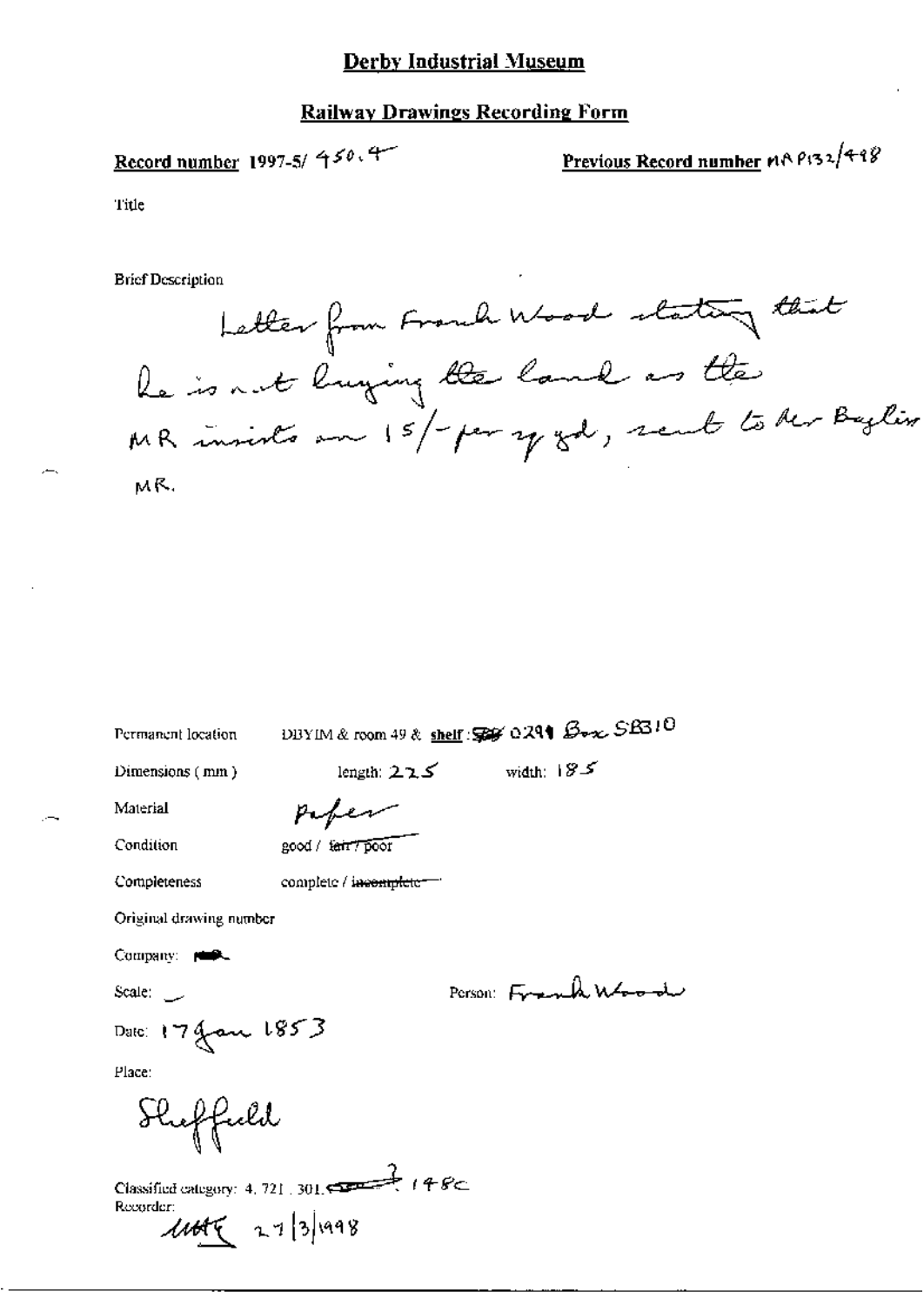# Derby Industrial Museum

## Railway Drawings Recording Form

**Record number** 1997-5/ 450.4

**Previous Record number** MR P132/448

Title

Brief Description

Letter from Frank Wood stating that he is not buying the land as the MR insists on 15/- per sq yd, sent to Mr Bayliss MR.

Permanent location DBYIM & room 49 & **shelf**: 0291 Box SB310

Dimensions (mm) length: 225 width: 185

Material Paper

Condition good / ~~fair / poor~~

Completeness complete / ~~incomplete~~

Original drawing number

Company: MR

Scale: –

Person: Frank Wood

Date: 17 Jan 1853

Place:

Sheffield

Classified category: 4. 721. 301. 148C

Recorder: MHG 27/3/1998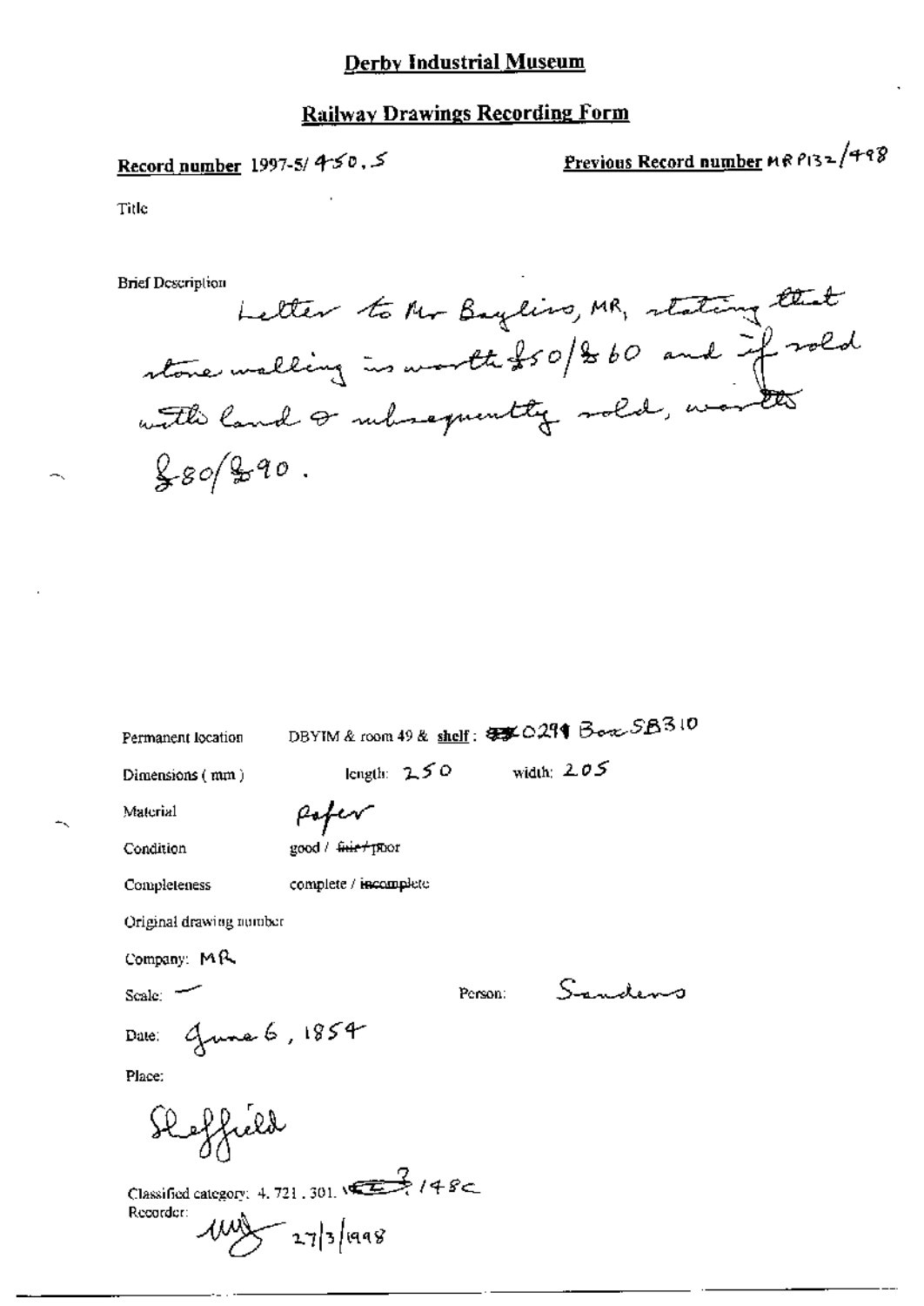# Derby Industrial Museum

## Railway Drawings Recording Form

**Record number** 1997-5/ 450.5

**Previous Record number** MR P132/498

Title

Brief Description

Letter to Mr Bayliss, MR, stating that stone walling is worth £50/£60 and if sold with land & subsequently sold, worth £80/£90.

Permanent location: DBYIM & room 49 & **shelf**: ~~[illegible]~~ 0291 Box SB310

Dimensions (mm): length: 250 width: 205

Material: Paper

Condition: good / ~~fair / poor~~

Completeness: complete / ~~incomplete~~

Original drawing number

Company: MR

Scale: —

Person: Sanders

Date: June 6, 1854

Place:

Sheffield

Classified category: 4. 721 . 301. ~~[illegible]~~ 148C

Recorder: [signature] 27/3/1998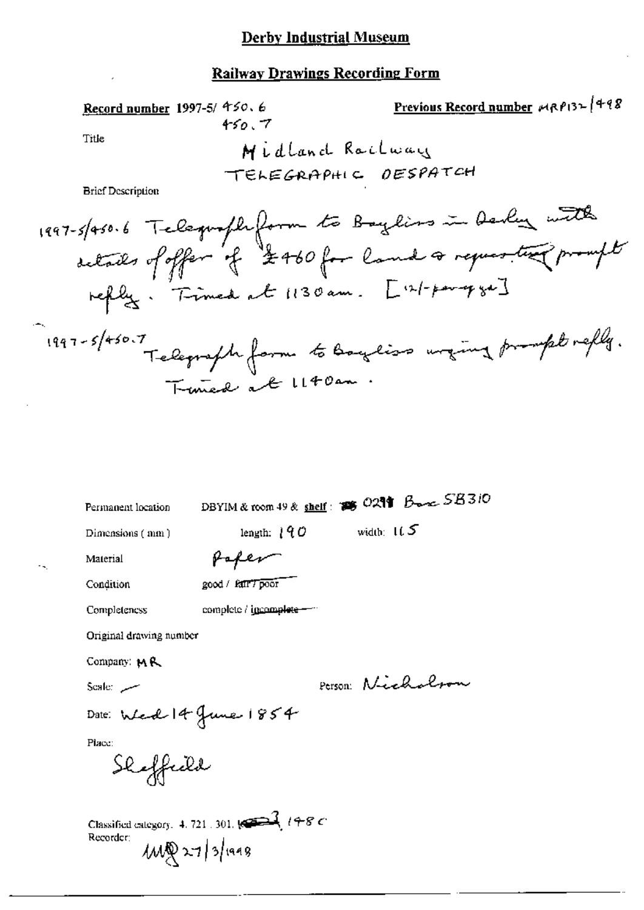# Derby Industrial Museum

## Railway Drawings Recording Form

**Record number** 1997-5/ 450.6
450.7

**Previous Record number** MRP132/498

Title

Midland Railway
TELEGRAPHIC DESPATCH

Brief Description

1997-5/450.6 Telegraph form to Bayliss in Derby with details of offer of £460 for land & requesting prompt reply. Timed at 1130 am. [12/- paragraph]

1997-5/450.7 Telegraph form to Bayliss urging prompt reply. Timed at 1140am.

Permanent location: DBYIM & room 49 & shelf: 0291 Box SB310

Dimensions (mm): length: 190 width: 115

Material: Paper

Condition: good / ~~fair / poor~~

Completeness: complete / ~~incomplete~~

Original drawing number

Company: MR

Scale: —

Person: Nicholson

Date: Wed 14 June 1854

Place:

Sheffield

Classified category. 4.721.301. ~~3~~ 148C

Recorder:

MQ 27/3/1998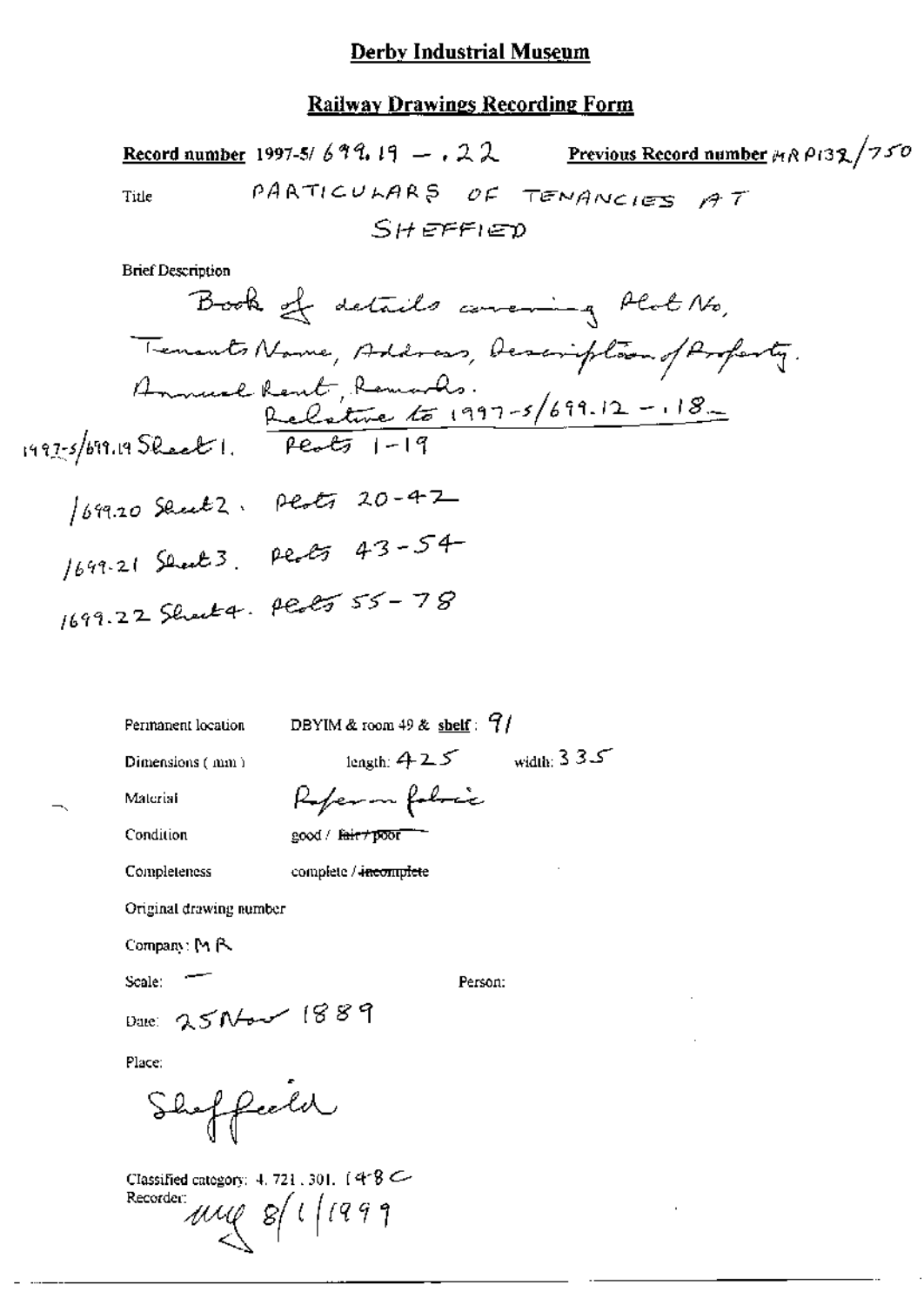# Derby Industrial Museum

## Railway Drawings Recording Form

**Record number** 1997-5/ 699.19 – .22 **Previous Record number** MR P132/750

Title PARTICULARS OF TENANCIES AT SHEFFIED

Brief Description

Book of details covering Plot No, Tenants Name, Address, Description of Property. Annual Rent, Remarks. Relative to 1997-5/699.12 – .18.

1997-5/699.19 Sheet 1. Plots 1-19

/699.20 Sheet 2. Plots 20-42

/699.21 Sheet 3. Plots 43-54

/699.22 Sheet 4. Plots 55-78

Permanent location DBYIM & room 49 & **shelf**: 91

Dimensions (mm) length: 425 width: 335

Material Paper on fabric

Condition good / ~~fair / poor~~

Completeness complete / ~~incomplete~~

Original drawing number

Company: MR

Scale: —

Person:

Date: 25 Nov 1889

Place:

Sheffield

Classified category: 4. 721. 301. 148C

Recorder: MMQ 8/1/1999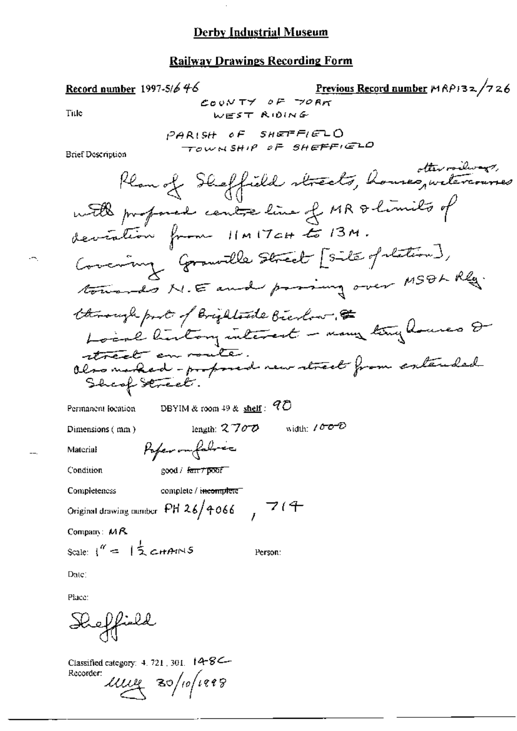# Derby Industrial Museum

## Railway Drawings Recording Form

**Record number** 1997-5/646 **Previous Record number** MRP132/726

Title

COUNTY OF YORK
WEST RIDING

PARISH OF SHEFFIELD
TOWNSHIP OF SHEFFIELD

Brief Description

Plan of Sheffield streets, houses, watercourses, other railways, with proposed centre line of MR & limits of deviation from 11M 17CH to 13M.
Covering Granville Street [site of station], towards N.E and passing over MS&L Rly. through part of Brightside Bierlow.
Local history interest – many tiny houses & street en route.
Also marked – proposed new street from extended Sheaf Street.

Permanent location DBYIM & room 49 & shelf: 90

Dimensions (mm) length: 2700 width: 1000

Material Paper on fabric

Condition good / ~~fair / poor~~

Completeness complete / ~~incomplete~~

Original drawing number PH 26/4066 , 714

Company: MR

Scale: 1" = 1½ CHAINS Person:

Date:

Place:

Sheffield

Classified category: 4. 721. 301. 148C

Recorder: [signature] 30/10/1998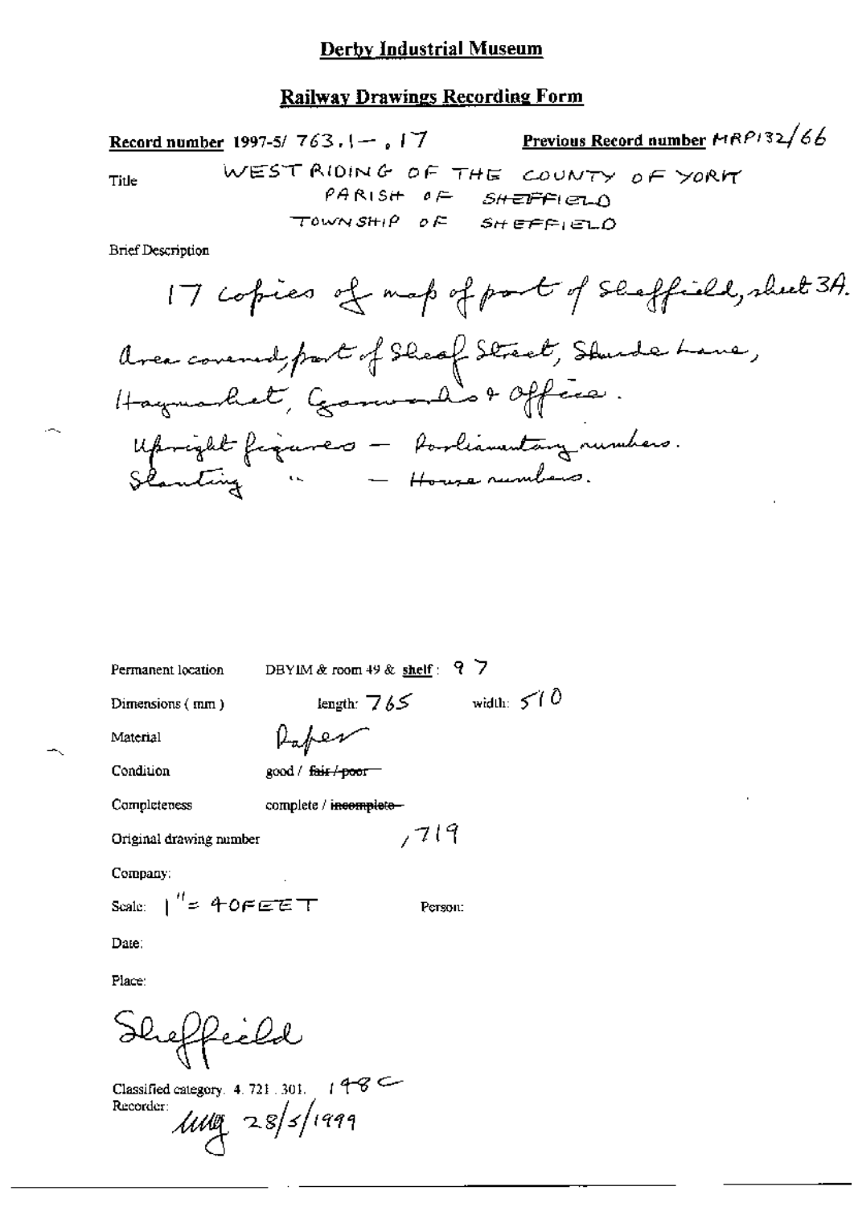# Derby Industrial Museum

## Railway Drawings Recording Form

**Record number** 1997-5/ 763.1 — .17 **Previous Record number** MRP132/66

Title WEST RIDING OF THE COUNTY OF YORK
PARISH OF SHEFFIELD
TOWNSHIP OF SHEFFIELD

Brief Description

17 copies of map of part of Sheffield, sheet 3A.
Area covered, part of Sheaf Street, Shude Lane, Haymarket, Grounds & Offices.
Upright figures — Parliamentary numbers.
Slanting " — House numbers.

Permanent location DBYIM & room 49 & **shelf**: 97

Dimensions (mm) length: 765 width: 510

Material Paper

Condition good / ~~fair / poor~~

Completeness complete / ~~incomplete~~

Original drawing number ,719

Company:

Scale: 1" = 40FEET Person:

Date:

Place:

Sheffield

Classified category. 4. 721. 301. 148C

Recorder: *illegible* 28/5/1999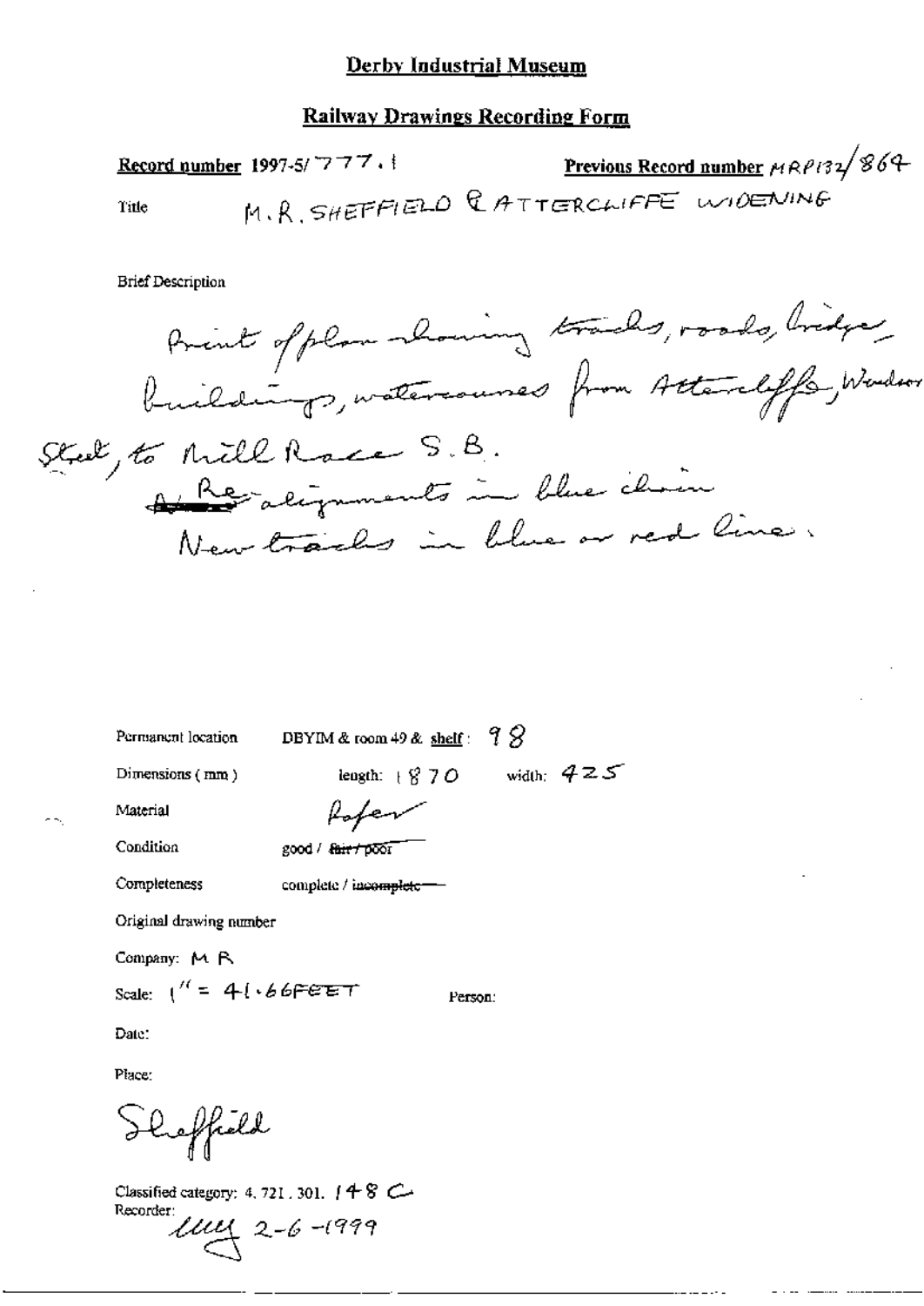# Derby Industrial Museum

## Railway Drawings Recording Form

**Record number** 1997-5/777.1 **Previous Record number** MRP132/864

Title M.R. SHEFFIELD & ATTERCLIFFE WIDENING

Brief Description

Print of plan showing tracks, roads, bridges, buildings, watercourses from Attercliffe, Windsor Street, to Mill Race S.B.
~~Ali~~ Re-alignments in blue chain
New tracks in blue or red lines.

Permanent location DBYIM & room 49 & shelf: 98

Dimensions (mm) length: 1870 width: 425

Material Paper

Condition good / ~~fair / poor~~

Completeness complete / ~~incomplete~~

Original drawing number

Company: M R

Scale: 1" = 41.66FEET Person:

Date:

Place:

Sheffield

Classified category: 4.721.301. 148 C
Recorder: luy 2-6-1999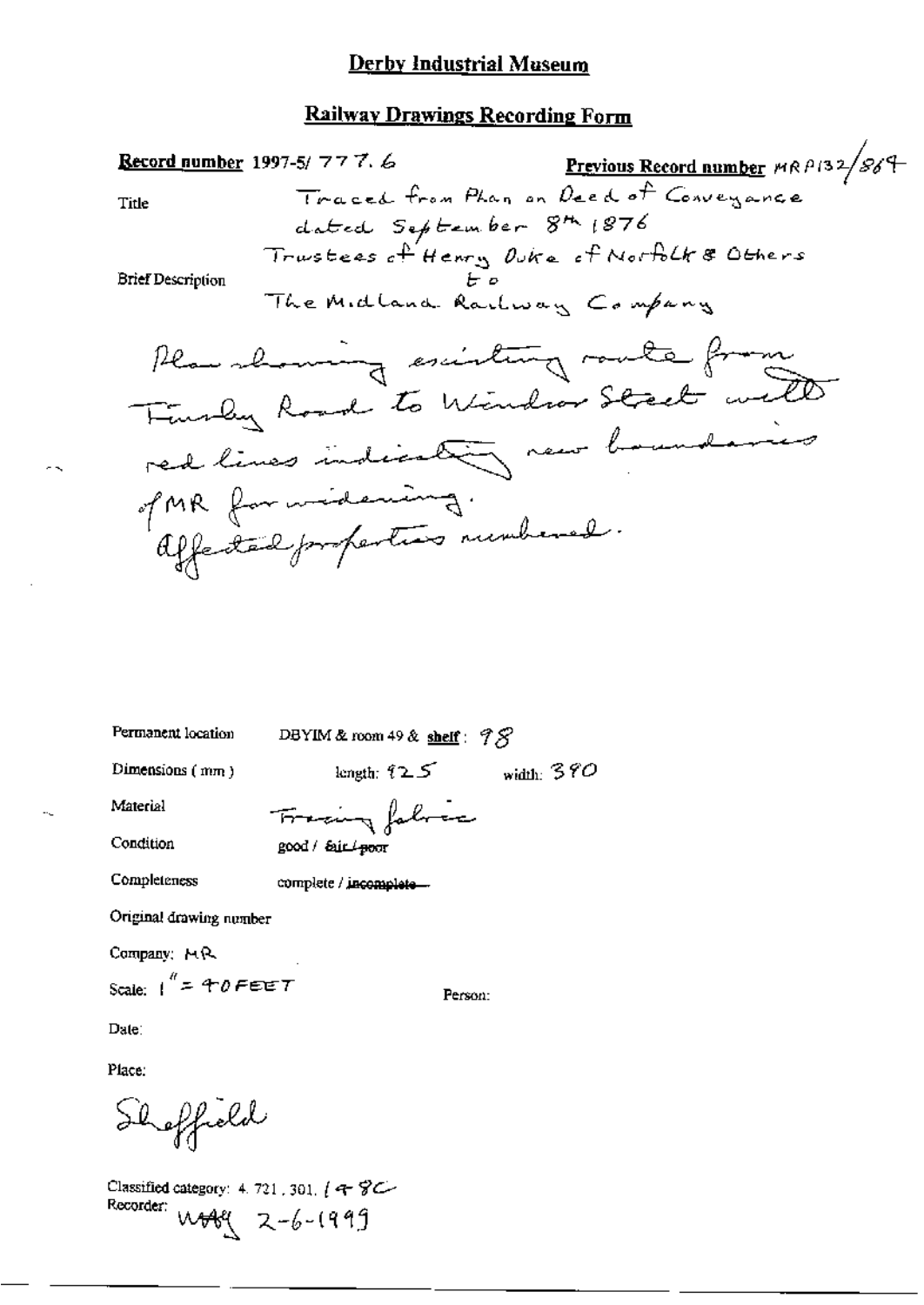# Derby Industrial Museum

## Railway Drawings Recording Form

**Record number** 1997-5/ 777.6 **Previous Record number** MRP132/869

Title: Traced from Plan on Deed of Conveyance dated September 8th 1876 Trustees of Henry Duke of Norfolk & Others to The Midland Railway Company

Brief Description: Plan showing existing route from Tinsley Road to Windsor Street with red lines indicating new boundaries of MR for widening. Affected properties numbered.

Permanent location: DBYIM & room 49 & **shelf**: 98

Dimensions (mm): length: 925 width: 390

Material: Tracing fabric

Condition: good / ~~fair / poor~~

Completeness: complete / ~~incomplete~~

Original drawing number

Company: MR

Scale: 1" = 40 FEET

Person:

Date:

Place: Sheffield

Classified category: 4. 721, 301, 498C

Recorder: WAA 2-6-1999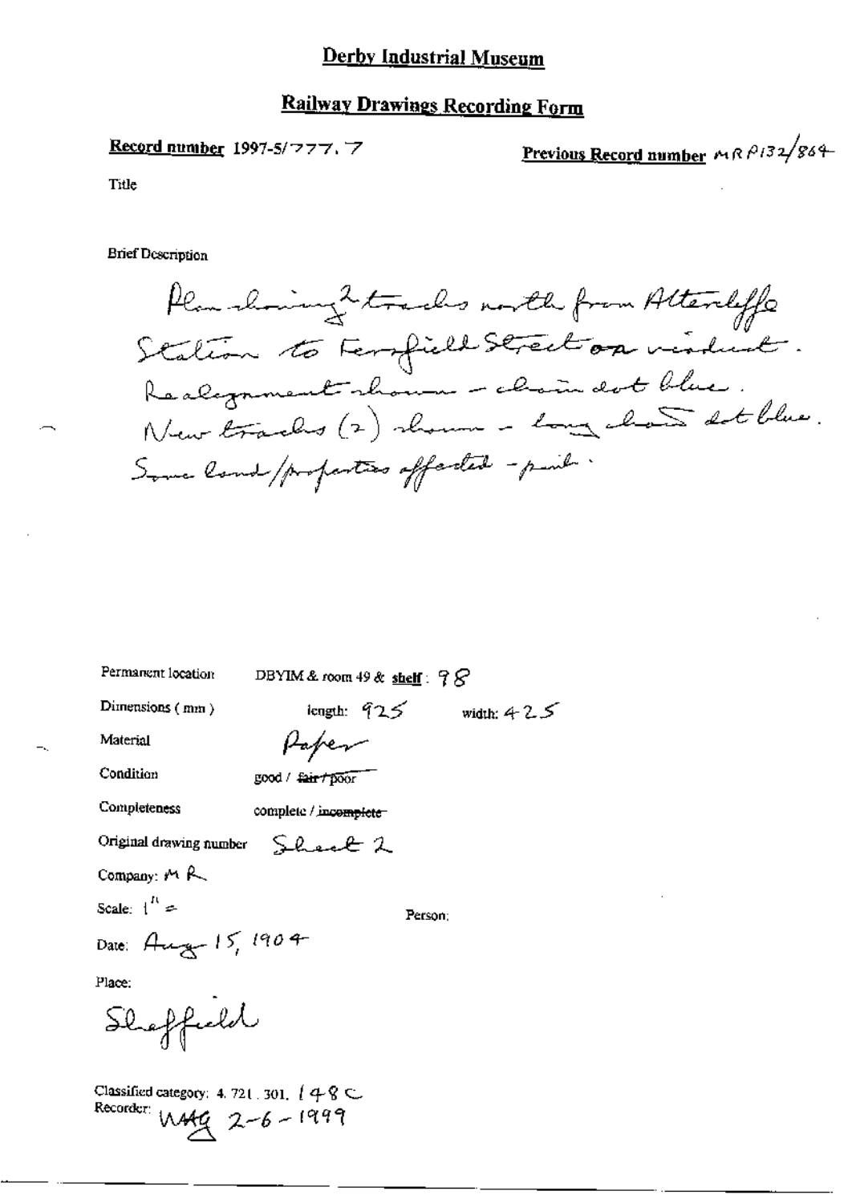# Derby Industrial Museum

## Railway Drawings Recording Form

**Record number** 1997-5/777.7

**Previous Record number** MR P132/864

Title

Brief Description

Plan showing 2 tracks north from Attercliffe Station to Fernfield Street on viaduct. Realignment shown - chain dot blue. New tracks (2) shown - long chain dot blue. Some land/properties affected - pink.

Permanent location: DBYIM & room 49 & **shelf**: 98

Dimensions (mm): length: 925 width: 425

Material: Paper

Condition: good / ~~fair / poor~~

Completeness: complete / ~~incomplete~~

Original drawing number: Sheet 2

Company: MR

Scale: 1" =

Person:

Date: Aug 15, 1904

Place:

Sheffield

Classified category: 4.721.301. 148 C

Recorder: WAG 2-6-1999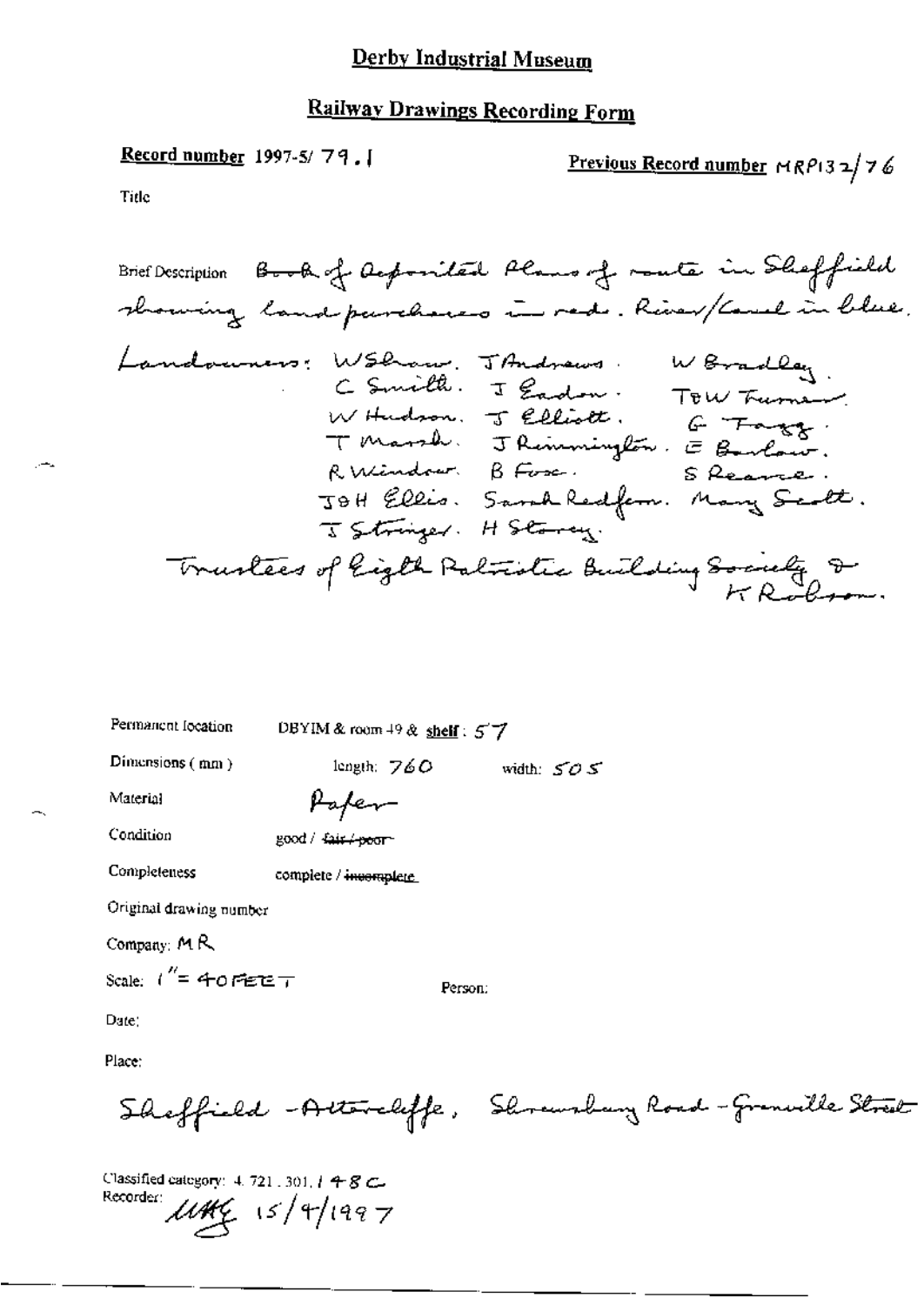# Derby Industrial Museum

## Railway Drawings Recording Form

**Record number** 1997-5/ 79.1

**Previous Record number** MRP132/76

Title

Brief Description Book of deposited plans of route in Sheffield showing land purchases in red. River/Canal in blue.

Landowners: W Shaw. J Andrews. W Bradley. C Smith. J Eadon. T & W Turner. W Hudson. J Elliott. G Fagg. T Marsh. J Remmington. E Barlow. R Windsor. B Fox. S Reance. J & H Ellis. Sarah Redfern. Mary Scott. J Stringer. H Storey.

Trustees of Eigth Patriotic Building Society & K Robson.

Permanent location DBYIM & room 49 & **shelf**: 57

Dimensions (mm) length: 760 width: 505

Material Paper

Condition good / ~~fair / poor~~

Completeness complete / ~~incomplete~~

Original drawing number

Company: MR

Scale: 1" = 40 FEET

Person:

Date:

Place:

Sheffield - Attercliffe, Shrewsbury Road - Granville Street

Classified category: 4.721.301.148C

Recorder: UAG 15/4/1997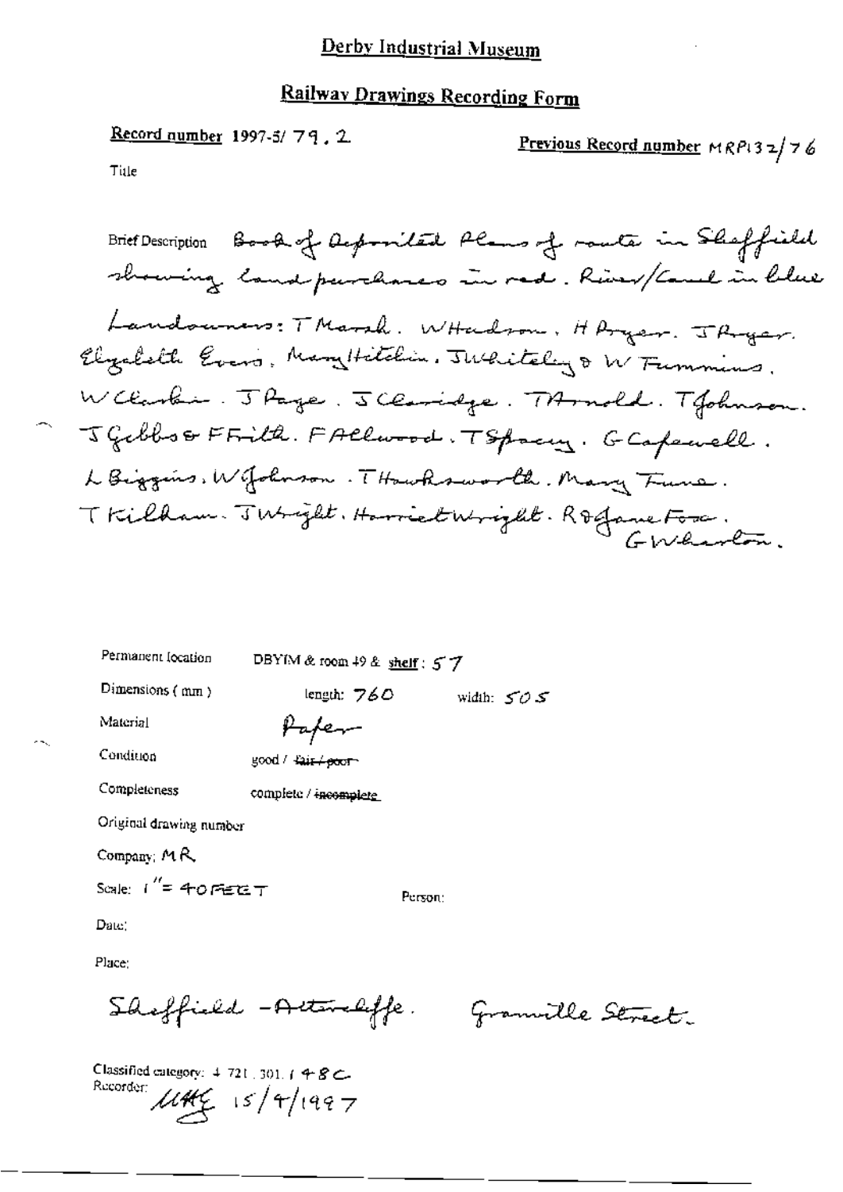# Derby Industrial Museum

## Railway Drawings Recording Form

**Record number** 1997-5/ 79 . 2

**Previous Record number** MRP132/76

Title

Brief Description Book of deposited plans of route in Sheffield showing land purchases in red. River/Canal in blue

Landowners: T Marsh. W Hudson. H Pryor. J Pryor. Elizabeth Evans. Mary Hitchin. J Whiteley & W Fummins. W Clarke. J Page. J Claridge. T Arnold. T Johnson. J Gibbs & F Frith. F Allwood. T Spacey. G Capewell. L Biggins. W Johnson. T Hawksworth. Mary Fiune. T Kilham. J Wright. Harriet Wright. R & Jane Foss. G Wharton.

Permanent location DBYIM & room 49 & shelf: 57

Dimensions (mm) length: 760 width: 505

Material Paper

Condition good / ~~fair / poor~~

Completeness complete / ~~incomplete~~

Original drawing number

Company: MR

Scale: 1" = 40 FEET

Person:

Date:

Place:

Sheffield - Attercliffe. Granville Street.

Classified category: 4.721.301.148C

Recorder: MHG 15/4/1997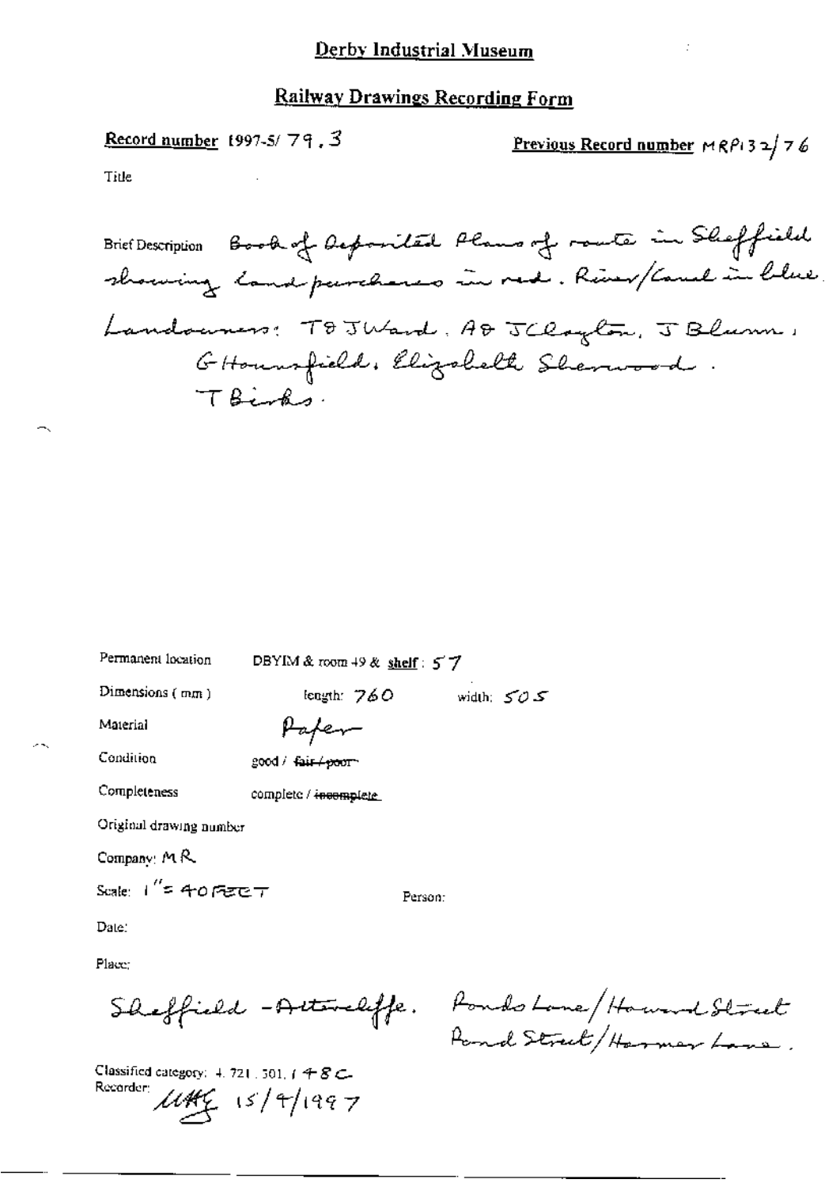# Derby Industrial Museum

## Railway Drawings Recording Form

**Record number** 1997-5/ 79 . 3

**Previous Record number** MRP132/76

Title

Brief Description Book of deposited plans of route in Sheffield showing land purchases in red. River/Canal in blue. Landowners: T & J Ward, A & J Clayton, J Blumn, G Hounsfield, Elizabeth Sherwood. T Birks.

Permanent location DBYIM & room 49 & **shelf**: 57

Dimensions (mm) length: 760 width: 505

Material Paper

Condition good / ~~fair / poor~~

Completeness complete / ~~incomplete~~

Original drawing number

Company: MR

Scale: 1" = 40 FEET

Person:

Date:

Place:

Sheffield - Attercliffe. Ponds Lane / Howard Street Pond Street / Harmer Lane.

Classified category: 4. 721. 301. 148C

Recorder: MHG 15/9/1997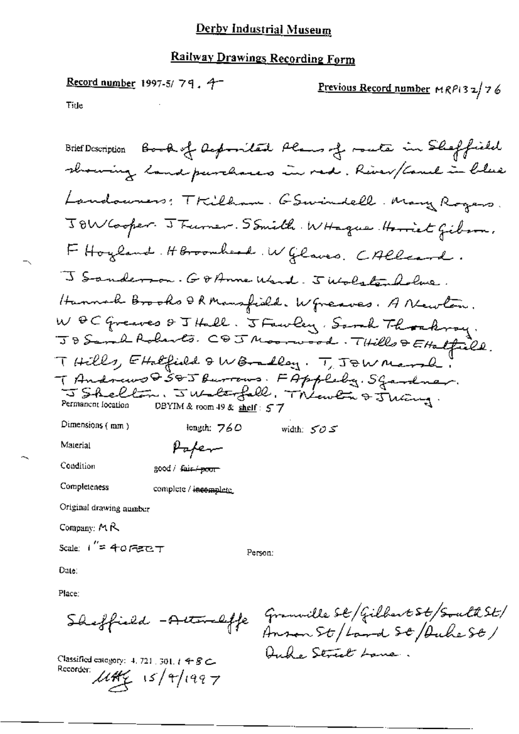# Derby Industrial Museum

## Railway Drawings Recording Form

**Record number** 1997-5/ 79. 4 **Previous Record number** MRP132/76

Title

Brief Description Book of deposited plans of route in Sheffield showing land purchases in red. River/Canal in blue Landowners: T Killham. G Swindell. Mary Rogers. J & W Cooper. J Turner. S Smith. W Hague. Harriet Gibson. F Hoyland. H Broomhead. W Glaves. C Allcard. J Sanderson. G & Anne Ward. J Wolstenholme. Hannah Brooks & R Mansfield. W Greaves. A Newton. W & C Greaves & J Hall. J Fawley. Sarah Thackray. J & Sarah Roberts. C & J Moorwood. T Hills & E Hatfield. T Hills, E Hatfield & W Bradley. T, J & W Marsh. T Andrews & S & J Burrows. F Appleby. S Gardner. J Shelton. J Walterfall. T Newton & J Young.

Permanent location DBYIM & room 49 & shelf: 57

Dimensions (mm) length: 760 width: 505

Material Paper

Condition good / ~~fair / poor~~

Completeness complete / ~~incomplete~~

Original drawing number

Company: MR

Scale: 1" = 40 FEET

Person:

Date:

Place: Sheffield - Attercliffe Granville St / Gilbert St / South St / Anson St / Land St / Duke St / Duke Street Lane.

Classified category: 4. 721. 301. / 48C

Recorder: [initials] 15/4/1997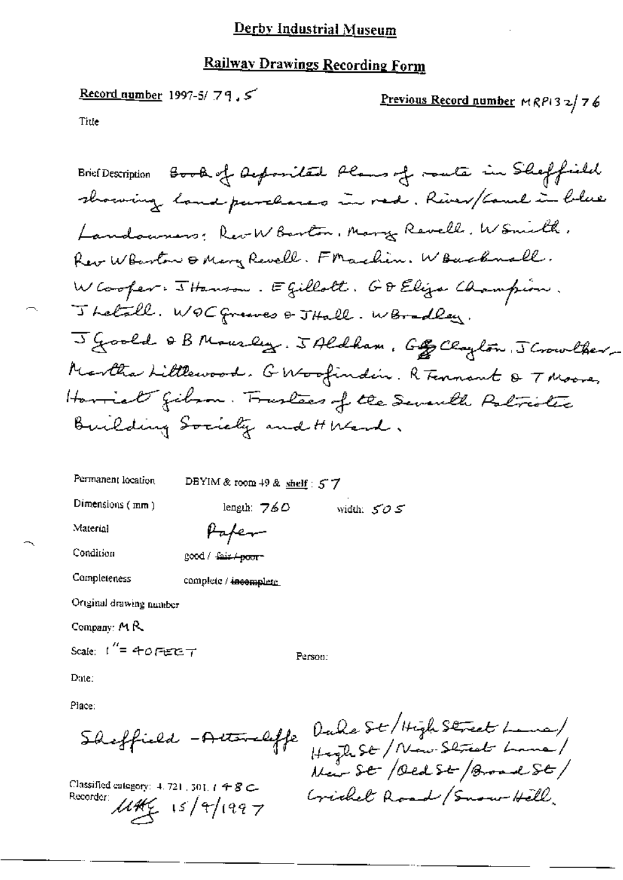# Derby Industrial Museum

## Railway Drawings Recording Form

**Record number** 1997-5/ 79.5

**Previous Record number** MRP132/76

Title

Brief Description: Book of deposited plans of route in Sheffield showing land purchases in red. River/Canal in blue. Landowners: Rev W Barton. Mary Revell. W Smith. Rev W Barton & Mary Revell. F Machin. W Bucknall. W Cooper. J Hanson. E Gillott. G & Eliza Champion. J Hetall. W & C Greaves & J Hall. W Bradley. J Goold & B Mousley. J Aldham. G Clayton. J Crowther. Martha Littlewood. G Woofindin. R Tennant & T Moore. Harriet Gibson. Trustees of the Seventh Patriotic Building Society and H Ward.

Permanent location: DBYIM & room 49 & shelf: 57

Dimensions (mm): length: 760 width: 505

Material: Paper

Condition: good / ~~fair / poor~~

Completeness: complete / ~~incomplete~~

Original drawing number

Company: MR

Scale: 1" = 40 FEET

Person:

Date:

Place: Sheffield - Attercliffe Dale St / High Street Lane / High St / New Street Lane / New St / Old St / Broad St / Cricket Road / Snow Hill.

Classified category: 4.721.301.148C

Recorder: UHG 15/9/1997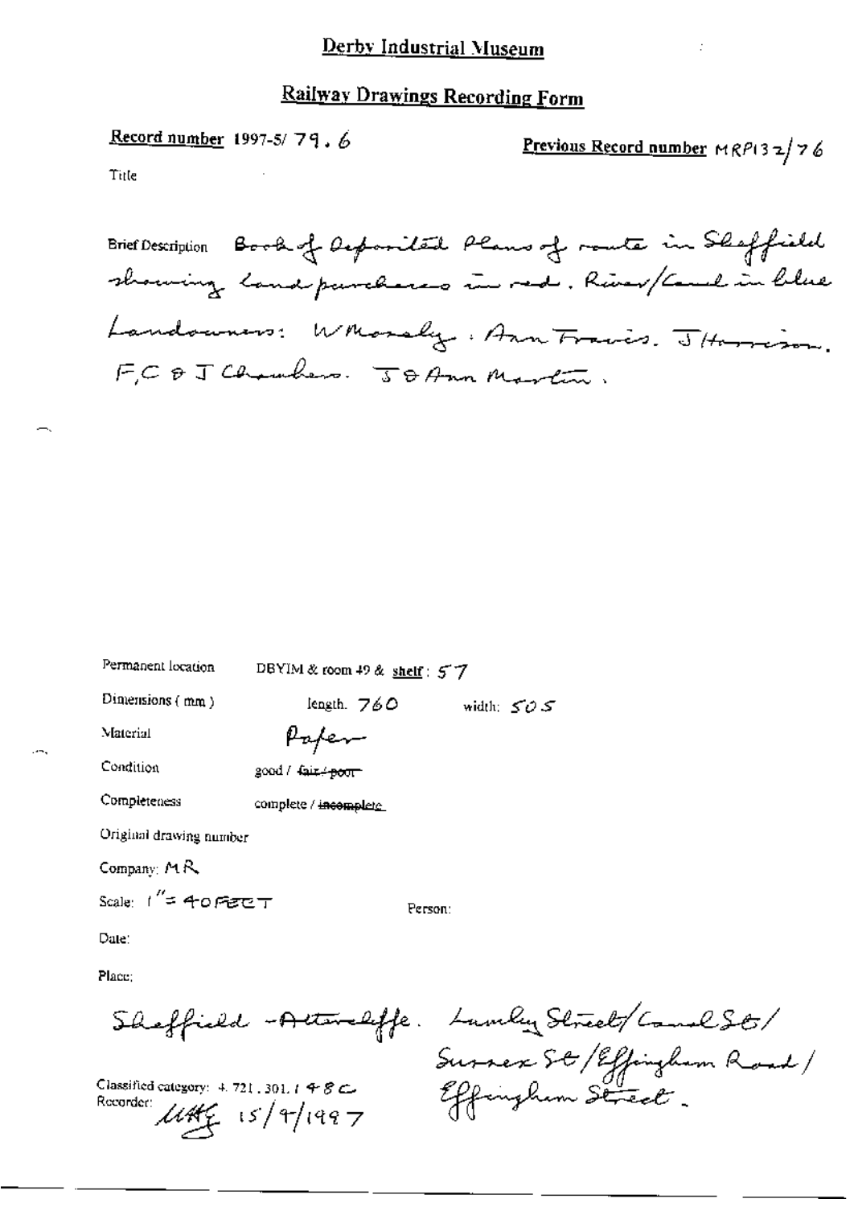# Derby Industrial Museum

## Railway Drawings Recording Form

**Record number** 1997-5/ 79. 6

**Previous Record number** MRP132/76

Title

Brief Description Book of deposited plans of route in Sheffield showing land purchases in red. River/Canal in blue. Landowners: W Mosely. Ann Francis. J Harrison. F, C & J Chambers. J & Ann Marten.

Permanent location DBYIM & room 49 & shelf: 57

Dimensions (mm) length: 760 width: 505

Material Paper

Condition good / ~~fair / poor~~

Completeness complete / ~~incomplete~~

Original drawing number

Company: MR

Scale: 1" = 40 FEET

Person:

Date:

Place: Sheffield - Attercliffe. Lumley Street/Canal St/ Sussex St/Effingham Road/ Effingham Street.

Classified category: 4. 721. 301. 148C

Recorder: UHG 15/9/1997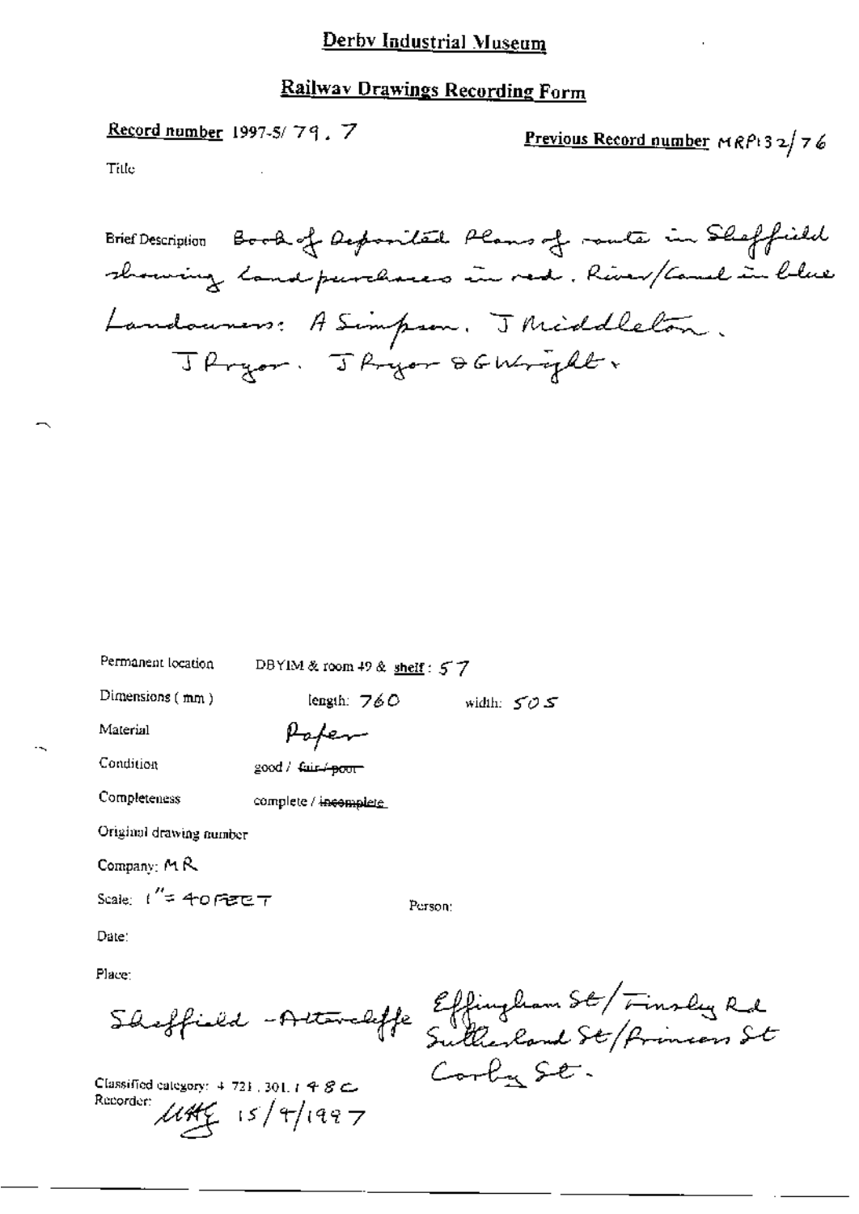# Derby Industrial Museum

## Railway Drawings Recording Form

**Record number** 1997-5/ 79 . 7

**Previous Record number** MRP132/76

Title

Brief Description Book of Deposited Plans of route in Sheffield showing land purchases in red. River/Canal in blue
Landowners: A Simpson. J Middleton.
J Pryor. J Pryor & G Wright.

Permanent location DBYIM & room 49 & shelf : 57

Dimensions (mm) length: 760 width: 505

Material Paper

Condition good / ~~fair / poor~~

Completeness complete / ~~incomplete~~

Original drawing number

Company: MR

Scale: 1" = 40 FEET

Person:

Date:

Place:

Sheffield - Attercliffe Effingham St / Finsley Rd
Sutherland St / Princess St
Corby St.

Classified category: 4 721 . 301 . 1 4 8 C

Recorder: UHG 15/4/1997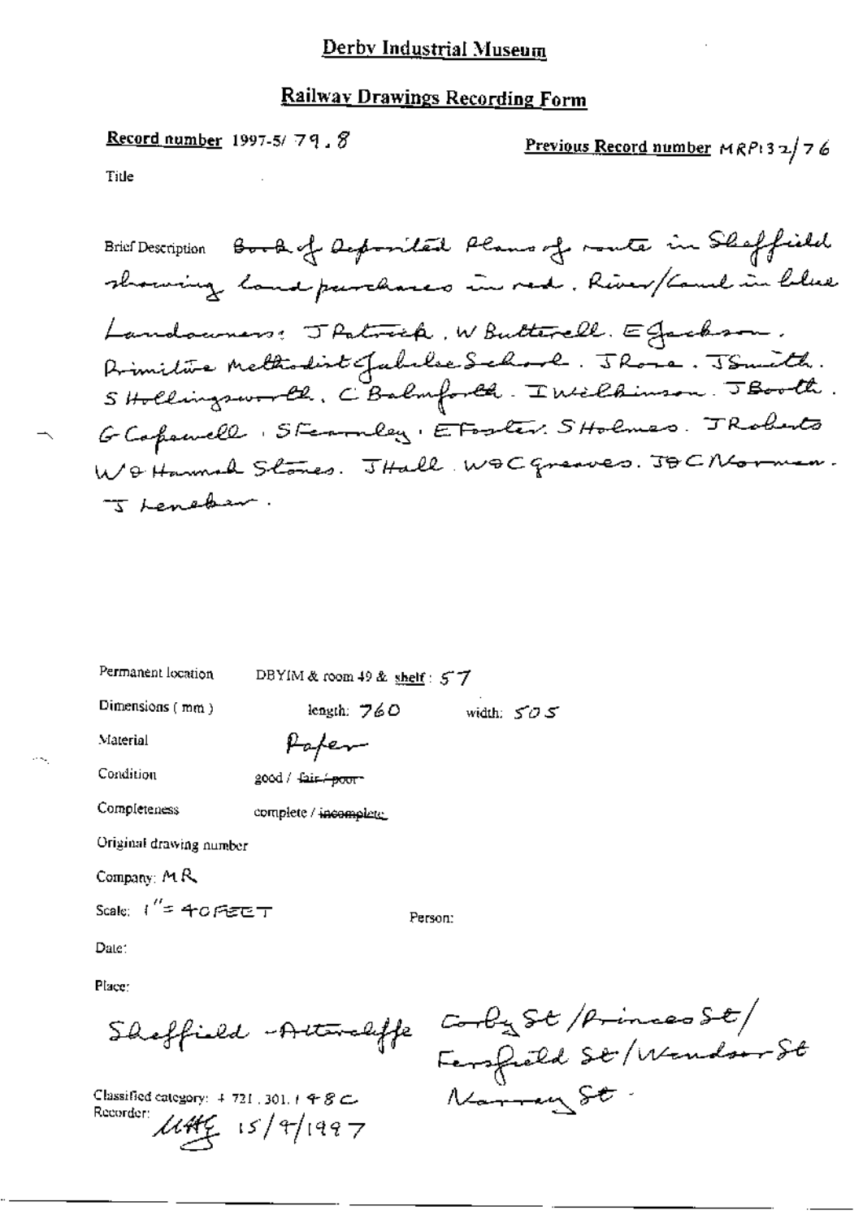# Derby Industrial Museum

## Railway Drawings Recording Form

**Record number** 1997-5/ 79 . 8

**Previous Record number** MRP132/76

Title

Brief Description Book of Deposited Plans of route in Sheffield showing land purchases in red. River/Canal in blue

Landowners: J Patrick. W Butterell. E Jackson. Primitive Methodist Jubilee School. J Rose. J Smith. S Hollingsworth. C Balmforth. I Wilkinson. J Booth. G Capewell. S Fearnley. E Foster. S Holmes. J Roberts W & Hannah Stones. J Hall. W & C Greaves. J & C Norman. J Leneker.

Permanent location DBYIM & room 49 & shelf: 57

Dimensions (mm) length: 760 width: 505

Material Paper

Condition good / ~~fair / poor~~

Completeness complete / ~~incomplete~~

Original drawing number

Company: MR

Scale: 1" = 40 FEET

Person:

Date:

Place:

Sheffield - Attercliffe Corby St / Princess St / Fernfield St / Windsor St Marrey St -

Classified category: 4 721 . 301 . 1 4 8 C

Recorder: UHG 15/9/1997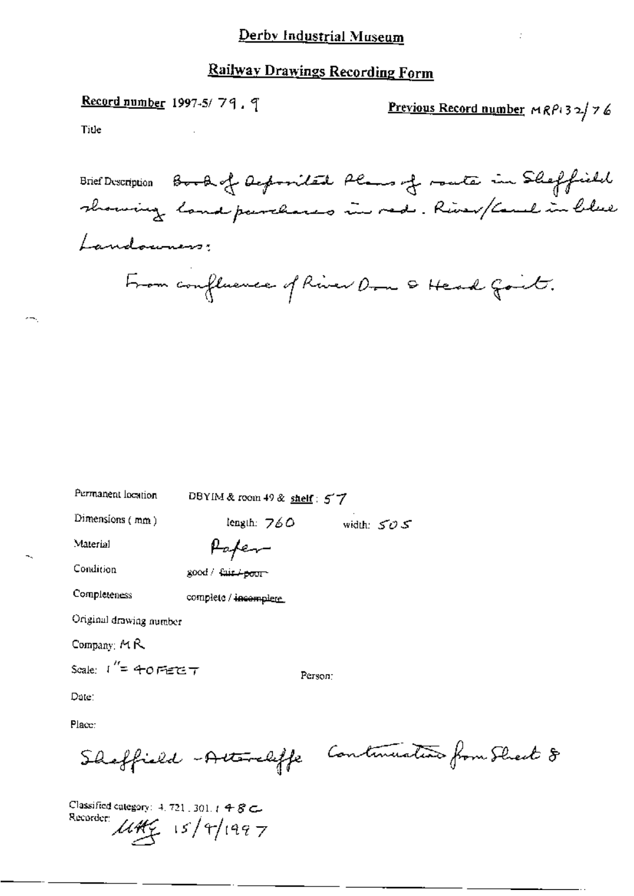# Derby Industrial Museum

## Railway Drawings Recording Form

**Record number** 1997-5/ 79. 9

**Previous Record number** MRP132/76

Title

Brief Description Book of deposited plans of route in Sheffield showing land purchases in red. River/Canal in blue

Landowners:

From confluence of River Don & Head Goit.

Permanent location DBYIM & room 49 & **shelf**: 57

Dimensions (mm) length: 760 width: 505

Material Paper

Condition good / ~~fair / poor~~

Completeness complete / ~~incomplete~~

Original drawing number

Company: MR

Scale: 1" = 40 FEET

Person:

Date:

Place:

Sheffield - Attercliffe Continuation from Sheet 8

Classified category: 4. 721. 301. 148C

Recorder: UHG 15/9/1997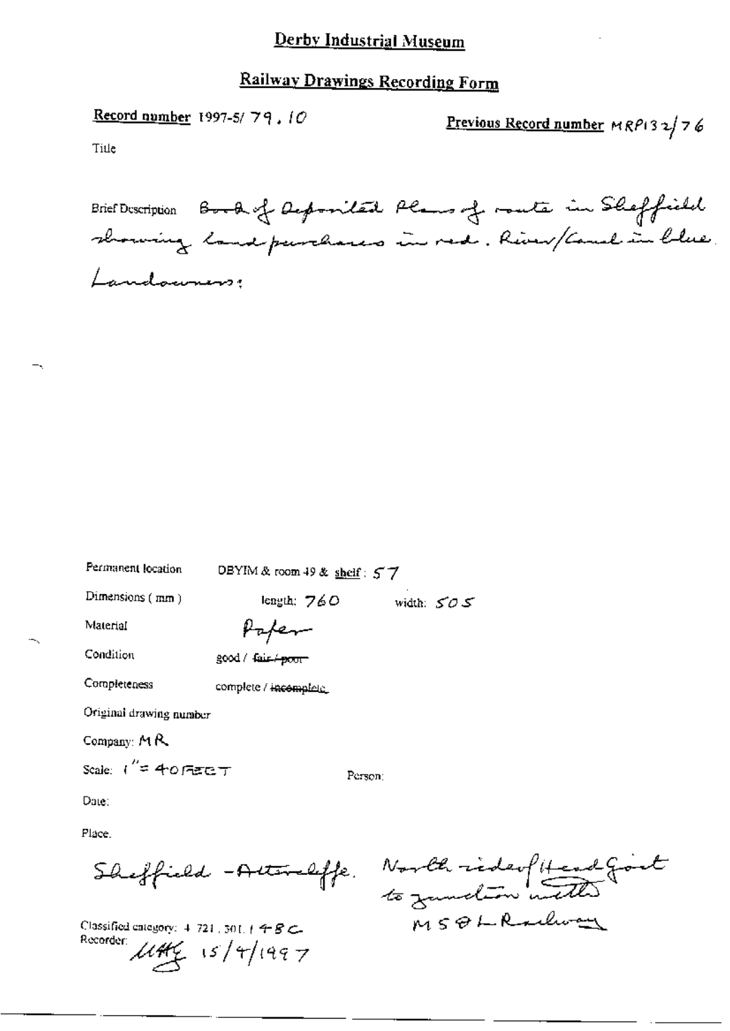# Derby Industrial Museum

## Railway Drawings Recording Form

**Record number** 1997-5/ 79 . 10

**Previous Record number** MRP132/76

Title

Brief Description Book of Deposited Plans of route in Sheffield showing land purchases in red. River/Canal in blue. Landowners:

Permanent location DBYIM & room 49 & shelf: 57

Dimensions (mm) length: 760 width: 505

Material Paper

Condition good / ~~fair / poor~~

Completeness complete / ~~incomplete~~

Original drawing number

Company: MR

Scale: 1" = 40 FEET

Person:

Date:

Place.

Sheffield - Attercliffe. North side of Head Goit to junction with MS&L Railway

Classified category: 4.721.301.148C

Recorder: [initials] 15/4/1997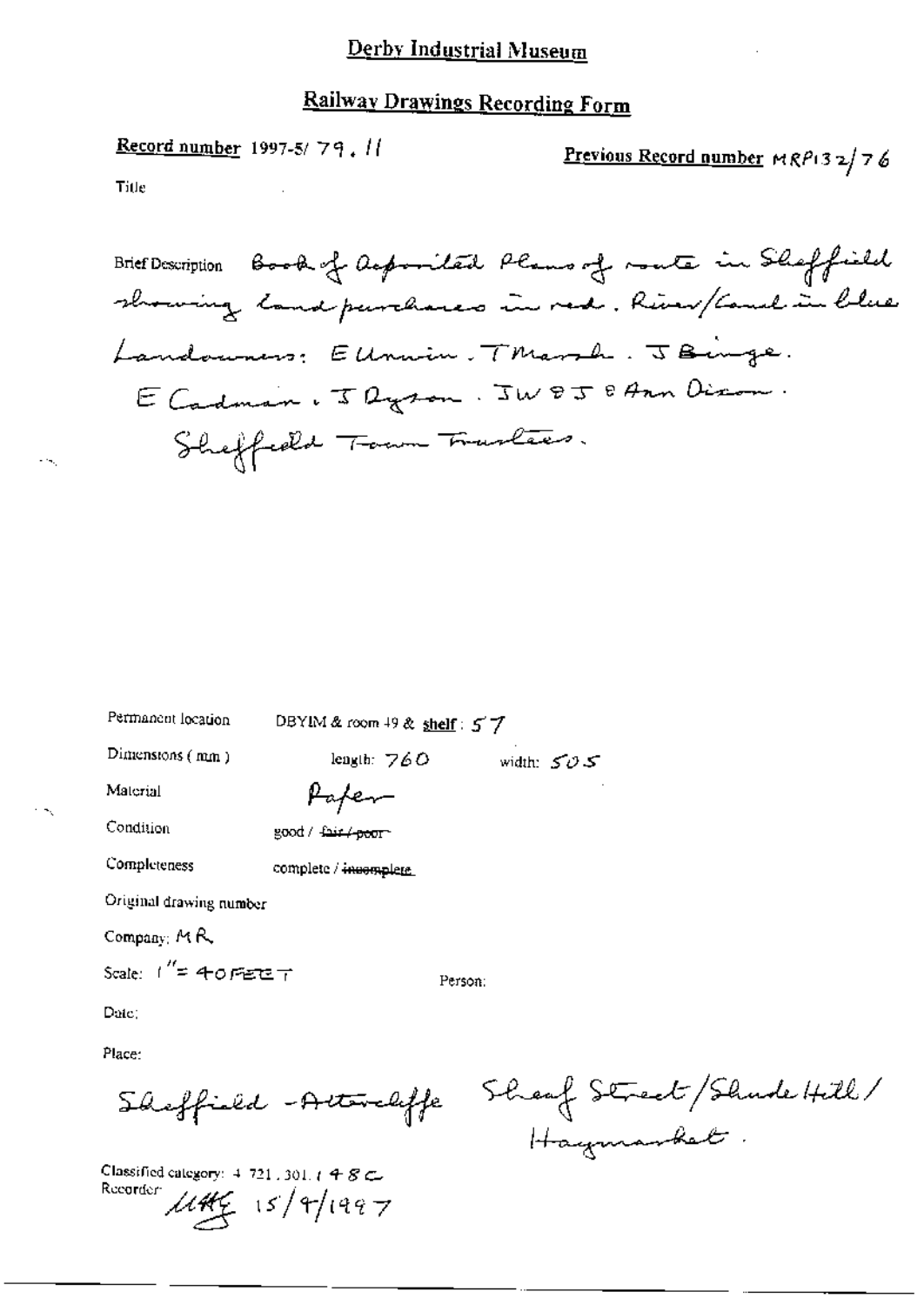# Derby Industrial Museum

## Railway Drawings Recording Form

**Record number** 1997-5/ 79. 11

**Previous Record number** MRP132/76

Title

Brief Description Book of deposited Plans of route in Sheffield showing land purchases in red. River/Canal in blue. Landowners: E Unwin. T Marsh. J Binge. E Cadman. J Dyson. J W & J & Ann Dixon. Sheffield Town Trustees.

Permanent location DBYIM & room 49 & **shelf**: 57

Dimensions (mm) length: 760 width: 505

Material Paper

Condition good / ~~fair / poor~~

Completeness complete / ~~incomplete~~

Original drawing number

Company: MR

Scale: 1" = 40 FEET

Person:

Date:

Place:

Sheffield - Attercliffe Sheaf Street / Shude Hill / Haymarket.

Classified category: 4.721.301.148C

Recorder: MHG 15/9/1997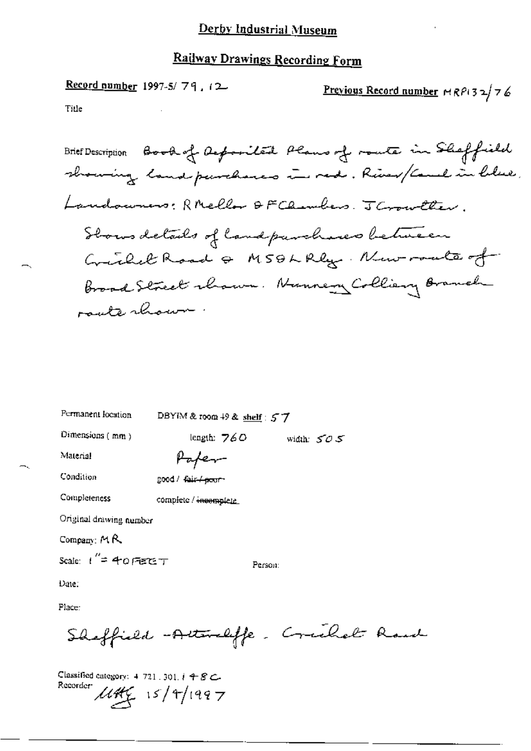# Derby Industrial Museum

## Railway Drawings Recording Form

**Record number** 1997-5/ 79 . 12

**Previous Record number** MRP132/76

Title

Brief Description: Book of deposited plans of route in Sheffield showing land purchases in red. River/Canal in blue. Landowners: R Mellor & F Chambers. J Crowther. Shows details of land purchases between Cricket Road & MS&L Rly. New route of Broad Street shown. Nunnery Colliery Branch route shown.

Permanent location: DBYIM & room 49 & shelf: 57

Dimensions (mm): length: 760 width: 505

Material: Paper

Condition: good / ~~fair / poor~~

Completeness: complete / ~~incomplete~~

Original drawing number

Company: MR

Scale: 1" = 40 FEET

Person:

Date:

Place:

Sheffield - Attercliffe - Cricket Road

Classified category: 4 721 . 301 . 1 + 8 C

Recorder: MHG 15/4/1997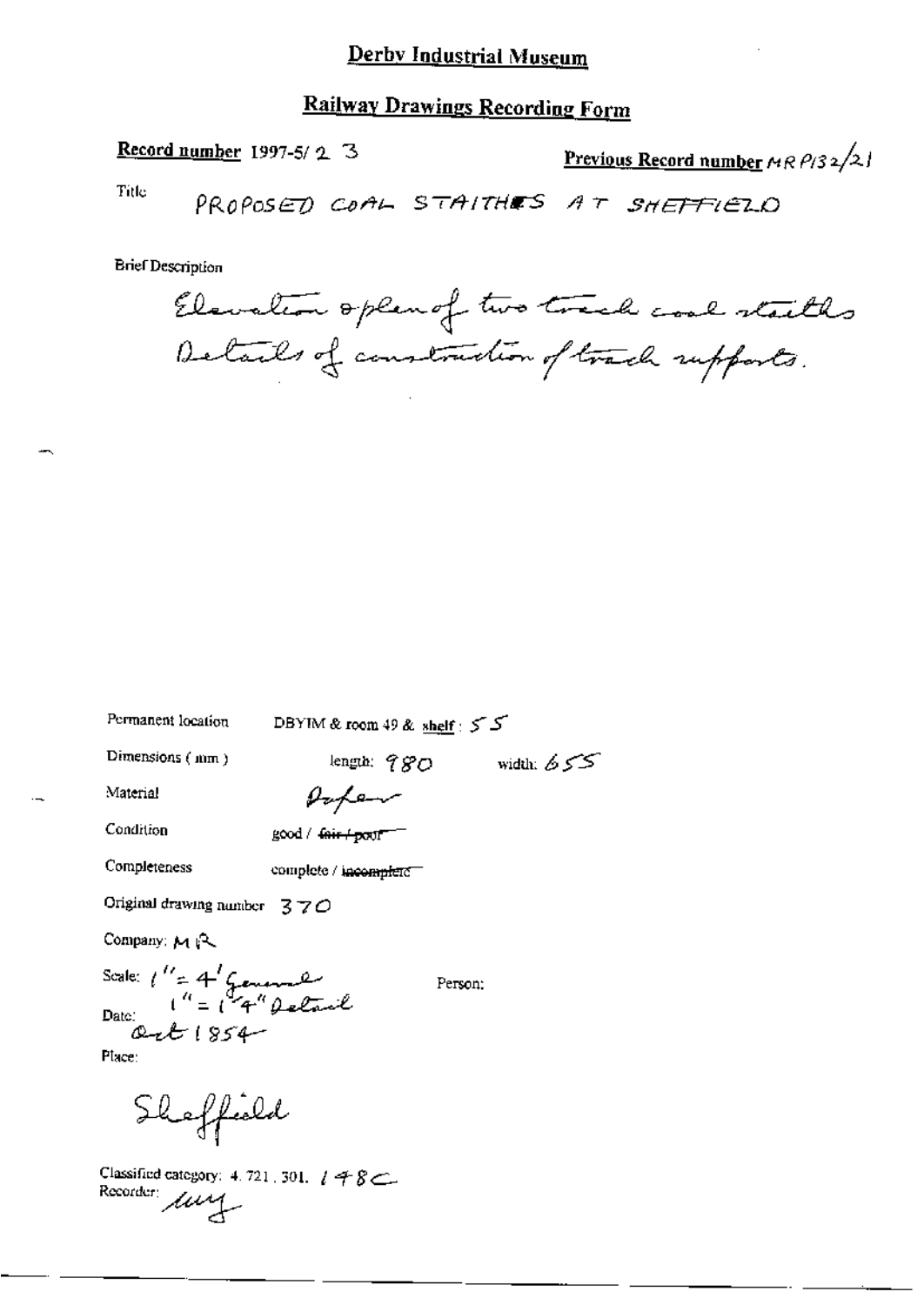# Derby Industrial Museum

## Railway Drawings Recording Form

**Record number** 1997-5/ 2 3

**Previous Record number** MR P132/21

Title PROPOSED COAL STAITHES AT SHEFFIELD

Brief Description

Elevation & plan of two track coal staiths
Details of construction of track supports.

Permanent location DBYIM & room 49 & **shelf**: 55

Dimensions (mm) length: 980 width: 655

Material Paper

Condition good / ~~fair / poor~~

Completeness complete / ~~incomplete~~

Original drawing number 370

Company: MR

Scale: 1" = 4' General
1" = 1' 4" Detail

Person:

Date: Oct 1854

Place:

Sheffield

Classified category: 4. 721. 301. 148C

Recorder: (signature)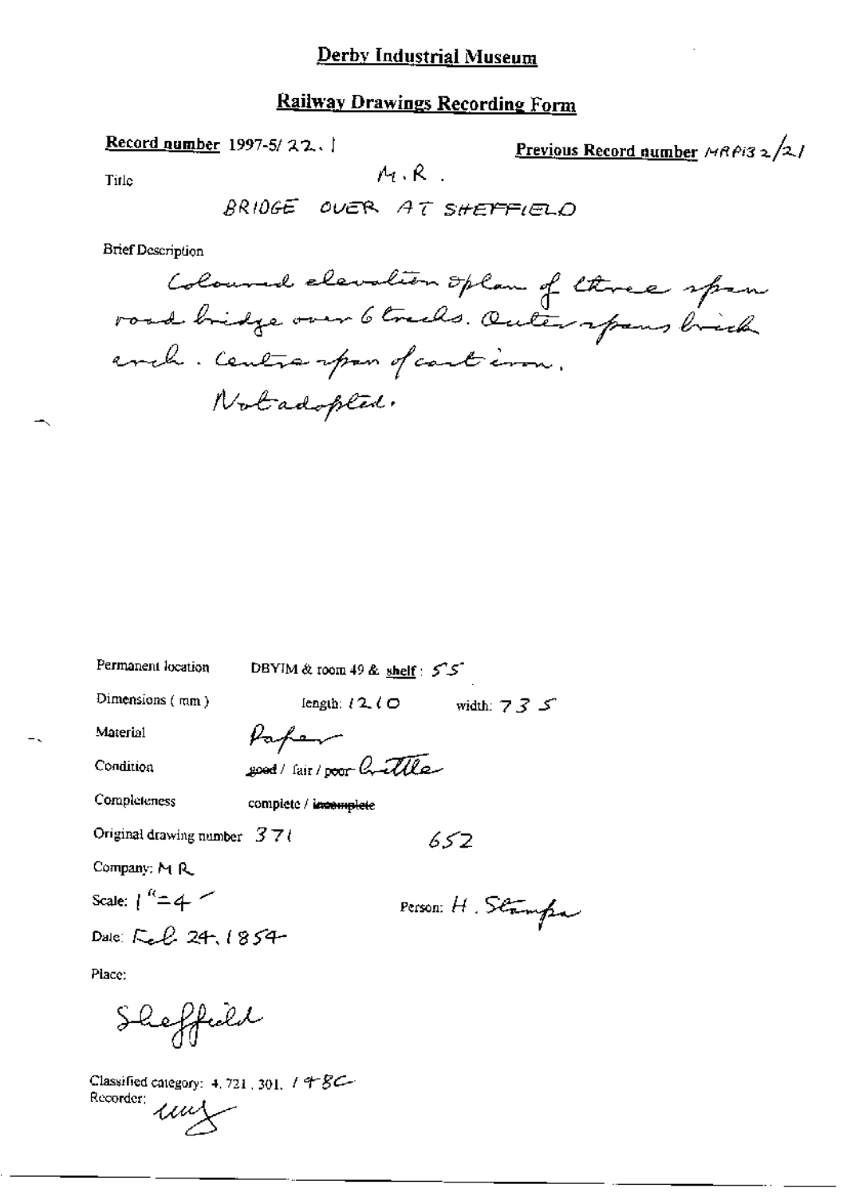# Derby Industrial Museum

## Railway Drawings Recording Form

**Record number** 1997-5/ 22. 1

**Previous Record number** MRP132/21

Title

M.R.

BRIDGE OVER AT SHEFFIELD

Brief Description

Coloured elevation & plan of three span road bridge over 6 tracks. Outer spans brick arch. Centre span of cast iron.

Not adopted.

Permanent location DBYIM & room 49 & shelf: 55

Dimensions (mm) length: 1210 width: 735

Material Paper

Condition ~~good~~ / fair / ~~poor~~ brittle

Completeness complete / ~~incomplete~~

Original drawing number 371 652

Company: M R

Scale: 1" = 4'

Person: H. Stamper

Date: Feb 24, 1854

Place:

Sheffield

Classified category: 4. 721. 301. 148C

Recorder: mf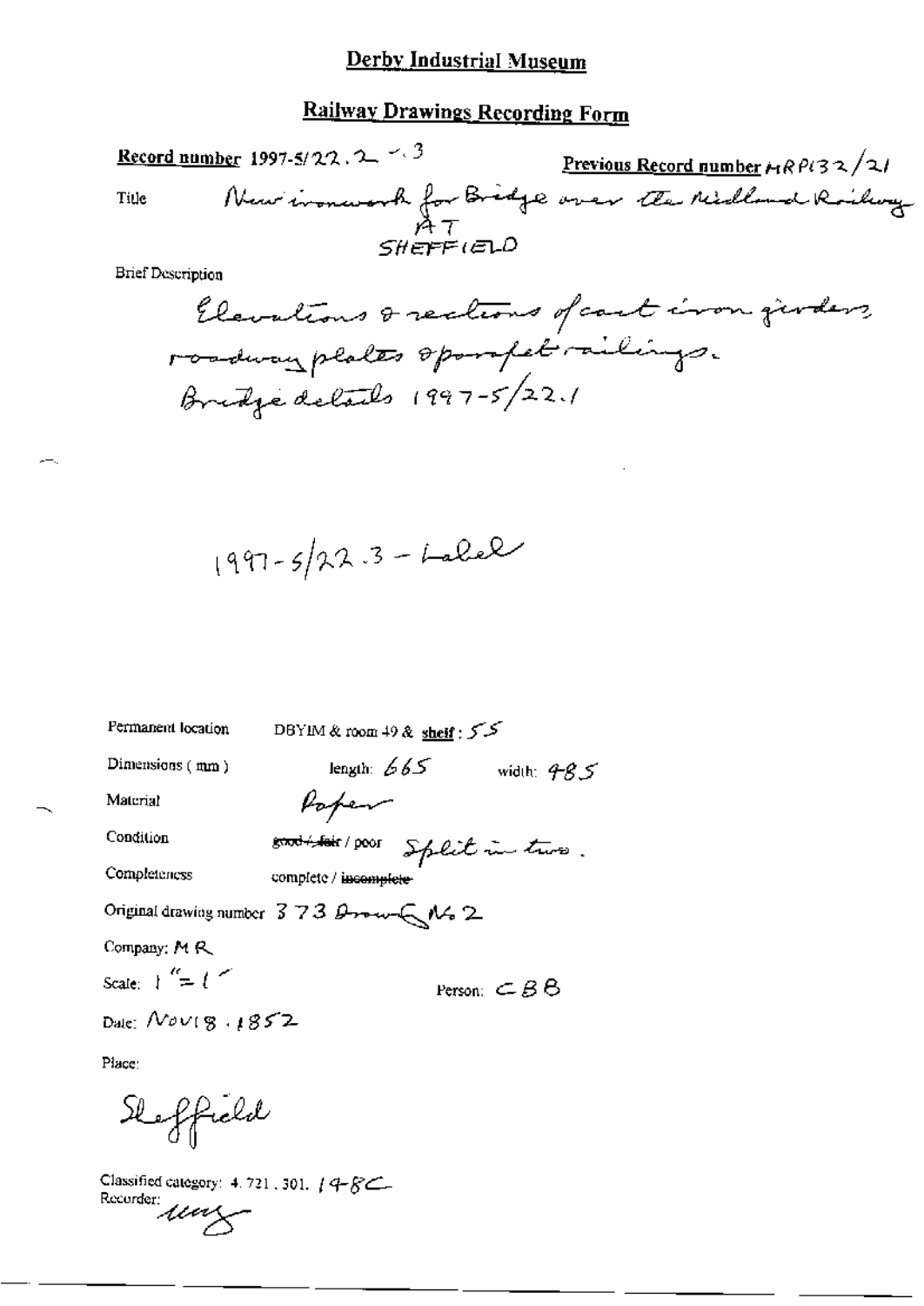# Derby Industrial Museum

## Railway Drawings Recording Form

**Record number** 1997-5/22.2 - .3

**Previous Record number** MRP132/21

Title: New ironwork for Bridge over the Midland Railway AT SHEFFIELD

Brief Description:

Elevations & sections of cast iron girders, roadway plates & parapet railings.
Bridge details 1997-5/22.1

1997-5/22.3 - Label

Permanent location: DBYIM & room 49 & **shelf**: 55

Dimensions (mm): length: 665 width: 485

Material: Paper

Condition: ~~good / fair~~ / poor Split in two.

Completeness: complete / ~~incomplete~~

Original drawing number: 373 Drawing No 2

Company: MR

Scale: 1" = 1'

Person: CBB

Date: Nov 18. 1852

Place:

Sheffield

Classified category: 4.721.301. 14-8C

Recorder: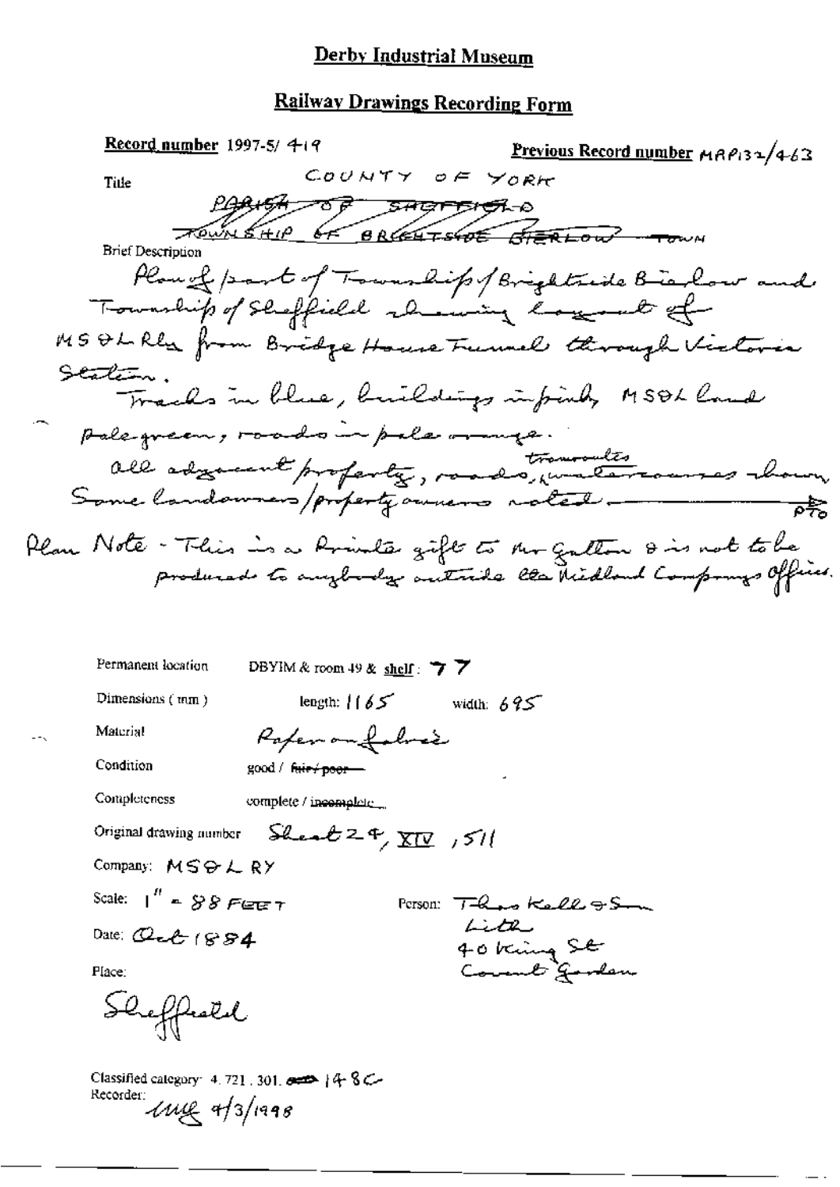# Derby Industrial Museum

## Railway Drawings Recording Form

**Record number** 1997-5/ 419

**Previous Record number** MRP132/463

Title

COUNTY OF YORK

~~PARISH OF SHEFFIELD~~

~~TOWNSHIP OF BRIGHTSIDE BIERLOW TOWN~~

Brief Description

Plan of part of Township of Brightside Bierlow and Township of Sheffield showing layout of MS&L Rly from Bridge House Tunnel through Victoria Station.

Tracks in blue, buildings in pink, MS&L land pale green, roads in pale orange.

All adjacent property, roads, tramroutes, watercourses shown. Some landowners/property owners noted. PTO

Plan Note - This is a Private gift to Mr Gallon & is not to be produced to anybody outside the Midland Company's Offices.

Permanent location: DBYIM & room 49 & shelf: 77

Dimensions (mm): length: 1165 width: 695

Material: Paper on fabric

Condition: good / ~~fair / poor~~

Completeness: complete / ~~incomplete~~

Original drawing number: Sheet 24, XIV, 511

Company: MS&L RY

Scale: 1" = 88 FEET

Person: Thos Kell & Son Lith 40 King St Covent Garden

Date: Oct 1884

Place:

Sheffield

Classified category: 4.721.301. ~~~~ 148C

Recorder: uuy 4/3/1998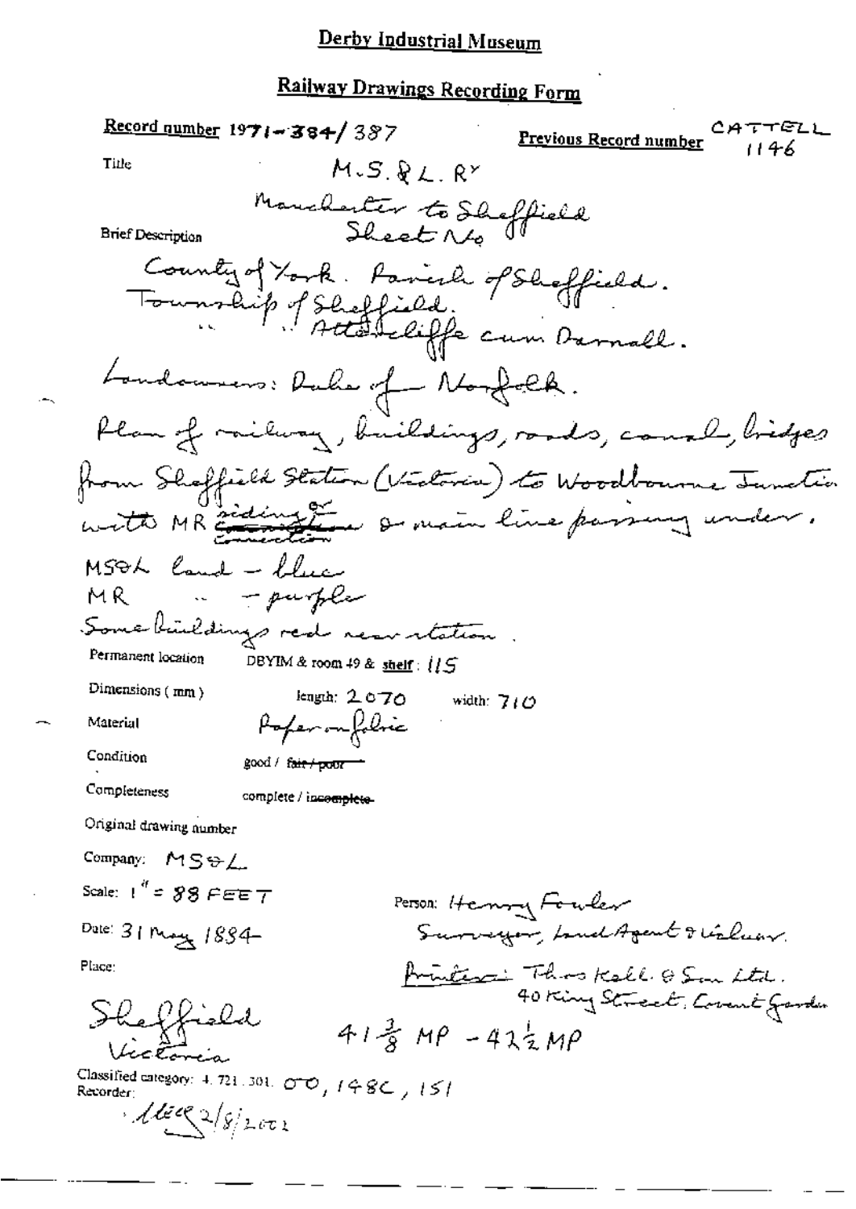# Derby Industrial Museum

## Railway Drawings Recording Form

**Record number** 1971-384/387

**Previous Record number** CATTELL 1146

**Title** M.S.&L. R^y

Manchester to Sheffield
Sheet No

**Brief Description**

County of York. Parish of Sheffield.
Township of Sheffield.
" " Attercliffe cum Darnall.

Landowners: Duke of Norfolk.

Plan of railway, buildings, roads, canal, bridges from Sheffield Station (Victoria) to Woodbourne Junction with MR siding ~~connection~~ & main line passing under.

MS&L land – blue
MR " – purple
Some buildings red near station.

**Permanent location** DBYIM & room 49 & **shelf**: 115

**Dimensions (mm)** length: 2070 width: 710

**Material** Paper on fabric

**Condition** good / ~~fair / poor~~

**Completeness** complete / ~~incomplete~~

**Original drawing number**

**Company:** MS&L

**Scale:** 1" = 88 FEET

**Person:** Henry Fowler
Surveyor, Land Agent & Valuer.

**Date:** 31 May 1884

**Place:**

Printers: Thos Kell & Son Ltd.
40 King Street, Covent Garden

Sheffield
Victoria

$41\frac{3}{8}$ MP – $42\frac{1}{2}$ MP

**Classified category:** 4.721.301. OO, 148C, 151

**Recorder:** MEC 2/8/2002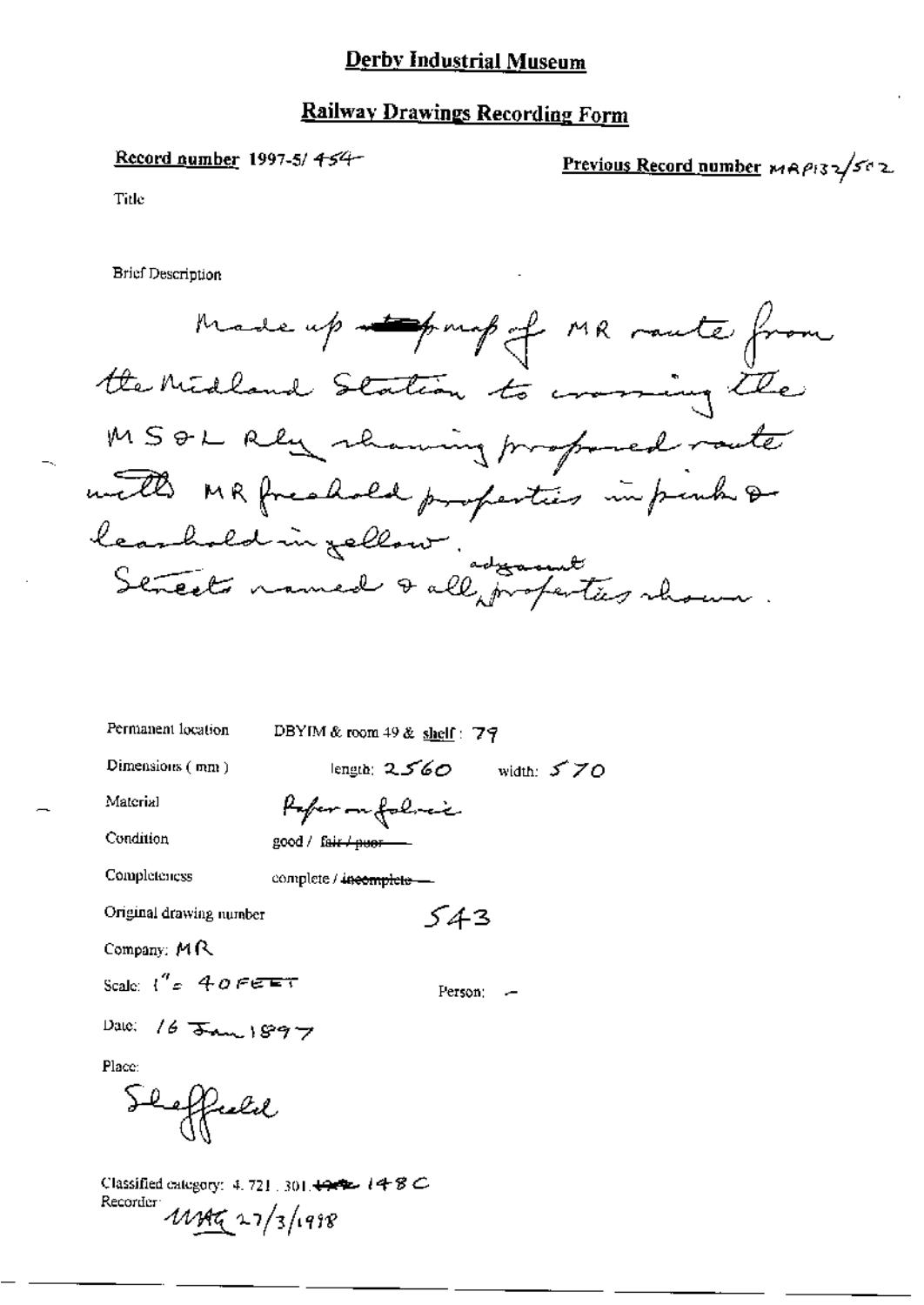# Derby Industrial Museum

## Railway Drawings Recording Form

**Record number** 1997-5/ 454 **Previous Record number** MRP132/502

Title

Brief Description

Made up ~~strip~~ map of MR route from the Midland Station to crossing the MS & L Rly showing proposed route with MR freehold properties in pink & leasehold in yellow.
Streets named & all adjacent properties shown.

Permanent location DBYIM & room 49 & shelf : 79

Dimensions ( mm ) length: 2560 width: 570

Material Paper on fabric

Condition good / ~~fair / poor~~

Completeness complete / ~~incomplete~~

Original drawing number 543

Company: MR

Scale: 1" = 40 FEET Person: -

Date: 16 Jan 1897

Place:

Sheffield

Classified category: 4. 721 . 301. ~~1982~~ 148 C

Recorder: MAG 27/3/1998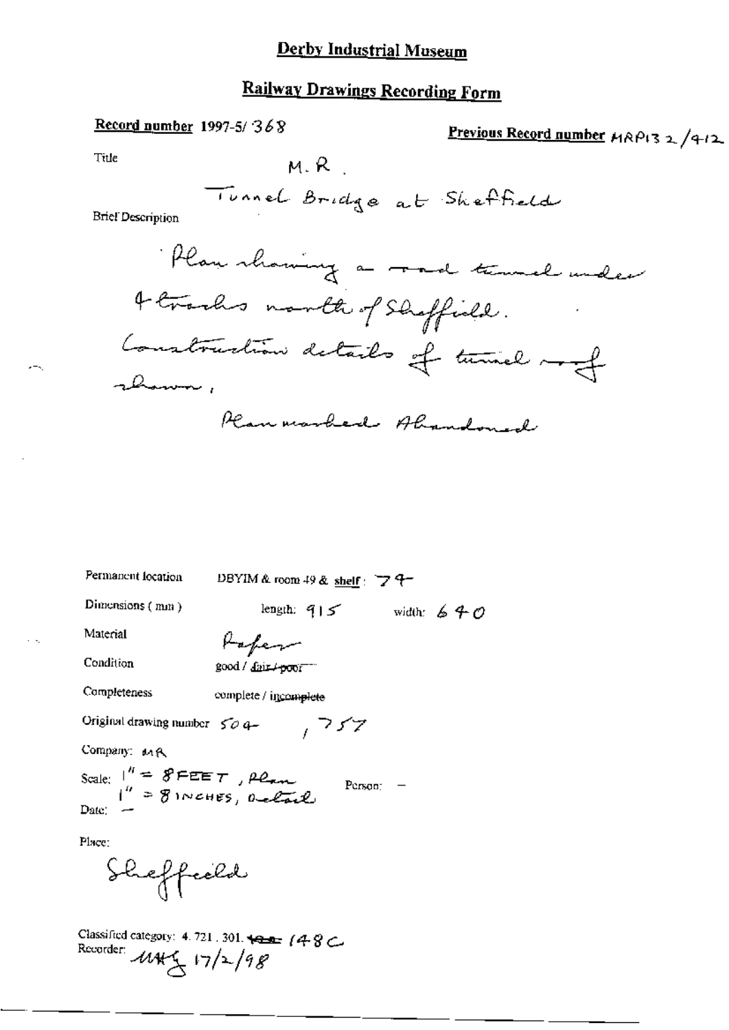# Derby Industrial Museum

## Railway Drawings Recording Form

**Record number** 1997-5/ 368

**Previous Record number** MRP132/412

Title

M.R.

Tunnel Bridge at Sheffield

Brief Description

Plan showing a road tunnel under 4 tracks north of Sheffield. Construction details of tunnel roof shown.

Plan marked Abandoned

Permanent location DBYIM & room 49 & shelf: 74

Dimensions (mm) length: 915 width: 640

Material Paper

Condition good / ~~fair / poor~~

Completeness complete / incomplete

Original drawing number 504, 757

Company: MR

Scale: 1" = 8 FEET, Plan
1" = 8 INCHES, Detail

Person: –

Date: –

Place:

Sheffield

Classified category: 4.721.301. ~~100~~ 148C

Recorder: MHG 17/2/98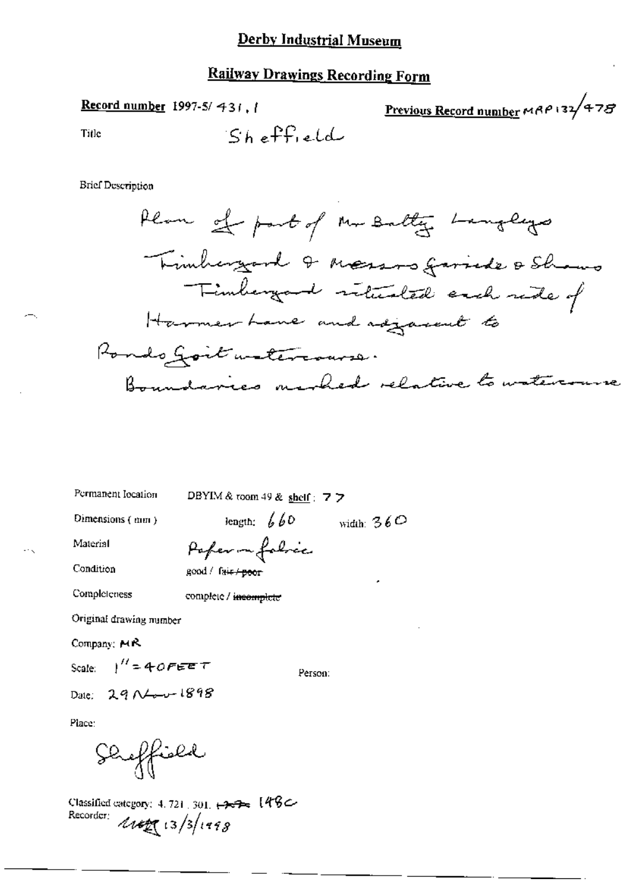# Derby Industrial Museum

## Railway Drawings Recording Form

**Record number** 1997-5/ 431.1

**Previous Record number** MRP 132/478

Title Sheffield

Brief Description

Plan of part of Mr Batty Langleys Timberyard & Messrs Garside & Shaws Timberyard situated each side of Harmer Lane and adjacent to Ponds Goit watercourse.
Boundaries marked relative to watercourse

Permanent location DBYIM & room 49 & shelf : 77

Dimensions ( mm ) length: 660 width: 360

Material Paper on fabric

Condition good / ~~fair / poor~~

Completeness complete / ~~incomplete~~

Original drawing number

Company: MR

Scale: 1" = 40 FEET

Person:

Date: 29 Nov 1898

Place:

Sheffield

Classified category: 4.721.301. ~~~~ 148C

Recorder: ~~~~ 13/3/1998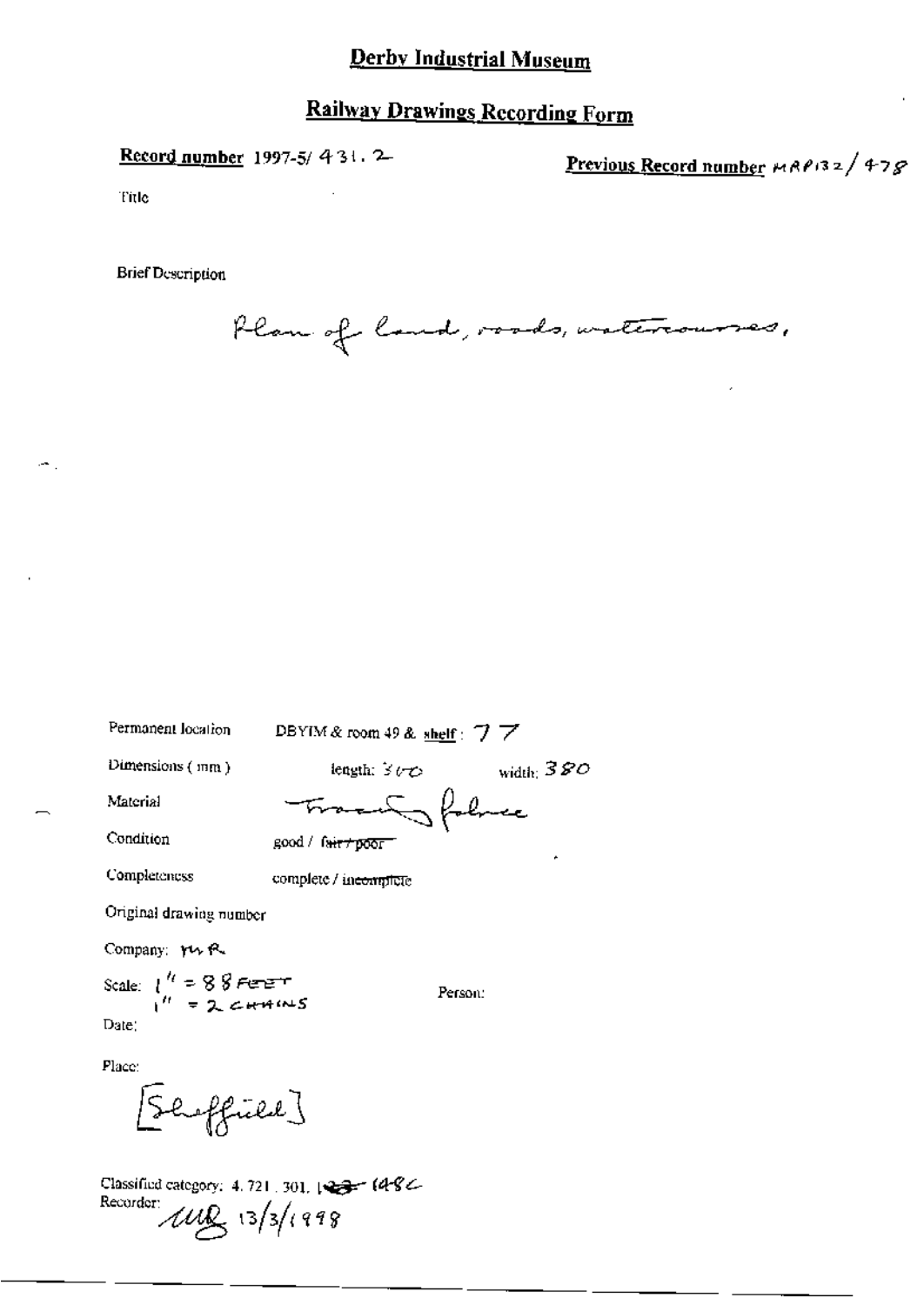# Derby Industrial Museum

## Railway Drawings Recording Form

**Record number** 1997-5/ 431. 2

**Previous Record number** MRP132/478

Title

Brief Description

Plan of land, roads, watercourses,

Permanent location: DBYIM & room 49 & shelf: 77

Dimensions (mm): length: 300 width: 380

Material: Tracing fabric

Condition: good / ~~fair / poor~~

Completeness: complete / ~~incomplete~~

Original drawing number

Company: MR

Scale: 1" = 88 FEET
1" = 2 CHAINS

Person:

Date:

Place:

[Sheffield]

Classified category: 4. 721. 301. ~~123~~ 148C

Recorder: MG 13/3/1998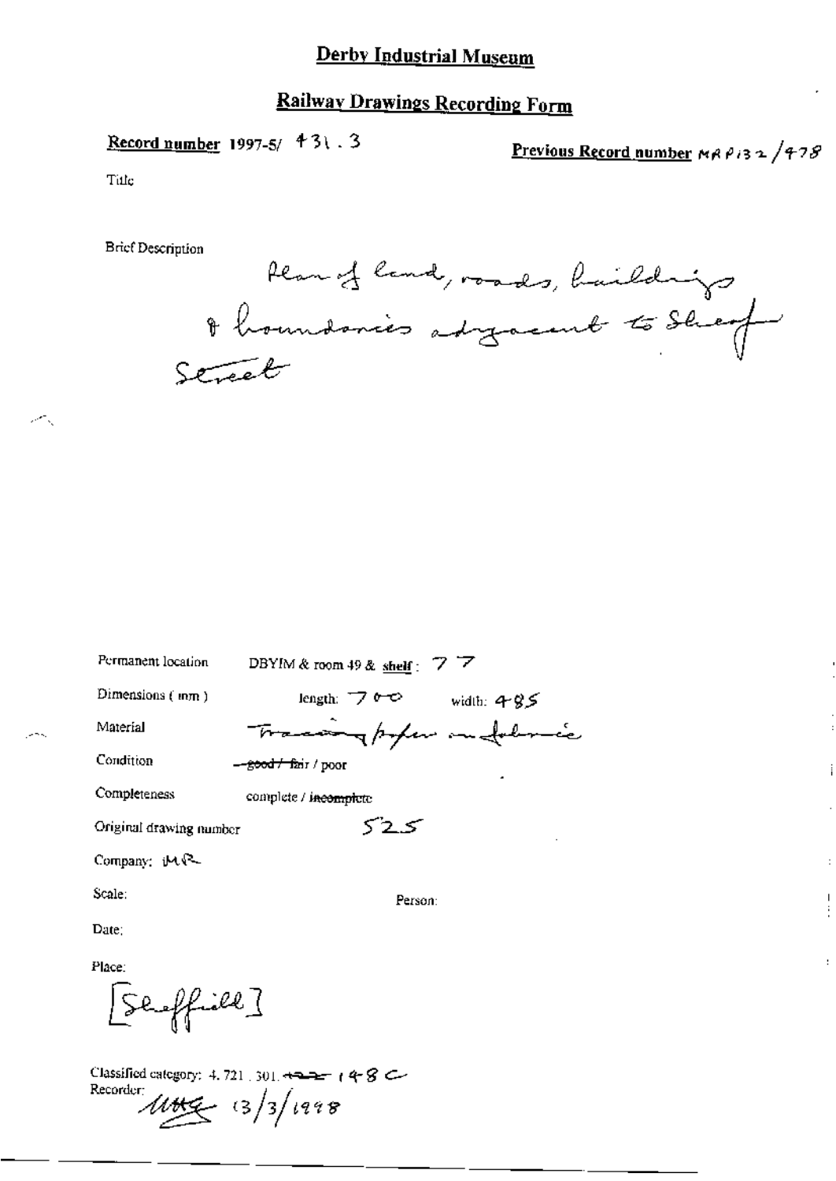# Derby Industrial Museum

## Railway Drawings Recording Form

**Record number** 1997-5/ 431 . 3

**Previous Record number** MRP132/478

Title

Brief Description

Plan of land, roads, buildings & boundaries adjacent to Sheaf Street

Permanent location DBYIM & room 49 & **shelf** : 77

Dimensions (mm) length: 700 width: 485

Material Tracing paper on fabric

Condition ~~good / fair~~ / poor

Completeness complete / ~~incomplete~~

Original drawing number 525

Company: MR

Scale: Person:

Date:

Place:

[Sheffield]

Classified category: 4.721.301. ~~422~~ 148 C

Recorder: MHG 13/3/1998